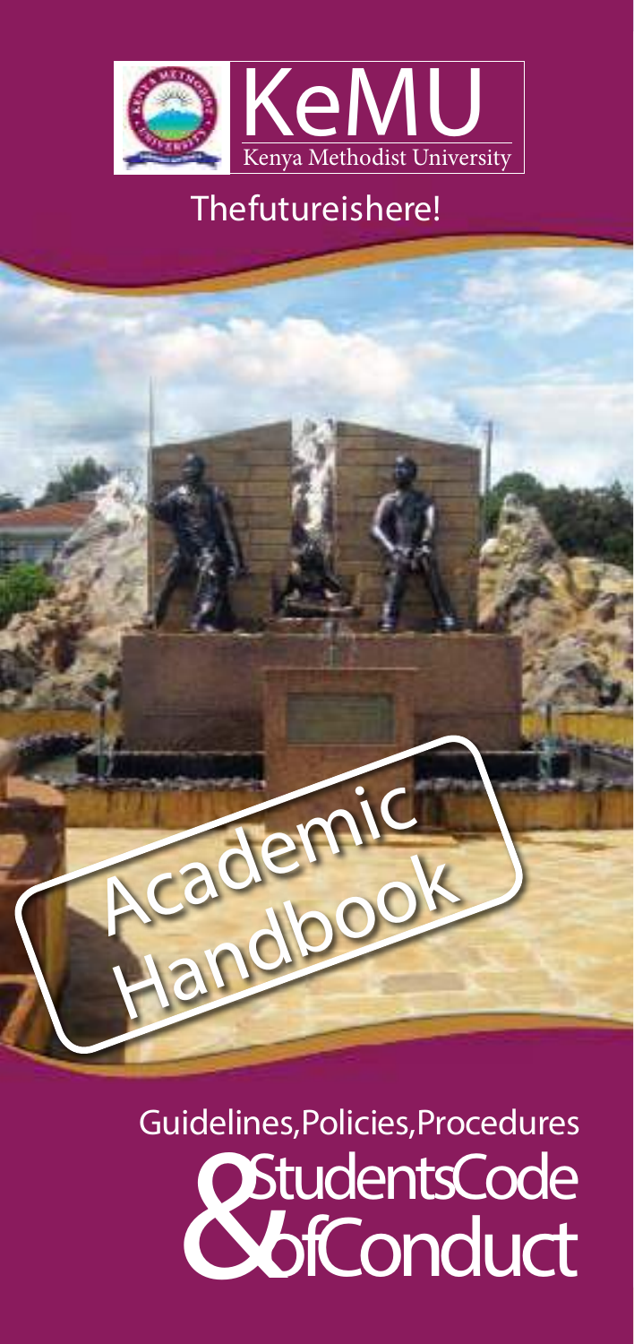# KeMU

Kenya Methodist University

The future is here!

# Academic Handbook

## Guidelines, Policies, Procedures & Students Code of Conduct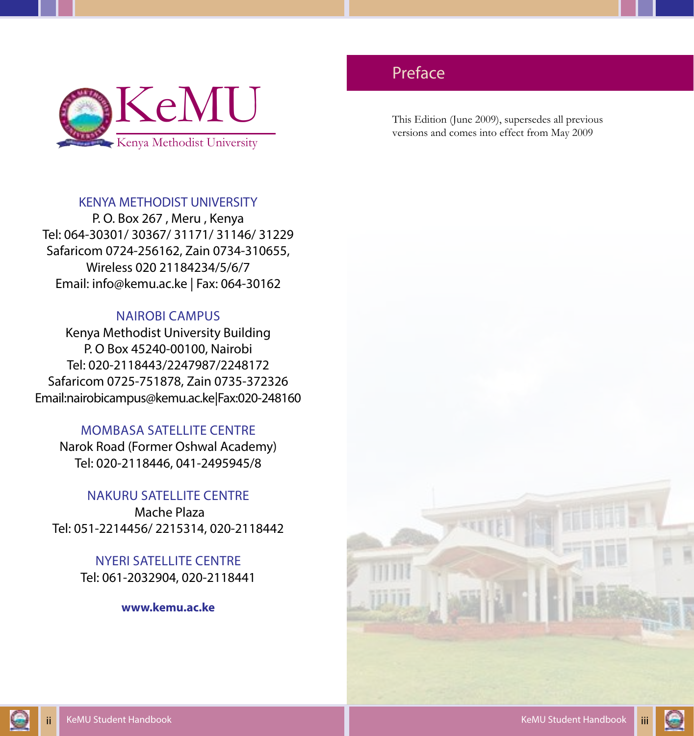KeMU

Kenya Methodist University

KENYA METHODIST UNIVERSITY
P. O. Box 267 , Meru , Kenya
Tel: 064-30301/ 30367/ 31171/ 31146/ 31229
Safaricom 0724-256162, Zain 0734-310655,
Wireless 020 21184234/5/6/7
Email: info@kemu.ac.ke | Fax: 064-30162

NAIROBI CAMPUS
Kenya Methodist University Building
P. O Box 45240-00100, Nairobi
Tel: 020-2118443/2247987/2248172
Safaricom 0725-751878, Zain 0735-372326
Email:nairobicampus@kemu.ac.ke|Fax:020-248160

MOMBASA SATELLITE CENTRE
Narok Road (Former Oshwal Academy)
Tel: 020-2118446, 041-2495945/8

NAKURU SATELLITE CENTRE
Mache Plaza
Tel: 051-2214456/ 2215314, 020-2118442

NYERI SATELLITE CENTRE
Tel: 061-2032904, 020-2118441

**www.kemu.ac.ke**

# Preface

This Edition (June 2009), supersedes all previous versions and comes into effect from May 2009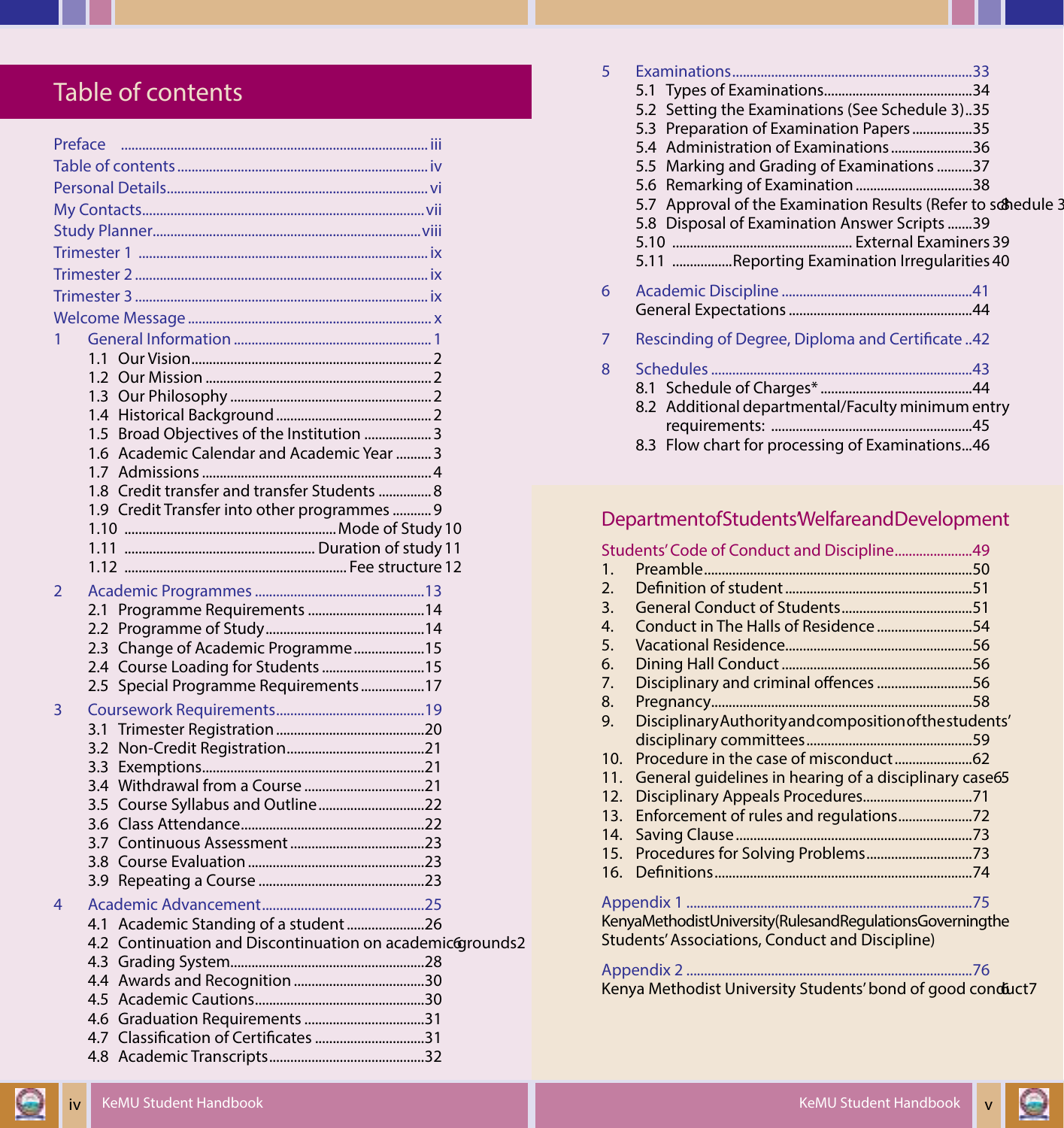# Table of contents

Preface ........................................ iii
Table of contents ........................................ iv
Personal Details ........................................ vi
My Contacts ........................................ vii
Study Planner ........................................ viii
Trimester 1 ........................................ ix
Trimester 2 ........................................ ix
Trimester 3 ........................................ ix
Welcome Message ........................................ x

1 General Information ........................................ 1
- 1.1 Our Vision ........................................ 2
- 1.2 Our Mission ........................................ 2
- 1.3 Our Philosophy ........................................ 2
- 1.4 Historical Background ........................................ 2
- 1.5 Broad Objectives of the Institution ........................................ 3
- 1.6 Academic Calendar and Academic Year ........................................ 3
- 1.7 Admissions ........................................ 4
- 1.8 Credit transfer and transfer Students ........................................ 8
- 1.9 Credit Transfer into other programmes ........................................ 9
- 1.10 ........................................ Mode of Study 10
- 1.11 ........................................ Duration of study 11
- 1.12 ........................................ Fee structure 12

2 Academic Programmes ........................................ 13
- 2.1 Programme Requirements ........................................ 14
- 2.2 Programme of Study ........................................ 14
- 2.3 Change of Academic Programme ........................................ 15
- 2.4 Course Loading for Students ........................................ 15
- 2.5 Special Programme Requirements ........................................ 17

3 Coursework Requirements ........................................ 19
- 3.1 Trimester Registration ........................................ 20
- 3.2 Non-Credit Registration ........................................ 21
- 3.3 Exemptions ........................................ 21
- 3.4 Withdrawal from a Course ........................................ 21
- 3.5 Course Syllabus and Outline ........................................ 22
- 3.6 Class Attendance ........................................ 22
- 3.7 Continuous Assessment ........................................ 23
- 3.8 Course Evaluation ........................................ 23
- 3.9 Repeating a Course ........................................ 23

4 Academic Advancement ........................................ 25
- 4.1 Academic Standing of a student ........................................ 26
- 4.2 Continuation and Discontinuation on academic grounds 26
- 4.3 Grading System ........................................ 28
- 4.4 Awards and Recognition ........................................ 30
- 4.5 Academic Cautions ........................................ 30
- 4.6 Graduation Requirements ........................................ 31
- 4.7 Classification of Certificates ........................................ 31
- 4.8 Academic Transcripts ........................................ 32

5 Examinations ........................................ 33
- 5.1 Types of Examinations ........................................ 34
- 5.2 Setting the Examinations (See Schedule 3) .. 35
- 5.3 Preparation of Examination Papers ........................................ 35
- 5.4 Administration of Examinations ........................................ 36
- 5.5 Marking and Grading of Examinations ........................................ 37
- 5.6 Remarking of Examination ........................................ 38
- 5.7 Approval of the Examination Results (Refer to schedule 3) 38
- 5.8 Disposal of Examination Answer Scripts ........................................ 39
- 5.10 ........................................ External Examiners 39
- 5.11 ........................................ Reporting Examination Irregularities 40

6 Academic Discipline ........................................ 41
- General Expectations ........................................ 44

7 Rescinding of Degree, Diploma and Certificate .. 42

8 Schedules ........................................ 43
- 8.1 Schedule of Charges* ........................................ 44
- 8.2 Additional departmental/Faculty minimum entry requirements: ........................................ 45
- 8.3 Flow chart for processing of Examinations ... 46

## Department of Students' Welfare and Development

Students' Code of Conduct and Discipline ........................................ 49

1. Preamble ........................................ 50
2. Definition of student ........................................ 51
3. General Conduct of Students ........................................ 51
4. Conduct in The Halls of Residence ........................................ 54
5. Vacational Residence ........................................ 56
6. Dining Hall Conduct ........................................ 56
7. Disciplinary and criminal offences ........................................ 56
8. Pregnancy ........................................ 58
9. Disciplinary Authority and composition of the students' disciplinary committees ........................................ 59
10. Procedure in the case of misconduct ........................................ 62
11. General guidelines in hearing of a disciplinary case 65
12. Disciplinary Appeals Procedures ........................................ 71
13. Enforcement of rules and regulations ........................................ 72
14. Saving Clause ........................................ 73
15. Procedures for Solving Problems ........................................ 73
16. Definitions ........................................ 74

Appendix 1 ........................................ 75
Kenya Methodist University (Rules and Regulations Governing the Students' Associations, Conduct and Discipline)

Appendix 2 ........................................ 76
Kenya Methodist University Students' bond of good conduct 76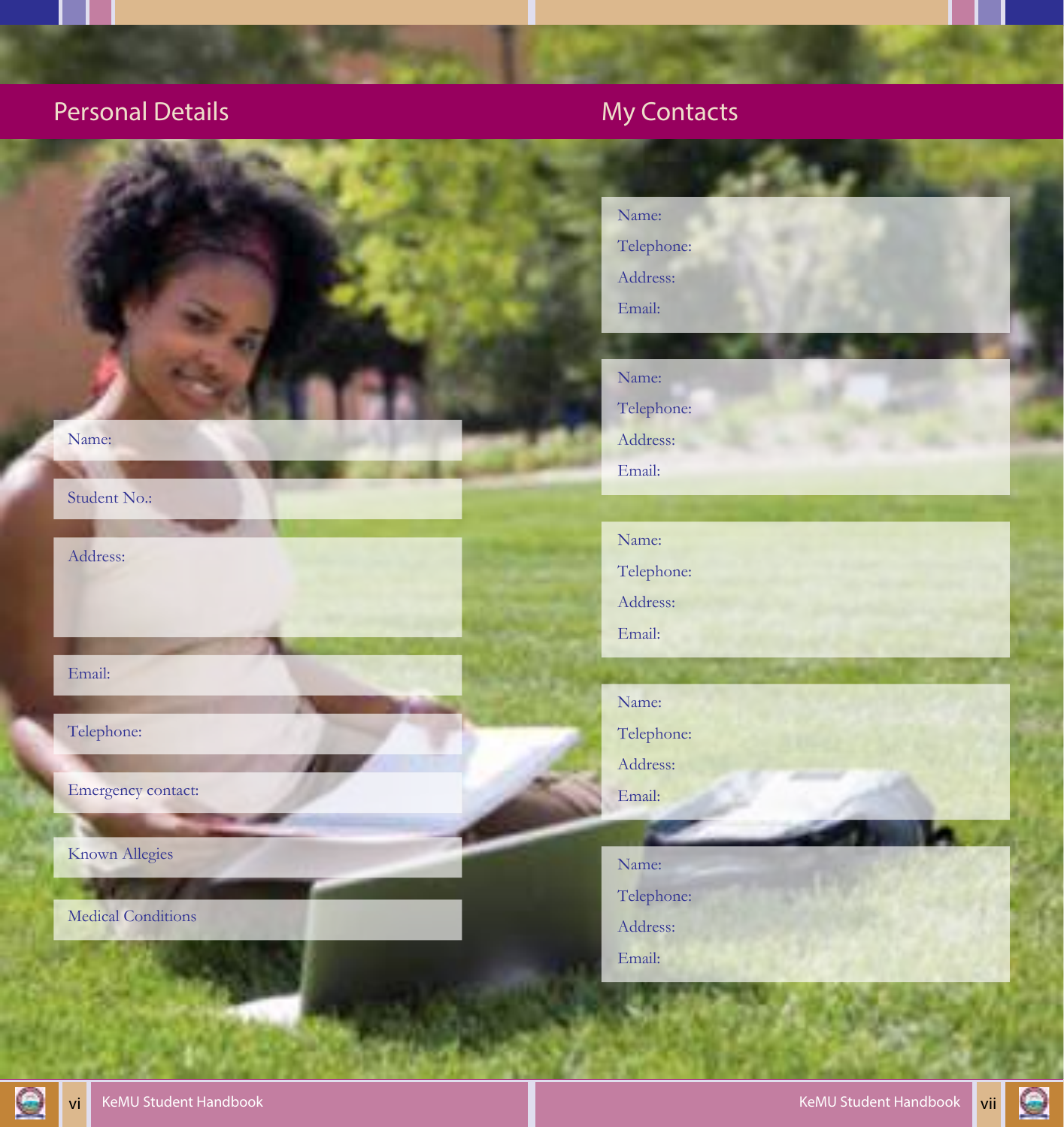## Personal Details

Name:

Student No.:

Address:

Email:

Telephone:

Emergency contact:

Known Allegies

Medical Conditions

## My Contacts

Name:
Telephone:
Address:
Email:

Name:
Telephone:
Address:
Email:

Name:
Telephone:
Address:
Email:

Name:
Telephone:
Address:
Email:

Name:
Telephone:
Address:
Email: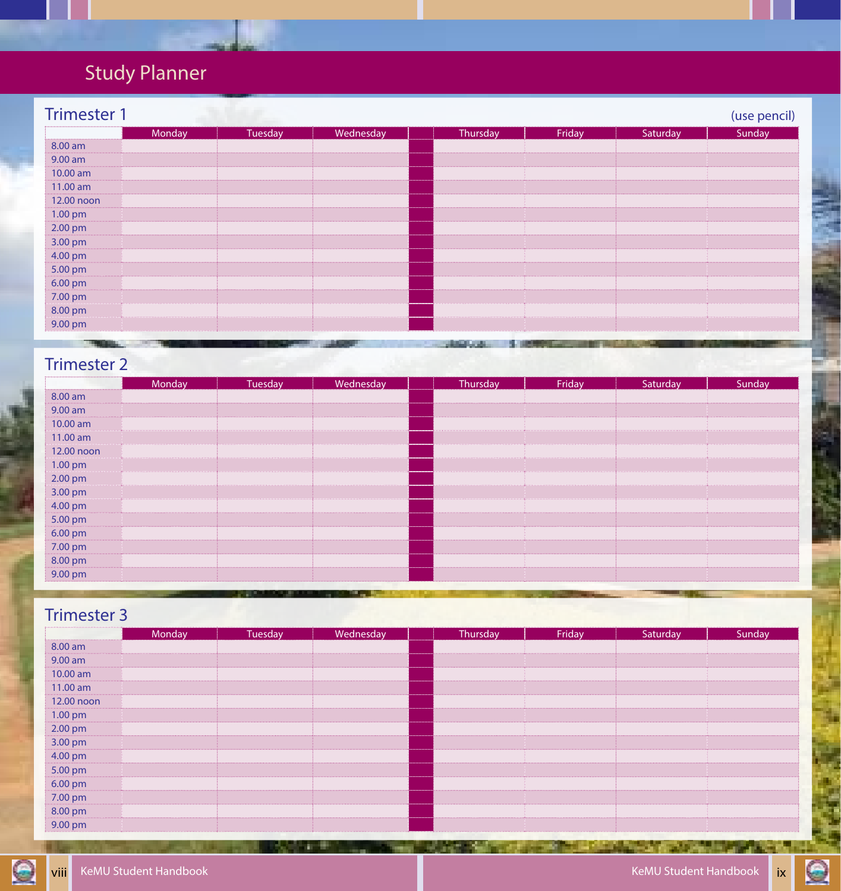# Study Planner

## Trimester 1

(use pencil)

| | Monday | Tuesday | Wednesday | | Thursday | Friday | Saturday | Sunday |
|---|---|---|---|---|---|---|---|---|
| 8.00 am | | | | | | | | |
| 9.00 am | | | | | | | | |
| 10.00 am | | | | | | | | |
| 11.00 am | | | | | | | | |
| 12.00 noon | | | | | | | | |
| 1.00 pm | | | | | | | | |
| 2.00 pm | | | | | | | | |
| 3.00 pm | | | | | | | | |
| 4.00 pm | | | | | | | | |
| 5.00 pm | | | | | | | | |
| 6.00 pm | | | | | | | | |
| 7.00 pm | | | | | | | | |
| 8.00 pm | | | | | | | | |
| 9.00 pm | | | | | | | | |

## Trimester 2

| | Monday | Tuesday | Wednesday | | Thursday | Friday | Saturday | Sunday |
|---|---|---|---|---|---|---|---|---|
| 8.00 am | | | | | | | | |
| 9.00 am | | | | | | | | |
| 10.00 am | | | | | | | | |
| 11.00 am | | | | | | | | |
| 12.00 noon | | | | | | | | |
| 1.00 pm | | | | | | | | |
| 2.00 pm | | | | | | | | |
| 3.00 pm | | | | | | | | |
| 4.00 pm | | | | | | | | |
| 5.00 pm | | | | | | | | |
| 6.00 pm | | | | | | | | |
| 7.00 pm | | | | | | | | |
| 8.00 pm | | | | | | | | |
| 9.00 pm | | | | | | | | |

## Trimester 3

| | Monday | Tuesday | Wednesday | | Thursday | Friday | Saturday | Sunday |
|---|---|---|---|---|---|---|---|---|
| 8.00 am | | | | | | | | |
| 9.00 am | | | | | | | | |
| 10.00 am | | | | | | | | |
| 11.00 am | | | | | | | | |
| 12.00 noon | | | | | | | | |
| 1.00 pm | | | | | | | | |
| 2.00 pm | | | | | | | | |
| 3.00 pm | | | | | | | | |
| 4.00 pm | | | | | | | | |
| 5.00 pm | | | | | | | | |
| 6.00 pm | | | | | | | | |
| 7.00 pm | | | | | | | | |
| 8.00 pm | | | | | | | | |
| 9.00 pm | | | | | | | | |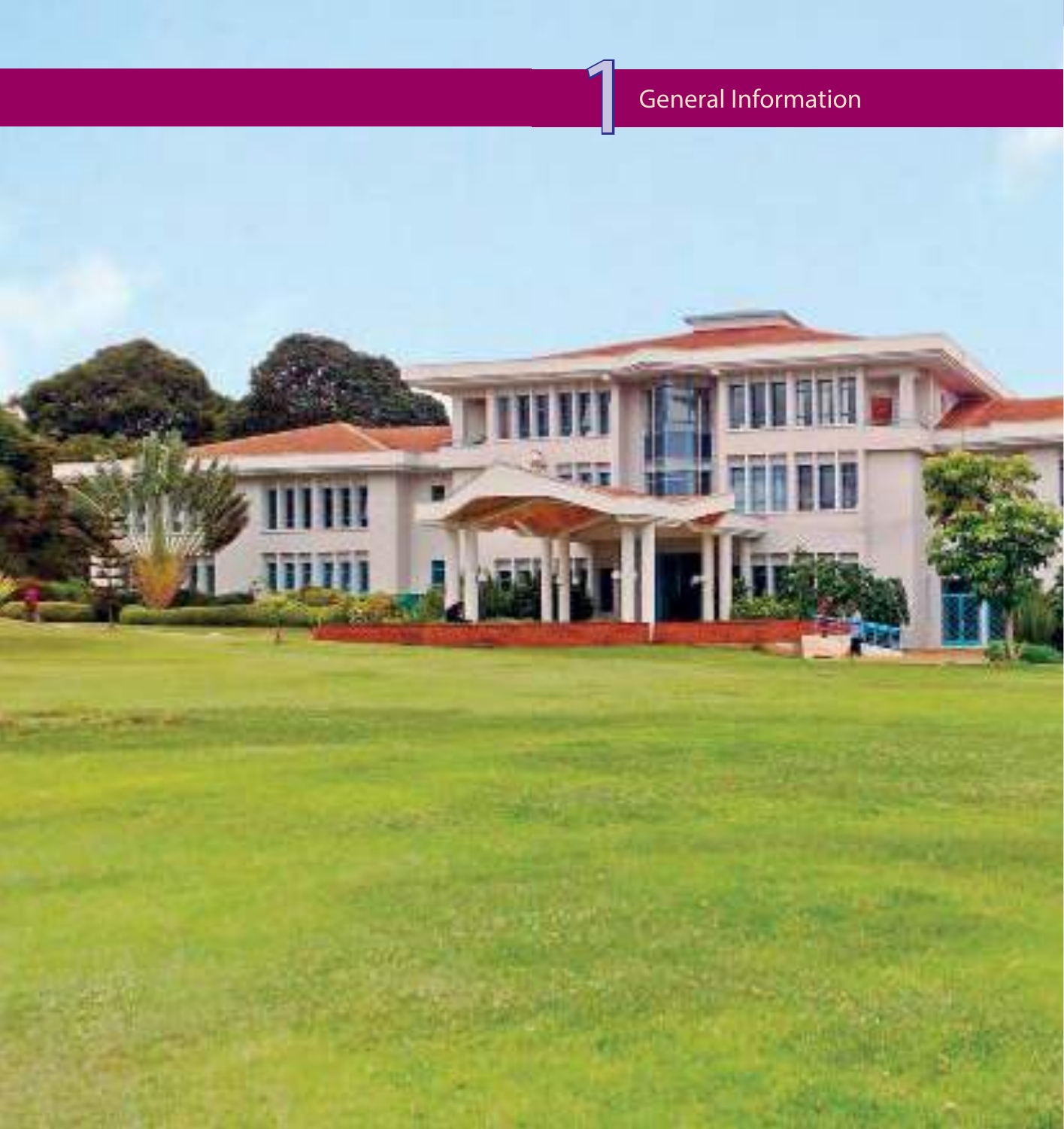# 1 General Information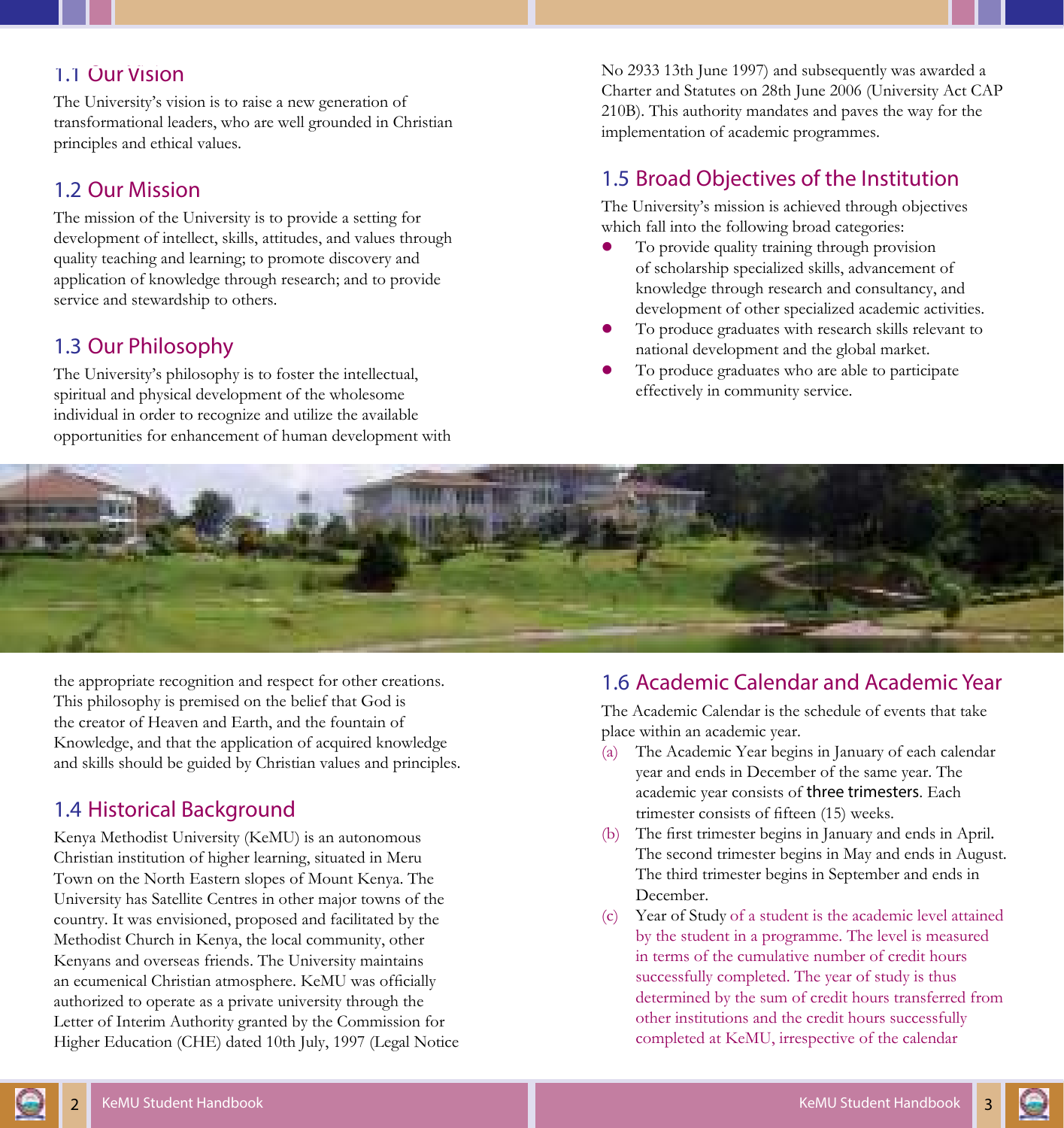## 1.1 Our Vision

The University's vision is to raise a new generation of transformational leaders, who are well grounded in Christian principles and ethical values.

## 1.2 Our Mission

The mission of the University is to provide a setting for development of intellect, skills, attitudes, and values through quality teaching and learning; to promote discovery and application of knowledge through research; and to provide service and stewardship to others.

## 1.3 Our Philosophy

The University's philosophy is to foster the intellectual, spiritual and physical development of the wholesome individual in order to recognize and utilize the available opportunities for enhancement of human development with the appropriate recognition and respect for other creations. This philosophy is premised on the belief that God is the creator of Heaven and Earth, and the fountain of Knowledge, and that the application of acquired knowledge and skills should be guided by Christian values and principles.

## 1.4 Historical Background

Kenya Methodist University (KeMU) is an autonomous Christian institution of higher learning, situated in Meru Town on the North Eastern slopes of Mount Kenya. The University has Satellite Centres in other major towns of the country. It was envisioned, proposed and facilitated by the Methodist Church in Kenya, the local community, other Kenyans and overseas friends. The University maintains an ecumenical Christian atmosphere. KeMU was officially authorized to operate as a private university through the Letter of Interim Authority granted by the Commission for Higher Education (CHE) dated 10th July, 1997 (Legal Notice No 2933 13th June 1997) and subsequently was awarded a Charter and Statutes on 28th June 2006 (University Act CAP 210B). This authority mandates and paves the way for the implementation of academic programmes.

## 1.5 Broad Objectives of the Institution

The University's mission is achieved through objectives which fall into the following broad categories:

- To provide quality training through provision of scholarship specialized skills, advancement of knowledge through research and consultancy, and development of other specialized academic activities.
- To produce graduates with research skills relevant to national development and the global market.
- To produce graduates who are able to participate effectively in community service.

## 1.6 Academic Calendar and Academic Year

The Academic Calendar is the schedule of events that take place within an academic year.

(a) The Academic Year begins in January of each calendar year and ends in December of the same year. The academic year consists of three trimesters. Each trimester consists of fifteen (15) weeks.

(b) The first trimester begins in January and ends in April. The second trimester begins in May and ends in August. The third trimester begins in September and ends in December.

(c) Year of Study of a student is the academic level attained by the student in a programme. The level is measured in terms of the cumulative number of credit hours successfully completed. The year of study is thus determined by the sum of credit hours transferred from other institutions and the credit hours successfully completed at KeMU, irrespective of the calendar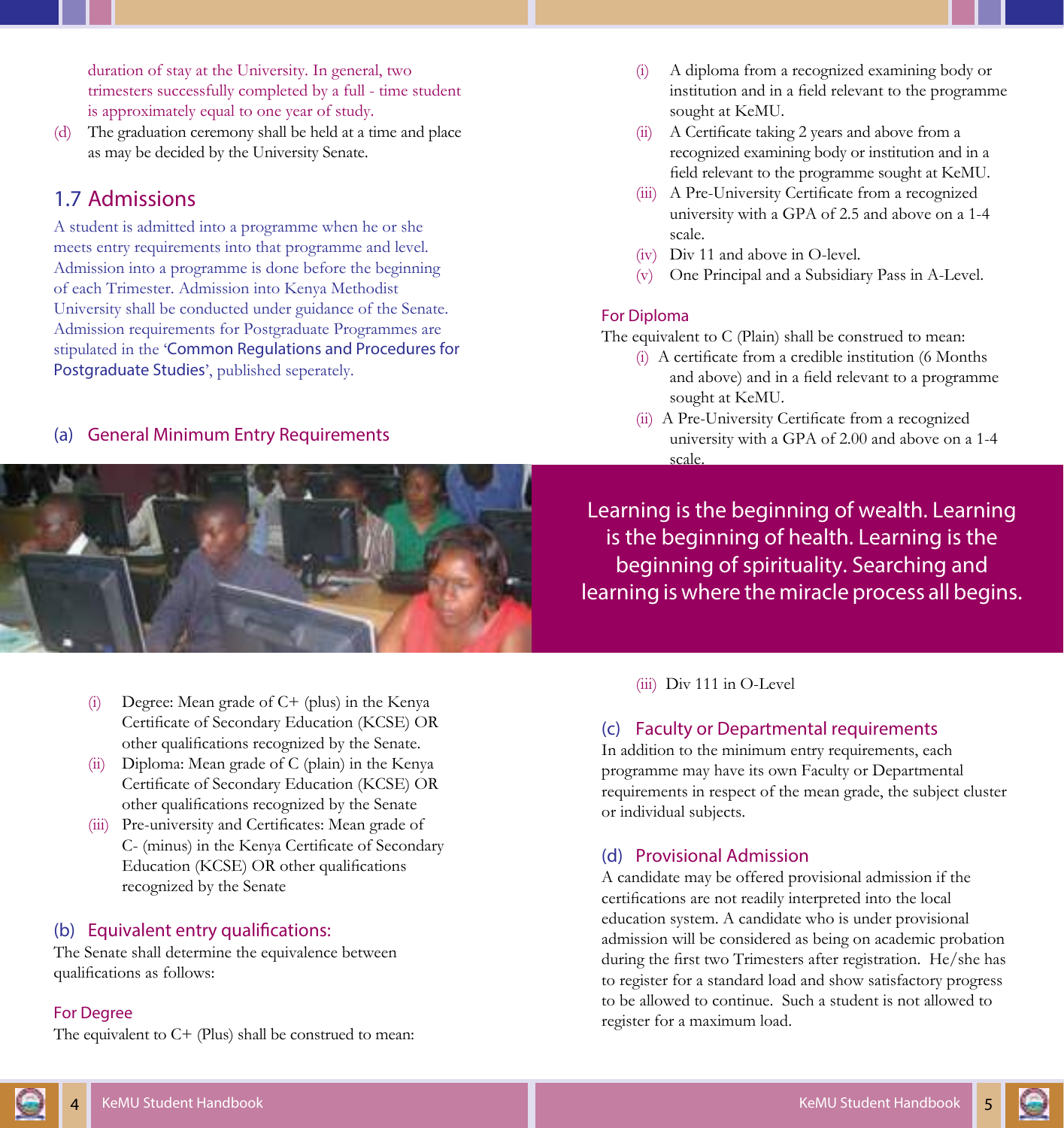duration of stay at the University. In general, two trimesters successfully completed by a full - time student is approximately equal to one year of study.

(d) The graduation ceremony shall be held at a time and place as may be decided by the University Senate.

## 1.7 Admissions

A student is admitted into a programme when he or she meets entry requirements into that programme and level. Admission into a programme is done before the beginning of each Trimester. Admission into Kenya Methodist University shall be conducted under guidance of the Senate. Admission requirements for Postgraduate Programmes are stipulated in the 'Common Regulations and Procedures for Postgraduate Studies', published seperately.

### (a) General Minimum Entry Requirements

(i) Degree: Mean grade of C+ (plus) in the Kenya Certificate of Secondary Education (KCSE) OR other qualifications recognized by the Senate.

(ii) Diploma: Mean grade of C (plain) in the Kenya Certificate of Secondary Education (KCSE) OR other qualifications recognized by the Senate

(iii) Pre-university and Certificates: Mean grade of C- (minus) in the Kenya Certificate of Secondary Education (KCSE) OR other qualifications recognized by the Senate

### (b) Equivalent entry qualifications:

The Senate shall determine the equivalence between qualifications as follows:

#### For Degree

The equivalent to C+ (Plus) shall be construed to mean:

(i) A diploma from a recognized examining body or institution and in a field relevant to the programme sought at KeMU.

(ii) A Certificate taking 2 years and above from a recognized examining body or institution and in a field relevant to the programme sought at KeMU.

(iii) A Pre-University Certificate from a recognized university with a GPA of 2.5 and above on a 1-4 scale.

(iv) Div 11 and above in O-level.

(v) One Principal and a Subsidiary Pass in A-Level.

#### For Diploma

The equivalent to C (Plain) shall be construed to mean:

(i) A certificate from a credible institution (6 Months and above) and in a field relevant to a programme sought at KeMU.

(ii) A Pre-University Certificate from a recognized university with a GPA of 2.00 and above on a 1-4 scale.

(iii) Div 111 in O-Level

Learning is the beginning of wealth. Learning is the beginning of health. Learning is the beginning of spirituality. Searching and learning is where the miracle process all begins.

### (c) Faculty or Departmental requirements

In addition to the minimum entry requirements, each programme may have its own Faculty or Departmental requirements in respect of the mean grade, the subject cluster or individual subjects.

### (d) Provisional Admission

A candidate may be offered provisional admission if the certifications are not readily interpreted into the local education system. A candidate who is under provisional admission will be considered as being on academic probation during the first two Trimesters after registration. He/she has to register for a standard load and show satisfactory progress to be allowed to continue. Such a student is not allowed to register for a maximum load.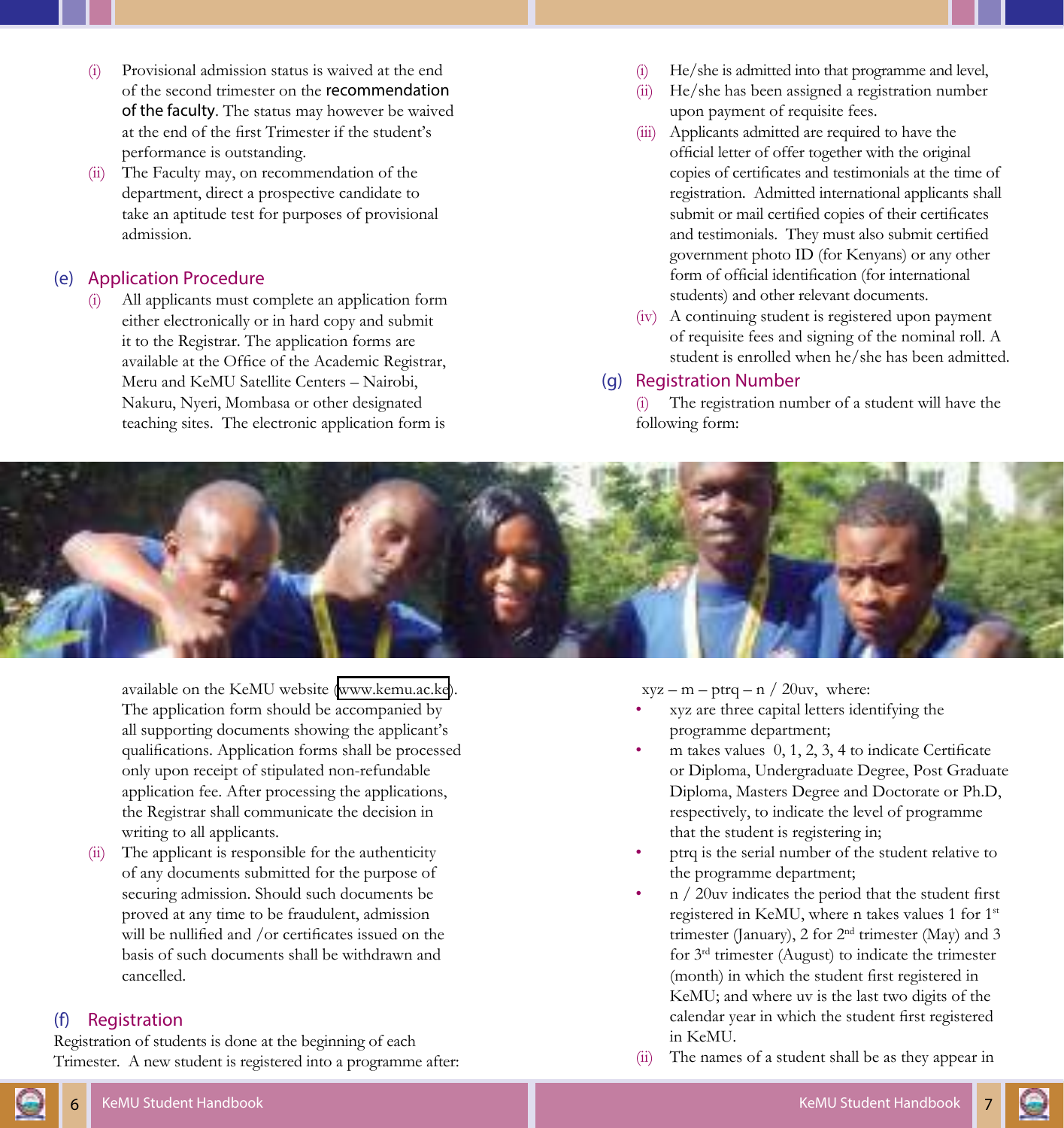(i) Provisional admission status is waived at the end of the second trimester on the recommendation of the faculty. The status may however be waived at the end of the first Trimester if the student's performance is outstanding.

(ii) The Faculty may, on recommendation of the department, direct a prospective candidate to take an aptitude test for purposes of provisional admission.

## (e) Application Procedure

(i) All applicants must complete an application form either electronically or in hard copy and submit it to the Registrar. The application forms are available at the Office of the Academic Registrar, Meru and KeMU Satellite Centers – Nairobi, Nakuru, Nyeri, Mombasa or other designated teaching sites. The electronic application form is available on the KeMU website (www.kemu.ac.ke). The application form should be accompanied by all supporting documents showing the applicant's qualifications. Application forms shall be processed only upon receipt of stipulated non-refundable application fee. After processing the applications, the Registrar shall communicate the decision in writing to all applicants.

(ii) The applicant is responsible for the authenticity of any documents submitted for the purpose of securing admission. Should such documents be proved at any time to be fraudulent, admission will be nullified and /or certificates issued on the basis of such documents shall be withdrawn and cancelled.

## (f) Registration

Registration of students is done at the beginning of each Trimester. A new student is registered into a programme after:

(i) He/she is admitted into that programme and level,

(ii) He/she has been assigned a registration number upon payment of requisite fees.

(iii) Applicants admitted are required to have the official letter of offer together with the original copies of certificates and testimonials at the time of registration. Admitted international applicants shall submit or mail certified copies of their certificates and testimonials. They must also submit certified government photo ID (for Kenyans) or any other form of official identification (for international students) and other relevant documents.

(iv) A continuing student is registered upon payment of requisite fees and signing of the nominal roll. A student is enrolled when he/she has been admitted.

## (g) Registration Number

(i) The registration number of a student will have the following form:

xyz – m – ptrq – n / 20uv, where:

- xyz are three capital letters identifying the programme department;
- m takes values 0, 1, 2, 3, 4 to indicate Certificate or Diploma, Undergraduate Degree, Post Graduate Diploma, Masters Degree and Doctorate or Ph.D, respectively, to indicate the level of programme that the student is registering in;
- ptrq is the serial number of the student relative to the programme department;
- n / 20uv indicates the period that the student first registered in KeMU, where n takes values 1 for 1st trimester (January), 2 for 2nd trimester (May) and 3 for 3rd trimester (August) to indicate the trimester (month) in which the student first registered in KeMU; and where uv is the last two digits of the calendar year in which the student first registered in KeMU.

(ii) The names of a student shall be as they appear in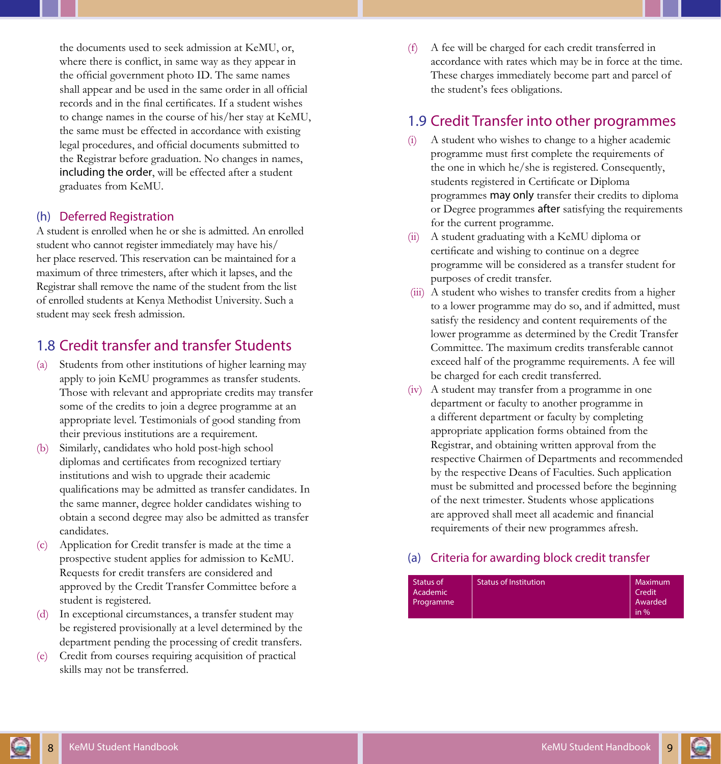the documents used to seek admission at KeMU, or, where there is conflict, in same way as they appear in the official government photo ID. The same names shall appear and be used in the same order in all official records and in the final certificates. If a student wishes to change names in the course of his/her stay at KeMU, the same must be effected in accordance with existing legal procedures, and official documents submitted to the Registrar before graduation. No changes in names, including the order, will be effected after a student graduates from KeMU.

### (h) Deferred Registration

A student is enrolled when he or she is admitted. An enrolled student who cannot register immediately may have his/her place reserved. This reservation can be maintained for a maximum of three trimesters, after which it lapses, and the Registrar shall remove the name of the student from the list of enrolled students at Kenya Methodist University. Such a student may seek fresh admission.

## 1.8 Credit transfer and transfer Students

(a) Students from other institutions of higher learning may apply to join KeMU programmes as transfer students. Those with relevant and appropriate credits may transfer some of the credits to join a degree programme at an appropriate level. Testimonials of good standing from their previous institutions are a requirement.

(b) Similarly, candidates who hold post-high school diplomas and certificates from recognized tertiary institutions and wish to upgrade their academic qualifications may be admitted as transfer candidates. In the same manner, degree holder candidates wishing to obtain a second degree may also be admitted as transfer candidates.

(c) Application for Credit transfer is made at the time a prospective student applies for admission to KeMU. Requests for credit transfers are considered and approved by the Credit Transfer Committee before a student is registered.

(d) In exceptional circumstances, a transfer student may be registered provisionally at a level determined by the department pending the processing of credit transfers.

(e) Credit from courses requiring acquisition of practical skills may not be transferred.

(f) A fee will be charged for each credit transferred in accordance with rates which may be in force at the time. These charges immediately become part and parcel of the student's fees obligations.

## 1.9 Credit Transfer into other programmes

(i) A student who wishes to change to a higher academic programme must first complete the requirements of the one in which he/she is registered. Consequently, students registered in Certificate or Diploma programmes may only transfer their credits to diploma or Degree programmes after satisfying the requirements for the current programme.

(ii) A student graduating with a KeMU diploma or certificate and wishing to continue on a degree programme will be considered as a transfer student for purposes of credit transfer.

(iii) A student who wishes to transfer credits from a higher to a lower programme may do so, and if admitted, must satisfy the residency and content requirements of the lower programme as determined by the Credit Transfer Committee. The maximum credits transferable cannot exceed half of the programme requirements. A fee will be charged for each credit transferred.

(iv) A student may transfer from a programme in one department or faculty to another programme in a different department or faculty by completing appropriate application forms obtained from the Registrar, and obtaining written approval from the respective Chairmen of Departments and recommended by the respective Deans of Faculties. Such application must be submitted and processed before the beginning of the next trimester. Students whose applications are approved shall meet all academic and financial requirements of their new programmes afresh.

### (a) Criteria for awarding block credit transfer

| Status of Academic Programme | Status of Institution | Maximum Credit Awarded in % |
|---|---|---|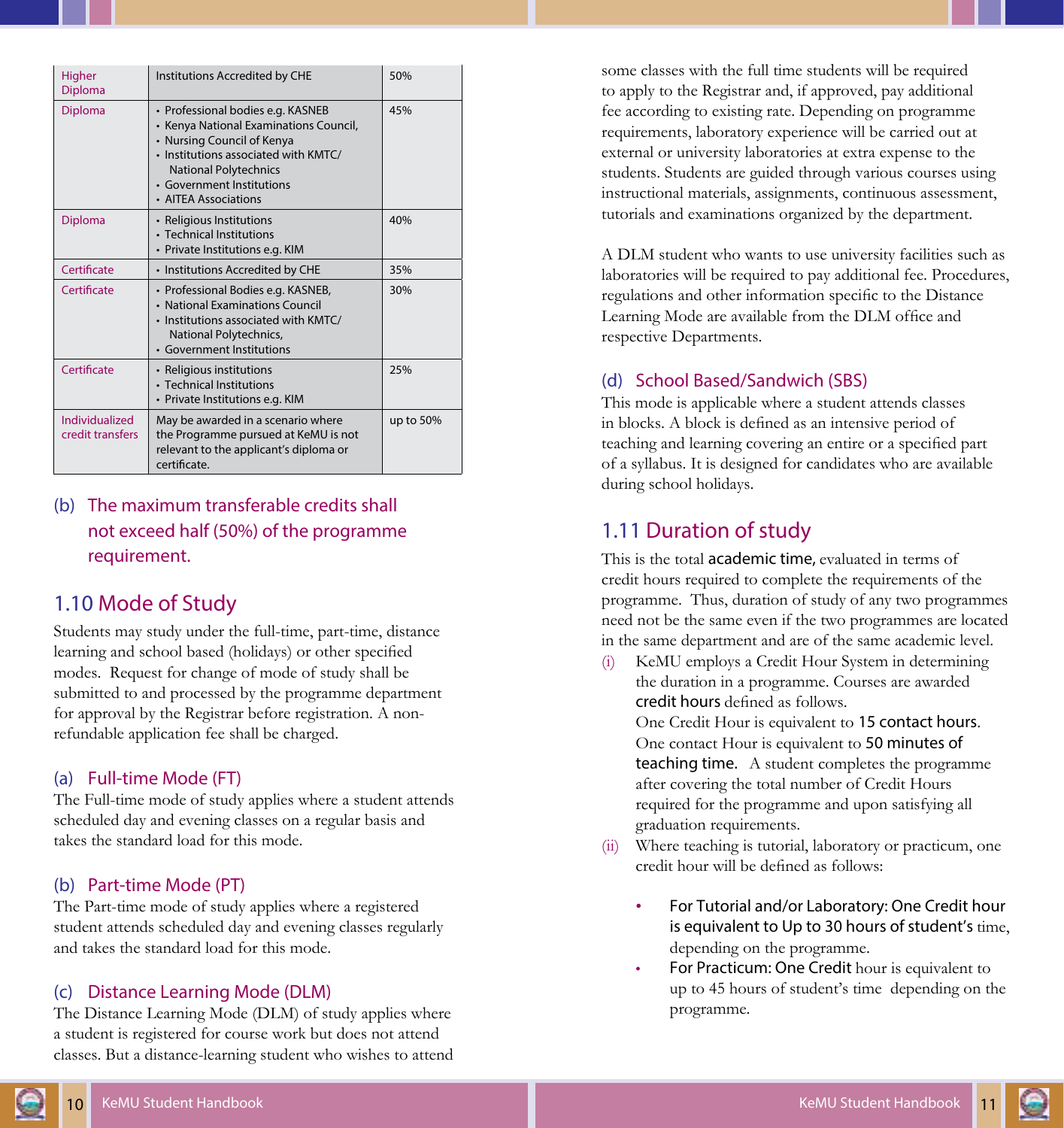| Higher Diploma | Institutions Accredited by CHE | 50% |
|---|---|---|
| Diploma | • Professional bodies e.g. KASNEB<br>• Kenya National Examinations Council,<br>• Nursing Council of Kenya<br>• Institutions associated with KMTC/ National Polytechnics<br>• Government Institutions<br>• AITEA Associations | 45% |
| Diploma | • Religious Institutions<br>• Technical Institutions<br>• Private Institutions e.g. KIM | 40% |
| Certificate | • Institutions Accredited by CHE | 35% |
| Certificate | • Professional Bodies e.g. KASNEB,<br>• National Examinations Council<br>• Institutions associated with KMTC/ National Polytechnics,<br>• Government Institutions | 30% |
| Certificate | • Religious institutions<br>• Technical Institutions<br>• Private Institutions e.g. KIM | 25% |
| Individualized credit transfers | May be awarded in a scenario where the Programme pursued at KeMU is not relevant to the applicant's diploma or certificate. | up to 50% |

(b) The maximum transferable credits shall not exceed half (50%) of the programme requirement.

## 1.10 Mode of Study

Students may study under the full-time, part-time, distance learning and school based (holidays) or other specified modes. Request for change of mode of study shall be submitted to and processed by the programme department for approval by the Registrar before registration. A non-refundable application fee shall be charged.

### (a) Full-time Mode (FT)

The Full-time mode of study applies where a student attends scheduled day and evening classes on a regular basis and takes the standard load for this mode.

### (b) Part-time Mode (PT)

The Part-time mode of study applies where a registered student attends scheduled day and evening classes regularly and takes the standard load for this mode.

### (c) Distance Learning Mode (DLM)

The Distance Learning Mode (DLM) of study applies where a student is registered for course work but does not attend classes. But a distance-learning student who wishes to attend some classes with the full time students will be required to apply to the Registrar and, if approved, pay additional fee according to existing rate. Depending on programme requirements, laboratory experience will be carried out at external or university laboratories at extra expense to the students. Students are guided through various courses using instructional materials, assignments, continuous assessment, tutorials and examinations organized by the department.

A DLM student who wants to use university facilities such as laboratories will be required to pay additional fee. Procedures, regulations and other information specific to the Distance Learning Mode are available from the DLM office and respective Departments.

### (d) School Based/Sandwich (SBS)

This mode is applicable where a student attends classes in blocks. A block is defined as an intensive period of teaching and learning covering an entire or a specified part of a syllabus. It is designed for candidates who are available during school holidays.

## 1.11 Duration of study

This is the total academic time, evaluated in terms of credit hours required to complete the requirements of the programme. Thus, duration of study of any two programmes need not be the same even if the two programmes are located in the same department and are of the same academic level.

(i) KeMU employs a Credit Hour System in determining the duration in a programme. Courses are awarded credit hours defined as follows.
One Credit Hour is equivalent to 15 contact hours. One contact Hour is equivalent to 50 minutes of teaching time. A student completes the programme after covering the total number of Credit Hours required for the programme and upon satisfying all graduation requirements.

(ii) Where teaching is tutorial, laboratory or practicum, one credit hour will be defined as follows:

- For Tutorial and/or Laboratory: One Credit hour is equivalent to Up to 30 hours of student's time, depending on the programme.
- For Practicum: One Credit hour is equivalent to up to 45 hours of student's time depending on the programme.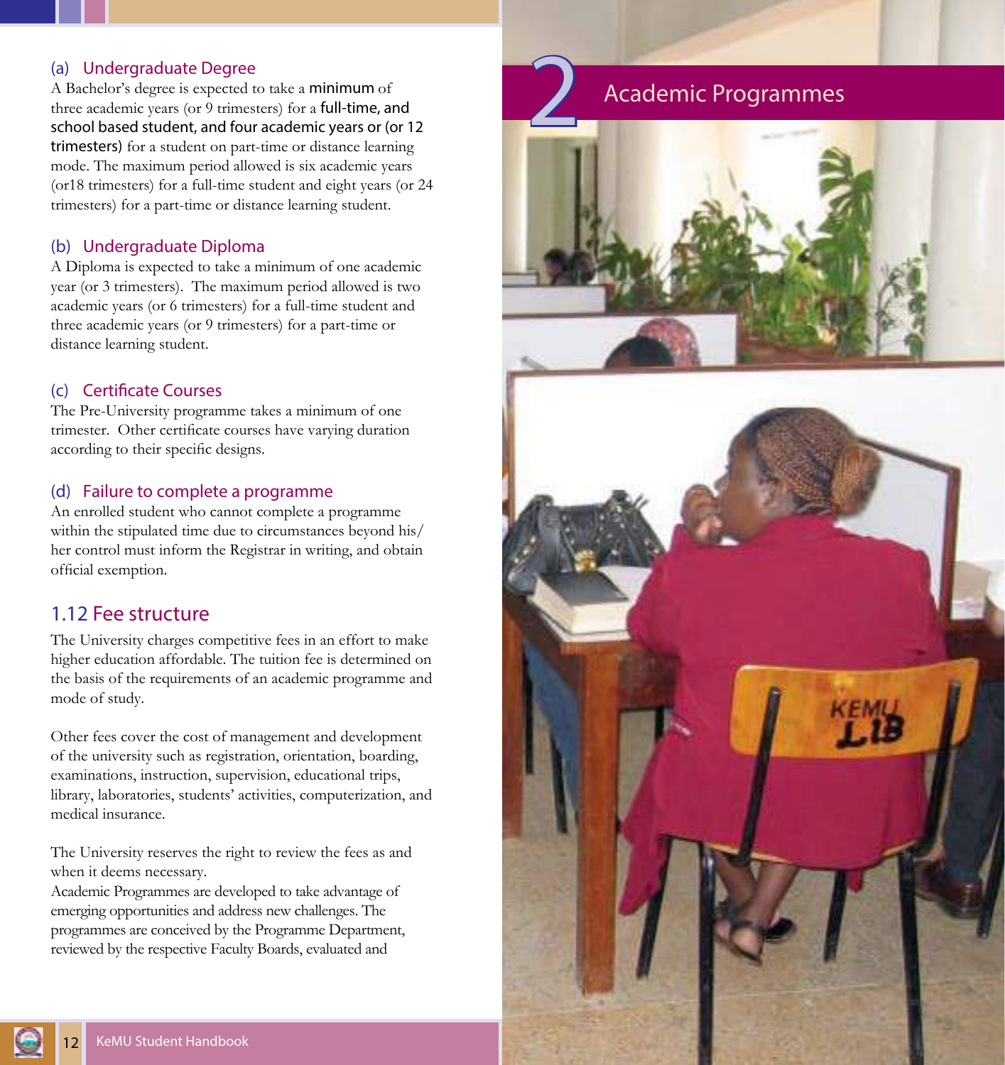### (a) Undergraduate Degree

A Bachelor's degree is expected to take a minimum of three academic years (or 9 trimesters) for a full-time, and school based student, and four academic years or (or 12 trimesters) for a student on part-time or distance learning mode. The maximum period allowed is six academic years (or18 trimesters) for a full-time student and eight years (or 24 trimesters) for a part-time or distance learning student.

### (b) Undergraduate Diploma

A Diploma is expected to take a minimum of one academic year (or 3 trimesters). The maximum period allowed is two academic years (or 6 trimesters) for a full-time student and three academic years (or 9 trimesters) for a part-time or distance learning student.

### (c) Certificate Courses

The Pre-University programme takes a minimum of one trimester. Other certificate courses have varying duration according to their specific designs.

### (d) Failure to complete a programme

An enrolled student who cannot complete a programme within the stipulated time due to circumstances beyond his/her control must inform the Registrar in writing, and obtain official exemption.

## 1.12 Fee structure

The University charges competitive fees in an effort to make higher education affordable. The tuition fee is determined on the basis of the requirements of an academic programme and mode of study.

Other fees cover the cost of management and development of the university such as registration, orientation, boarding, examinations, instruction, supervision, educational trips, library, laboratories, students' activities, computerization, and medical insurance.

The University reserves the right to review the fees as and when it deems necessary.

# 2 Academic Programmes

Academic Programmes are developed to take advantage of emerging opportunities and address new challenges. The programmes are conceived by the Programme Department, reviewed by the respective Faculty Boards, evaluated and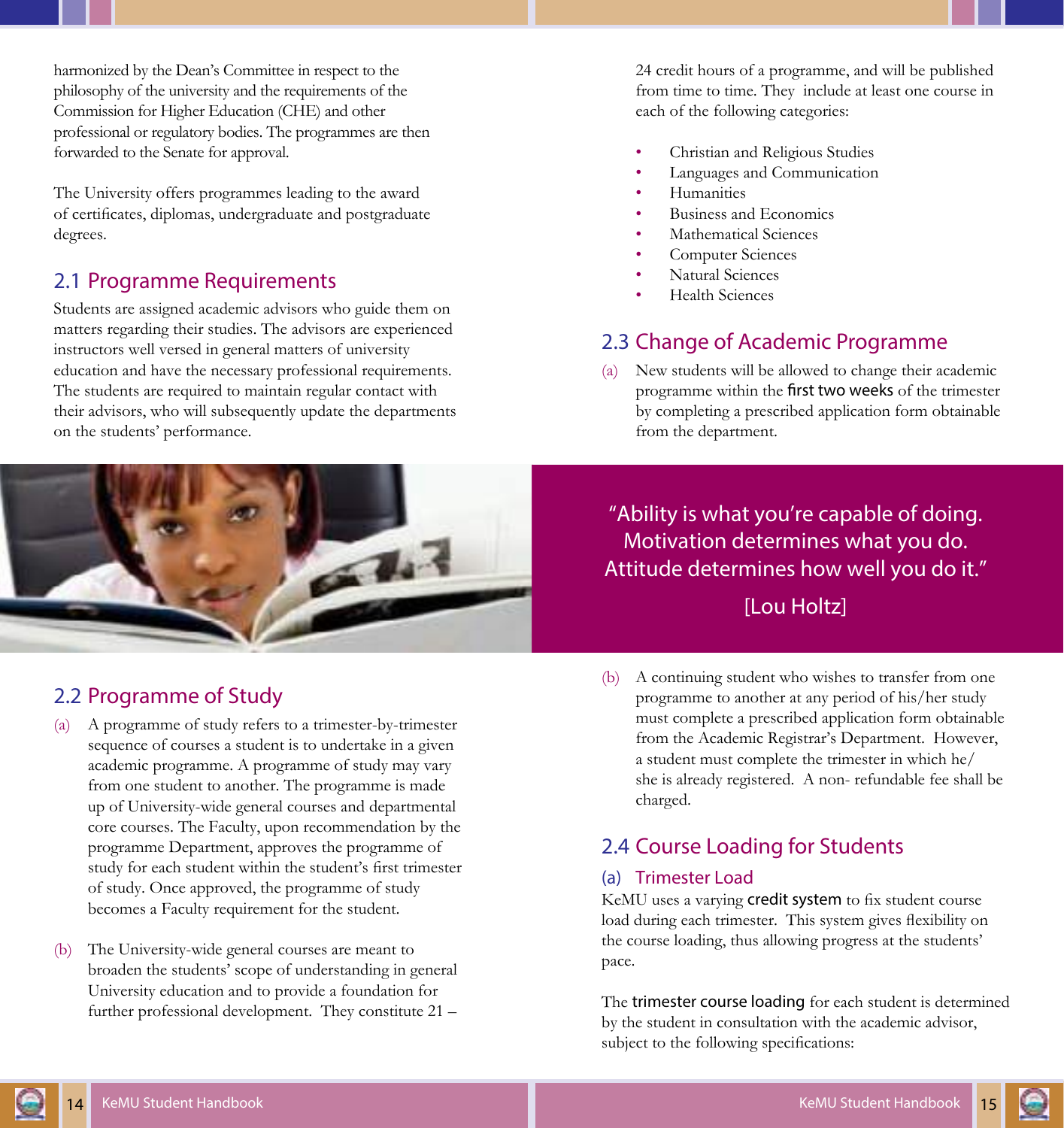harmonized by the Dean's Committee in respect to the philosophy of the university and the requirements of the Commission for Higher Education (CHE) and other professional or regulatory bodies. The programmes are then forwarded to the Senate for approval.

The University offers programmes leading to the award of certificates, diplomas, undergraduate and postgraduate degrees.

## 2.1 Programme Requirements

Students are assigned academic advisors who guide them on matters regarding their studies. The advisors are experienced instructors well versed in general matters of university education and have the necessary professional requirements. The students are required to maintain regular contact with their advisors, who will subsequently update the departments on the students' performance.

## 2.2 Programme of Study

(a) A programme of study refers to a trimester-by-trimester sequence of courses a student is to undertake in a given academic programme. A programme of study may vary from one student to another. The programme is made up of University-wide general courses and departmental core courses. The Faculty, upon recommendation by the programme Department, approves the programme of study for each student within the student's first trimester of study. Once approved, the programme of study becomes a Faculty requirement for the student.

(b) The University-wide general courses are meant to broaden the students' scope of understanding in general University education and to provide a foundation for further professional development. They constitute 21 – 24 credit hours of a programme, and will be published from time to time. They include at least one course in each of the following categories:

- Christian and Religious Studies
- Languages and Communication
- Humanities
- Business and Economics
- Mathematical Sciences
- Computer Sciences
- Natural Sciences
- Health Sciences

## 2.3 Change of Academic Programme

(a) New students will be allowed to change their academic programme within the **first two weeks** of the trimester by completing a prescribed application form obtainable from the department.

"Ability is what you're capable of doing. Motivation determines what you do. Attitude determines how well you do it."

[Lou Holtz]

(b) A continuing student who wishes to transfer from one programme to another at any period of his/her study must complete a prescribed application form obtainable from the Academic Registrar's Department. However, a student must complete the trimester in which he/she is already registered. A non- refundable fee shall be charged.

## 2.4 Course Loading for Students

### (a) Trimester Load

KeMU uses a varying **credit system** to fix student course load during each trimester. This system gives flexibility on the course loading, thus allowing progress at the students' pace.

The **trimester course loading** for each student is determined by the student in consultation with the academic advisor, subject to the following specifications: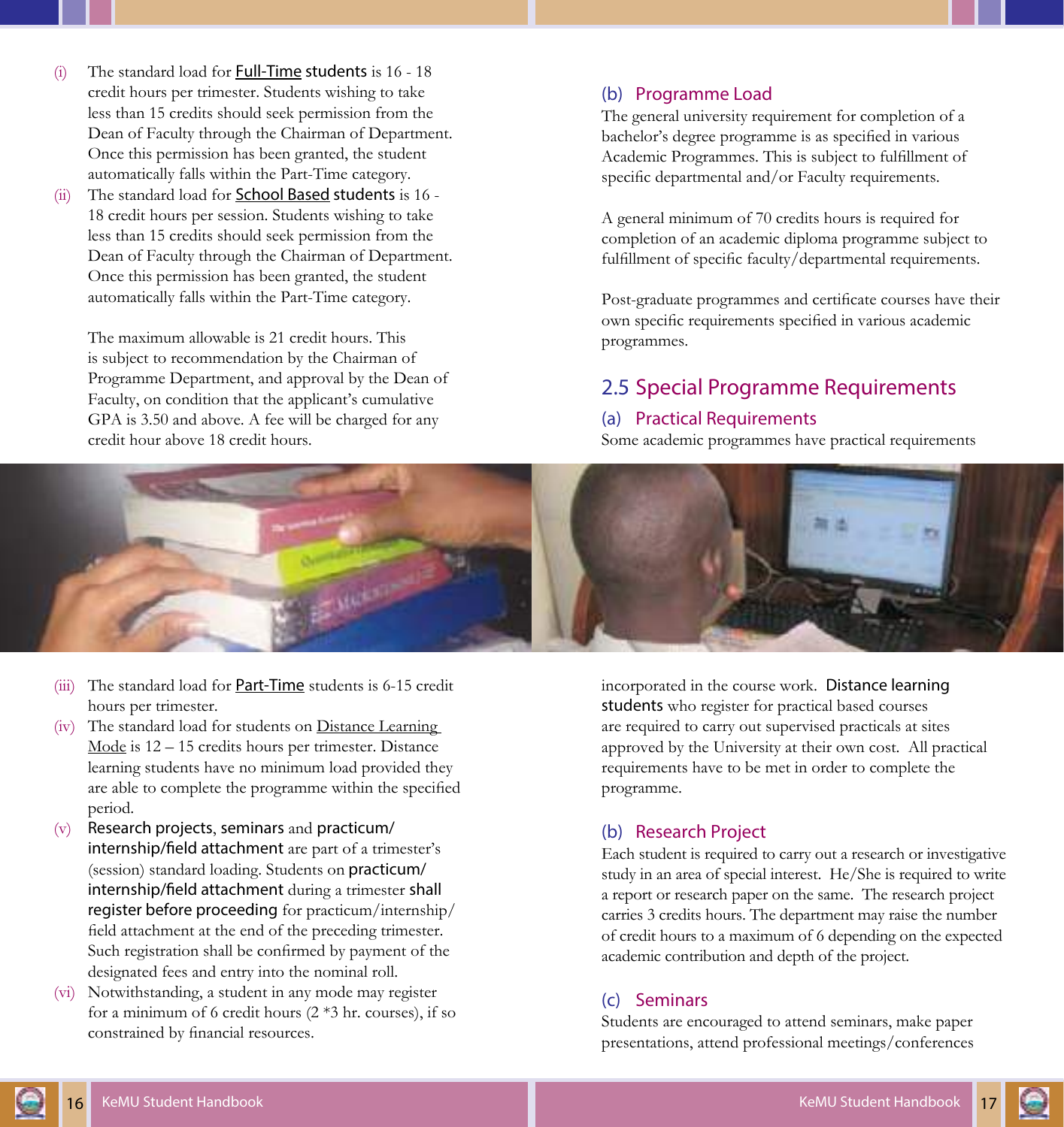(i) The standard load for <u>Full-Time</u> students is 16 - 18 credit hours per trimester. Students wishing to take less than 15 credits should seek permission from the Dean of Faculty through the Chairman of Department. Once this permission has been granted, the student automatically falls within the Part-Time category.

(ii) The standard load for <u>School Based</u> students is 16 - 18 credit hours per session. Students wishing to take less than 15 credits should seek permission from the Dean of Faculty through the Chairman of Department. Once this permission has been granted, the student automatically falls within the Part-Time category.

The maximum allowable is 21 credit hours. This is subject to recommendation by the Chairman of Programme Department, and approval by the Dean of Faculty, on condition that the applicant's cumulative GPA is 3.50 and above. A fee will be charged for any credit hour above 18 credit hours.

(iii) The standard load for <u>Part-Time</u> students is 6-15 credit hours per trimester.

(iv) The standard load for students on <u>Distance Learning Mode</u> is 12 – 15 credits hours per trimester. Distance learning students have no minimum load provided they are able to complete the programme within the specified period.

(v) Research projects, seminars and practicum/internship/field attachment are part of a trimester's (session) standard loading. Students on practicum/internship/field attachment during a trimester shall register before proceeding for practicum/internship/field attachment at the end of the preceding trimester. Such registration shall be confirmed by payment of the designated fees and entry into the nominal roll.

(vi) Notwithstanding, a student in any mode may register for a minimum of 6 credit hours (2 *3 hr. courses), if so constrained by financial resources.

### (b) Programme Load

The general university requirement for completion of a bachelor's degree programme is as specified in various Academic Programmes. This is subject to fulfillment of specific departmental and/or Faculty requirements.

A general minimum of 70 credits hours is required for completion of an academic diploma programme subject to fulfillment of specific faculty/departmental requirements.

Post-graduate programmes and certificate courses have their own specific requirements specified in various academic programmes.

## 2.5 Special Programme Requirements

### (a) Practical Requirements

Some academic programmes have practical requirements incorporated in the course work. Distance learning students who register for practical based courses are required to carry out supervised practicals at sites approved by the University at their own cost. All practical requirements have to be met in order to complete the programme.

### (b) Research Project

Each student is required to carry out a research or investigative study in an area of special interest. He/She is required to write a report or research paper on the same. The research project carries 3 credits hours. The department may raise the number of credit hours to a maximum of 6 depending on the expected academic contribution and depth of the project.

### (c) Seminars

Students are encouraged to attend seminars, make paper presentations, attend professional meetings/conferences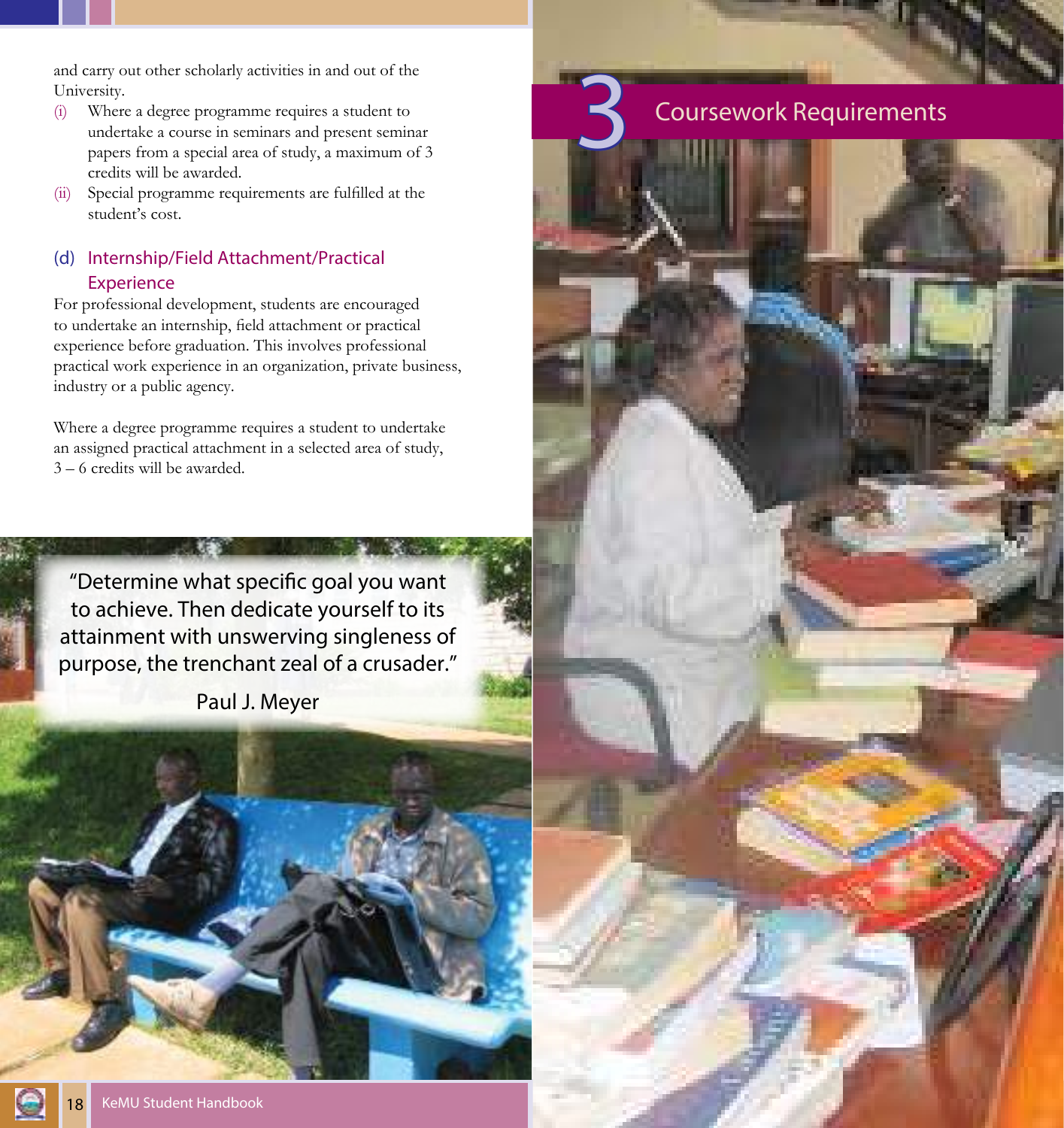and carry out other scholarly activities in and out of the University.

(i) Where a degree programme requires a student to undertake a course in seminars and present seminar papers from a special area of study, a maximum of 3 credits will be awarded.

(ii) Special programme requirements are fulfilled at the student's cost.

### (d) Internship/Field Attachment/Practical Experience

For professional development, students are encouraged to undertake an internship, field attachment or practical experience before graduation. This involves professional practical work experience in an organization, private business, industry or a public agency.

Where a degree programme requires a student to undertake an assigned practical attachment in a selected area of study, 3 – 6 credits will be awarded.

"Determine what specific goal you want to achieve. Then dedicate yourself to its attainment with unswerving singleness of purpose, the trenchant zeal of a crusader."

Paul J. Meyer

# 3 Coursework Requirements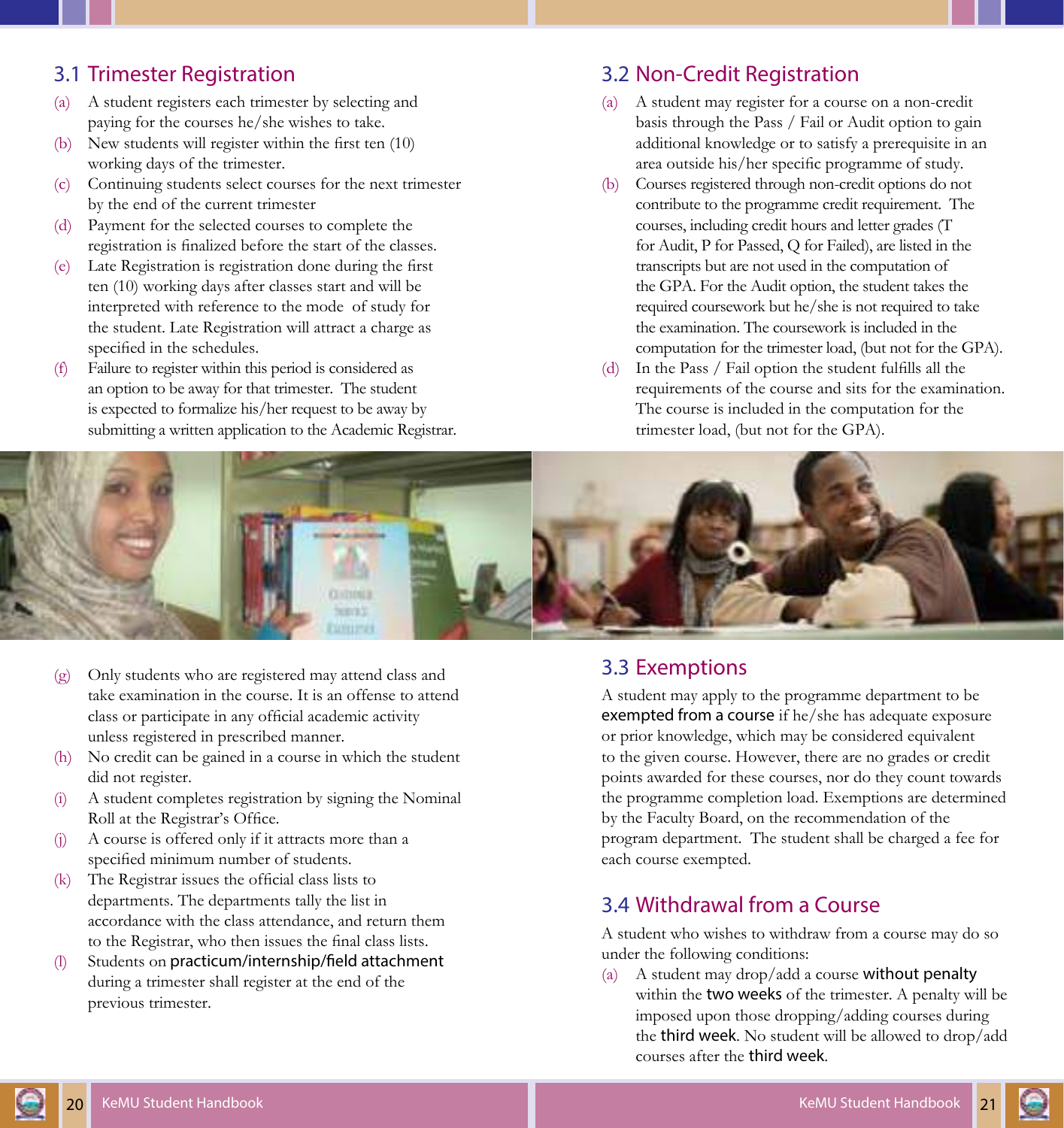## 3.1 Trimester Registration

(a) A student registers each trimester by selecting and paying for the courses he/she wishes to take.

(b) New students will register within the first ten (10) working days of the trimester.

(c) Continuing students select courses for the next trimester by the end of the current trimester

(d) Payment for the selected courses to complete the registration is finalized before the start of the classes.

(e) Late Registration is registration done during the first ten (10) working days after classes start and will be interpreted with reference to the mode of study for the student. Late Registration will attract a charge as specified in the schedules.

(f) Failure to register within this period is considered as an option to be away for that trimester. The student is expected to formalize his/her request to be away by submitting a written application to the Academic Registrar.

(g) Only students who are registered may attend class and take examination in the course. It is an offense to attend class or participate in any official academic activity unless registered in prescribed manner.

(h) No credit can be gained in a course in which the student did not register.

(i) A student completes registration by signing the Nominal Roll at the Registrar's Office.

(j) A course is offered only if it attracts more than a specified minimum number of students.

(k) The Registrar issues the official class lists to departments. The departments tally the list in accordance with the class attendance, and return them to the Registrar, who then issues the final class lists.

(l) Students on practicum/internship/field attachment during a trimester shall register at the end of the previous trimester.

## 3.2 Non-Credit Registration

(a) A student may register for a course on a non-credit basis through the Pass / Fail or Audit option to gain additional knowledge or to satisfy a prerequisite in an area outside his/her specific programme of study.

(b) Courses registered through non-credit options do not contribute to the programme credit requirement. The courses, including credit hours and letter grades (T for Audit, P for Passed, Q for Failed), are listed in the transcripts but are not used in the computation of the GPA. For the Audit option, the student takes the required coursework but he/she is not required to take the examination. The coursework is included in the computation for the trimester load, (but not for the GPA).

(d) In the Pass / Fail option the student fulfills all the requirements of the course and sits for the examination. The course is included in the computation for the trimester load, (but not for the GPA).

## 3.3 Exemptions

A student may apply to the programme department to be exempted from a course if he/she has adequate exposure or prior knowledge, which may be considered equivalent to the given course. However, there are no grades or credit points awarded for these courses, nor do they count towards the programme completion load. Exemptions are determined by the Faculty Board, on the recommendation of the program department. The student shall be charged a fee for each course exempted.

## 3.4 Withdrawal from a Course

A student who wishes to withdraw from a course may do so under the following conditions:

(a) A student may drop/add a course without penalty within the two weeks of the trimester. A penalty will be imposed upon those dropping/adding courses during the third week. No student will be allowed to drop/add courses after the third week.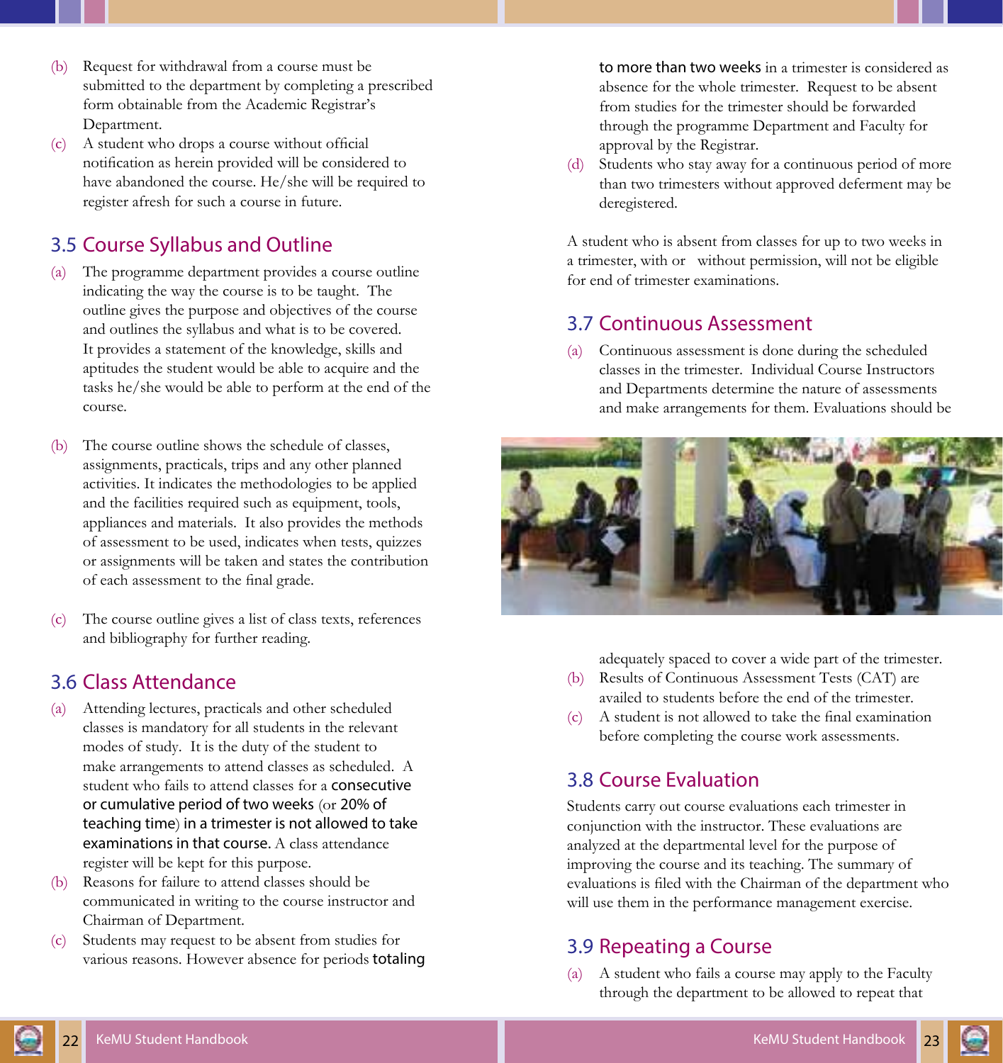(b) Request for withdrawal from a course must be submitted to the department by completing a prescribed form obtainable from the Academic Registrar's Department.

(c) A student who drops a course without official notification as herein provided will be considered to have abandoned the course. He/she will be required to register afresh for such a course in future.

## 3.5 Course Syllabus and Outline

(a) The programme department provides a course outline indicating the way the course is to be taught. The outline gives the purpose and objectives of the course and outlines the syllabus and what is to be covered. It provides a statement of the knowledge, skills and aptitudes the student would be able to acquire and the tasks he/she would be able to perform at the end of the course.

(b) The course outline shows the schedule of classes, assignments, practicals, trips and any other planned activities. It indicates the methodologies to be applied and the facilities required such as equipment, tools, appliances and materials. It also provides the methods of assessment to be used, indicates when tests, quizzes or assignments will be taken and states the contribution of each assessment to the final grade.

(c) The course outline gives a list of class texts, references and bibliography for further reading.

## 3.6 Class Attendance

(a) Attending lectures, practicals and other scheduled classes is mandatory for all students in the relevant modes of study. It is the duty of the student to make arrangements to attend classes as scheduled. A student who fails to attend classes for a consecutive or cumulative period of two weeks (or 20% of teaching time) in a trimester is not allowed to take examinations in that course. A class attendance register will be kept for this purpose.

(b) Reasons for failure to attend classes should be communicated in writing to the course instructor and Chairman of Department.

(c) Students may request to be absent from studies for various reasons. However absence for periods totaling to more than two weeks in a trimester is considered as absence for the whole trimester. Request to be absent from studies for the trimester should be forwarded through the programme Department and Faculty for approval by the Registrar.

(d) Students who stay away for a continuous period of more than two trimesters without approved deferment may be deregistered.

A student who is absent from classes for up to two weeks in a trimester, with or without permission, will not be eligible for end of trimester examinations.

## 3.7 Continuous Assessment

(a) Continuous assessment is done during the scheduled classes in the trimester. Individual Course Instructors and Departments determine the nature of assessments and make arrangements for them. Evaluations should be adequately spaced to cover a wide part of the trimester.

(b) Results of Continuous Assessment Tests (CAT) are availed to students before the end of the trimester.

(c) A student is not allowed to take the final examination before completing the course work assessments.

## 3.8 Course Evaluation

Students carry out course evaluations each trimester in conjunction with the instructor. These evaluations are analyzed at the departmental level for the purpose of improving the course and its teaching. The summary of evaluations is filed with the Chairman of the department who will use them in the performance management exercise.

## 3.9 Repeating a Course

(a) A student who fails a course may apply to the Faculty through the department to be allowed to repeat that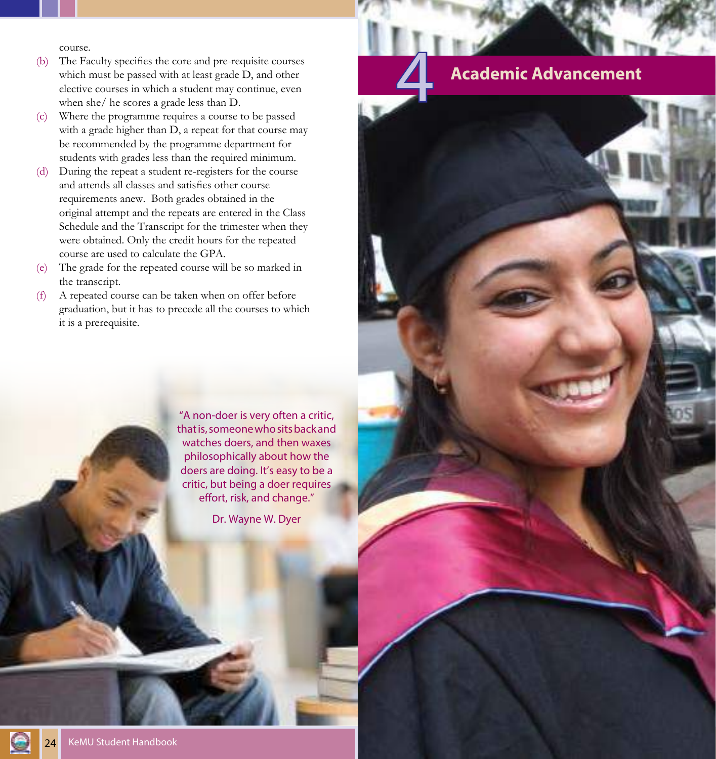course.

(b) The Faculty specifies the core and pre-requisite courses which must be passed with at least grade D, and other elective courses in which a student may continue, even when she/ he scores a grade less than D.

(c) Where the programme requires a course to be passed with a grade higher than D, a repeat for that course may be recommended by the programme department for students with grades less than the required minimum.

(d) During the repeat a student re-registers for the course and attends all classes and satisfies other course requirements anew. Both grades obtained in the original attempt and the repeats are entered in the Class Schedule and the Transcript for the trimester when they were obtained. Only the credit hours for the repeated course are used to calculate the GPA.

(e) The grade for the repeated course will be so marked in the transcript.

(f) A repeated course can be taken when on offer before graduation, but it has to precede all the courses to which it is a prerequisite.

"A non-doer is very often a critic, that is, someone who sits back and watches doers, and then waxes philosophically about how the doers are doing. It's easy to be a critic, but being a doer requires effort, risk, and change."

Dr. Wayne W. Dyer

# 4 Academic Advancement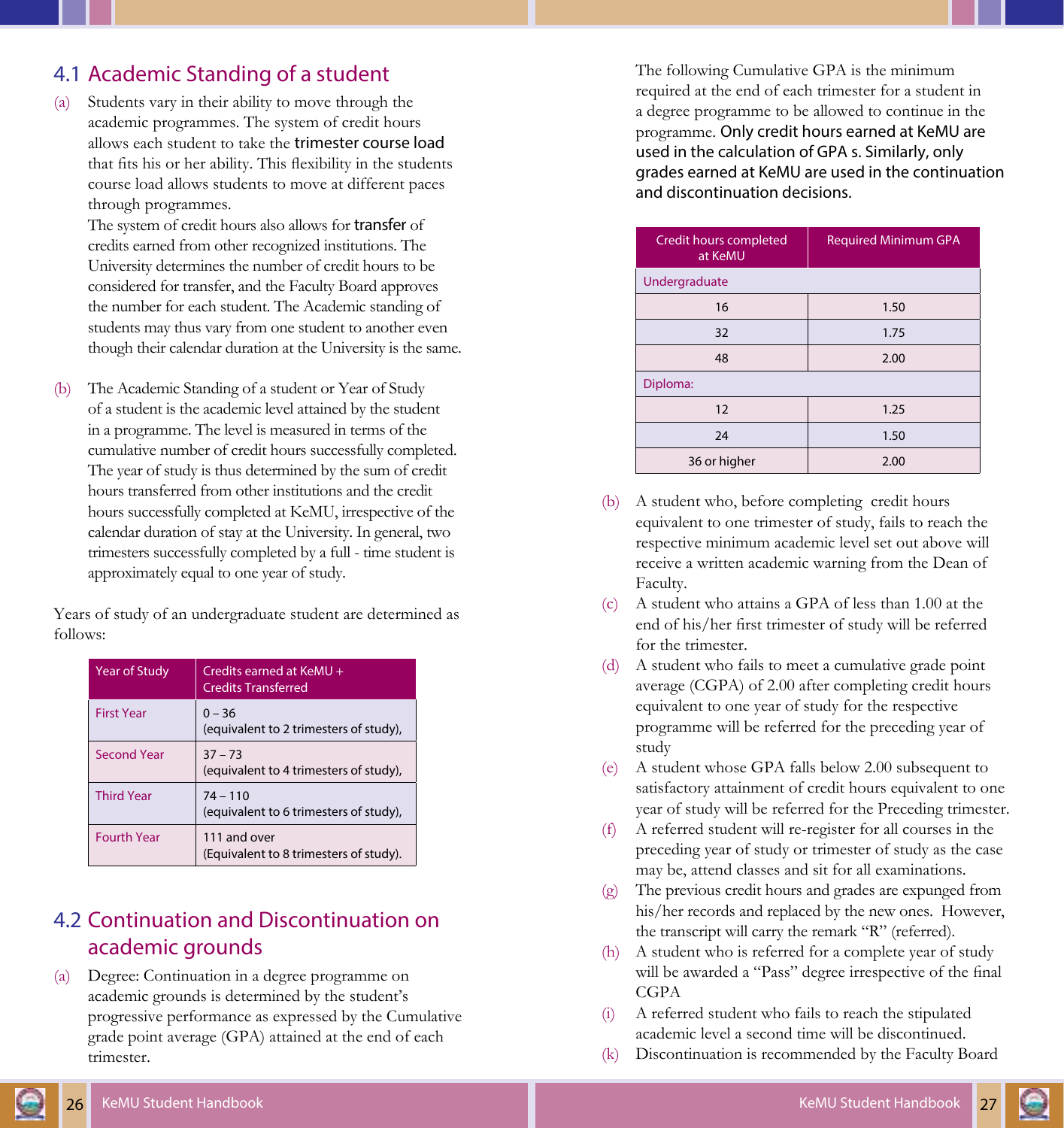## 4.1 Academic Standing of a student

(a) Students vary in their ability to move through the academic programmes. The system of credit hours allows each student to take the trimester course load that fits his or her ability. This flexibility in the students course load allows students to move at different paces through programmes.
The system of credit hours also allows for transfer of credits earned from other recognized institutions. The University determines the number of credit hours to be considered for transfer, and the Faculty Board approves the number for each student. The Academic standing of students may thus vary from one student to another even though their calendar duration at the University is the same.

(b) The Academic Standing of a student or Year of Study of a student is the academic level attained by the student in a programme. The level is measured in terms of the cumulative number of credit hours successfully completed. The year of study is thus determined by the sum of credit hours transferred from other institutions and the credit hours successfully completed at KeMU, irrespective of the calendar duration of stay at the University. In general, two trimesters successfully completed by a full - time student is approximately equal to one year of study.

Years of study of an undergraduate student are determined as follows:

| Year of Study | Credits earned at KeMU + Credits Transferred |
|---|---|
| First Year | 0 – 36 (equivalent to 2 trimesters of study), |
| Second Year | 37 – 73 (equivalent to 4 trimesters of study), |
| Third Year | 74 – 110 (equivalent to 6 trimesters of study), |
| Fourth Year | 111 and over (Equivalent to 8 trimesters of study). |

## 4.2 Continuation and Discontinuation on academic grounds

(a) Degree: Continuation in a degree programme on academic grounds is determined by the student's progressive performance as expressed by the Cumulative grade point average (GPA) attained at the end of each trimester.

The following Cumulative GPA is the minimum required at the end of each trimester for a student in a degree programme to be allowed to continue in the programme. Only credit hours earned at KeMU are used in the calculation of GPA s. Similarly, only grades earned at KeMU are used in the continuation and discontinuation decisions.

| Credit hours completed at KeMU | Required Minimum GPA |
|---|---|
| Undergraduate | |
| 16 | 1.50 |
| 32 | 1.75 |
| 48 | 2.00 |
| Diploma: | |
| 12 | 1.25 |
| 24 | 1.50 |
| 36 or higher | 2.00 |

(b) A student who, before completing credit hours equivalent to one trimester of study, fails to reach the respective minimum academic level set out above will receive a written academic warning from the Dean of Faculty.

(c) A student who attains a GPA of less than 1.00 at the end of his/her first trimester of study will be referred for the trimester.

(d) A student who fails to meet a cumulative grade point average (CGPA) of 2.00 after completing credit hours equivalent to one year of study for the respective programme will be referred for the preceding year of study

(e) A student whose GPA falls below 2.00 subsequent to satisfactory attainment of credit hours equivalent to one year of study will be referred for the Preceding trimester.

(f) A referred student will re-register for all courses in the preceding year of study or trimester of study as the case may be, attend classes and sit for all examinations.

(g) The previous credit hours and grades are expunged from his/her records and replaced by the new ones. However, the transcript will carry the remark "R" (referred).

(h) A student who is referred for a complete year of study will be awarded a "Pass" degree irrespective of the final CGPA

(i) A referred student who fails to reach the stipulated academic level a second time will be discontinued.

(k) Discontinuation is recommended by the Faculty Board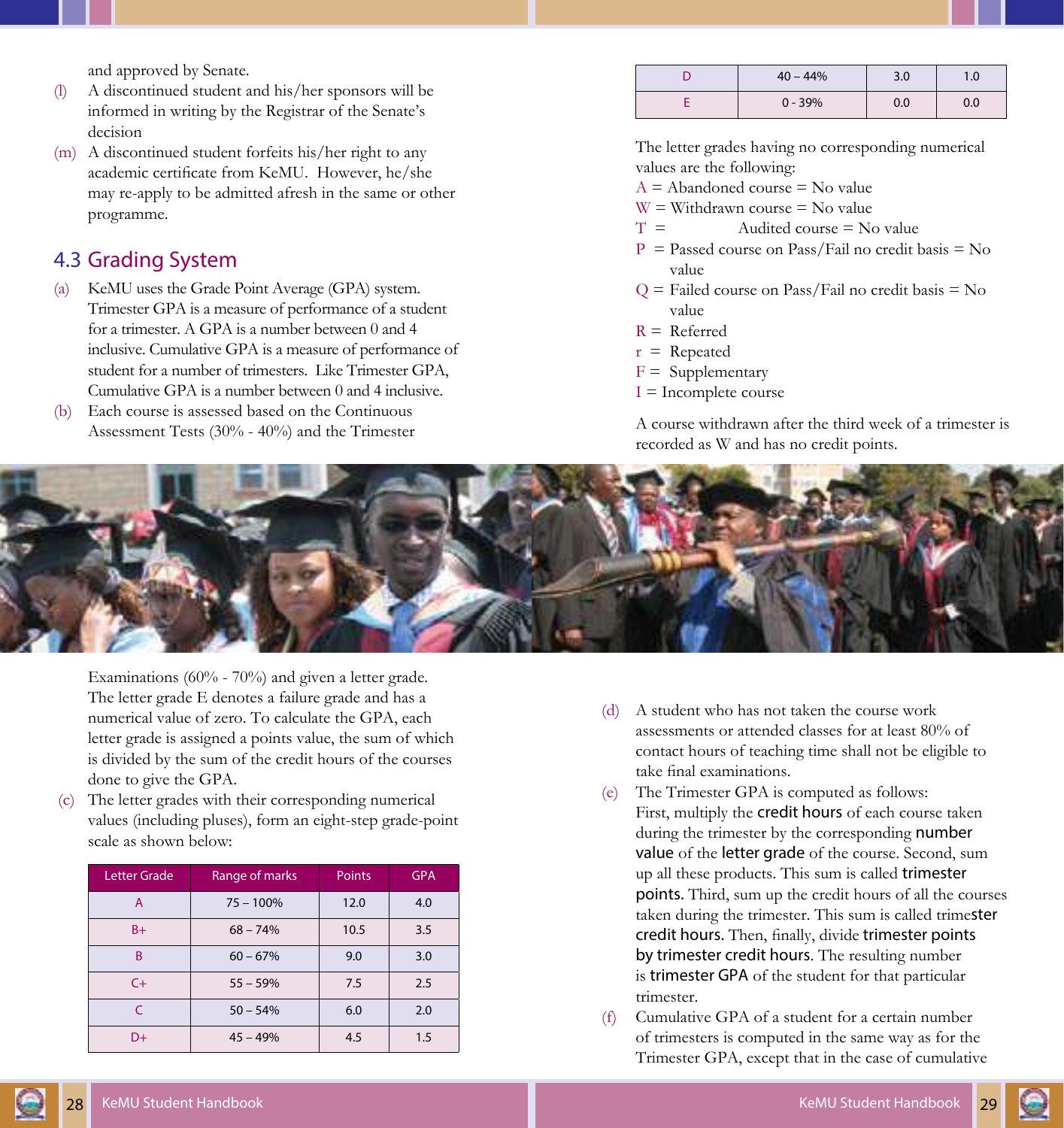and approved by Senate.

(l) A discontinued student and his/her sponsors will be informed in writing by the Registrar of the Senate's decision

(m) A discontinued student forfeits his/her right to any academic certificate from KeMU. However, he/she may re-apply to be admitted afresh in the same or other programme.

## 4.3 Grading System

(a) KeMU uses the Grade Point Average (GPA) system. Trimester GPA is a measure of performance of a student for a trimester. A GPA is a number between 0 and 4 inclusive. Cumulative GPA is a measure of performance of student for a number of trimesters. Like Trimester GPA, Cumulative GPA is a number between 0 and 4 inclusive.

(b) Each course is assessed based on the Continuous Assessment Tests (30% - 40%) and the Trimester Examinations (60% - 70%) and given a letter grade. The letter grade E denotes a failure grade and has a numerical value of zero. To calculate the GPA, each letter grade is assigned a points value, the sum of which is divided by the sum of the credit hours of the courses done to give the GPA.

(c) The letter grades with their corresponding numerical values (including pluses), form an eight-step grade-point scale as shown below:

| Letter Grade | Range of marks | Points | GPA |
|---|---|---|---|
| A | 75 – 100% | 12.0 | 4.0 |
| B+ | 68 – 74% | 10.5 | 3.5 |
| B | 60 – 67% | 9.0 | 3.0 |
| C+ | 55 – 59% | 7.5 | 2.5 |
| C | 50 – 54% | 6.0 | 2.0 |
| D+ | 45 – 49% | 4.5 | 1.5 |
| D | 40 – 44% | 3.0 | 1.0 |
| E | 0 - 39% | 0.0 | 0.0 |

The letter grades having no corresponding numerical values are the following:

A = Abandoned course = No value
W = Withdrawn course = No value
T = Audited course = No value
P = Passed course on Pass/Fail no credit basis = No value
Q = Failed course on Pass/Fail no credit basis = No value
R = Referred
r = Repeated
F = Supplementary
I = Incomplete course

A course withdrawn after the third week of a trimester is recorded as W and has no credit points.

(d) A student who has not taken the course work assessments or attended classes for at least 80% of contact hours of teaching time shall not be eligible to take final examinations.

(e) The Trimester GPA is computed as follows: First, multiply the credit hours of each course taken during the trimester by the corresponding number value of the letter grade of the course. Second, sum up all these products. This sum is called trimester points. Third, sum up the credit hours of all the courses taken during the trimester. This sum is called trimester credit hours. Then, finally, divide trimester points by trimester credit hours. The resulting number is trimester GPA of the student for that particular trimester.

(f) Cumulative GPA of a student for a certain number of trimesters is computed in the same way as for the Trimester GPA, except that in the case of cumulative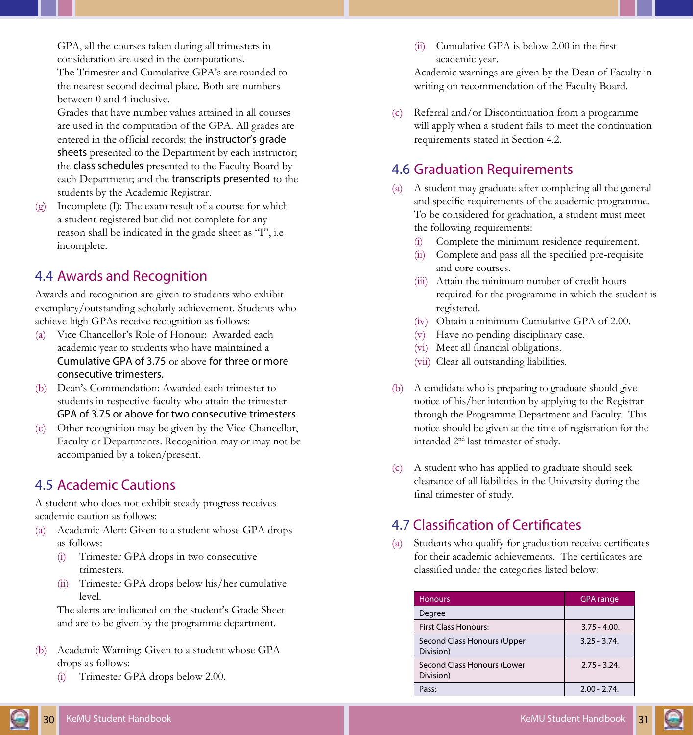GPA, all the courses taken during all trimesters in consideration are used in the computations.

The Trimester and Cumulative GPA's are rounded to the nearest second decimal place. Both are numbers between 0 and 4 inclusive.

Grades that have number values attained in all courses are used in the computation of the GPA. All grades are entered in the official records: the instructor's grade sheets presented to the Department by each instructor; the class schedules presented to the Faculty Board by each Department; and the transcripts presented to the students by the Academic Registrar.

(g) Incomplete (I): The exam result of a course for which a student registered but did not complete for any reason shall be indicated in the grade sheet as "I", i.e incomplete.

## 4.4 Awards and Recognition

Awards and recognition are given to students who exhibit exemplary/outstanding scholarly achievement. Students who achieve high GPAs receive recognition as follows:

(a) Vice Chancellor's Role of Honour: Awarded each academic year to students who have maintained a Cumulative GPA of 3.75 or above for three or more consecutive trimesters.

(b) Dean's Commendation: Awarded each trimester to students in respective faculty who attain the trimester GPA of 3.75 or above for two consecutive trimesters.

(c) Other recognition may be given by the Vice-Chancellor, Faculty or Departments. Recognition may or may not be accompanied by a token/present.

## 4.5 Academic Cautions

A student who does not exhibit steady progress receives academic caution as follows:

(a) Academic Alert: Given to a student whose GPA drops as follows:
  - (i) Trimester GPA drops in two consecutive trimesters.
  - (ii) Trimester GPA drops below his/her cumulative level.

  The alerts are indicated on the student's Grade Sheet and are to be given by the programme department.

(b) Academic Warning: Given to a student whose GPA drops as follows:
  - (i) Trimester GPA drops below 2.00.
  - (ii) Cumulative GPA is below 2.00 in the first academic year.

  Academic warnings are given by the Dean of Faculty in writing on recommendation of the Faculty Board.

(c) Referral and/or Discontinuation from a programme will apply when a student fails to meet the continuation requirements stated in Section 4.2.

## 4.6 Graduation Requirements

(a) A student may graduate after completing all the general and specific requirements of the academic programme. To be considered for graduation, a student must meet the following requirements:
  - (i) Complete the minimum residence requirement.
  - (ii) Complete and pass all the specified pre-requisite and core courses.
  - (iii) Attain the minimum number of credit hours required for the programme in which the student is registered.
  - (iv) Obtain a minimum Cumulative GPA of 2.00.
  - (v) Have no pending disciplinary case.
  - (vi) Meet all financial obligations.
  - (vii) Clear all outstanding liabilities.

(b) A candidate who is preparing to graduate should give notice of his/her intention by applying to the Registrar through the Programme Department and Faculty. This notice should be given at the time of registration for the intended 2nd last trimester of study.

(c) A student who has applied to graduate should seek clearance of all liabilities in the University during the final trimester of study.

## 4.7 Classification of Certificates

(a) Students who qualify for graduation receive certificates for their academic achievements. The certificates are classified under the categories listed below:

| Honours | GPA range |
|---|---|
| Degree | |
| First Class Honours: | 3.75 - 4.00. |
| Second Class Honours (Upper Division) | 3.25 - 3.74. |
| Second Class Honours (Lower Division) | 2.75 - 3.24. |
| Pass: | 2.00 - 2.74. |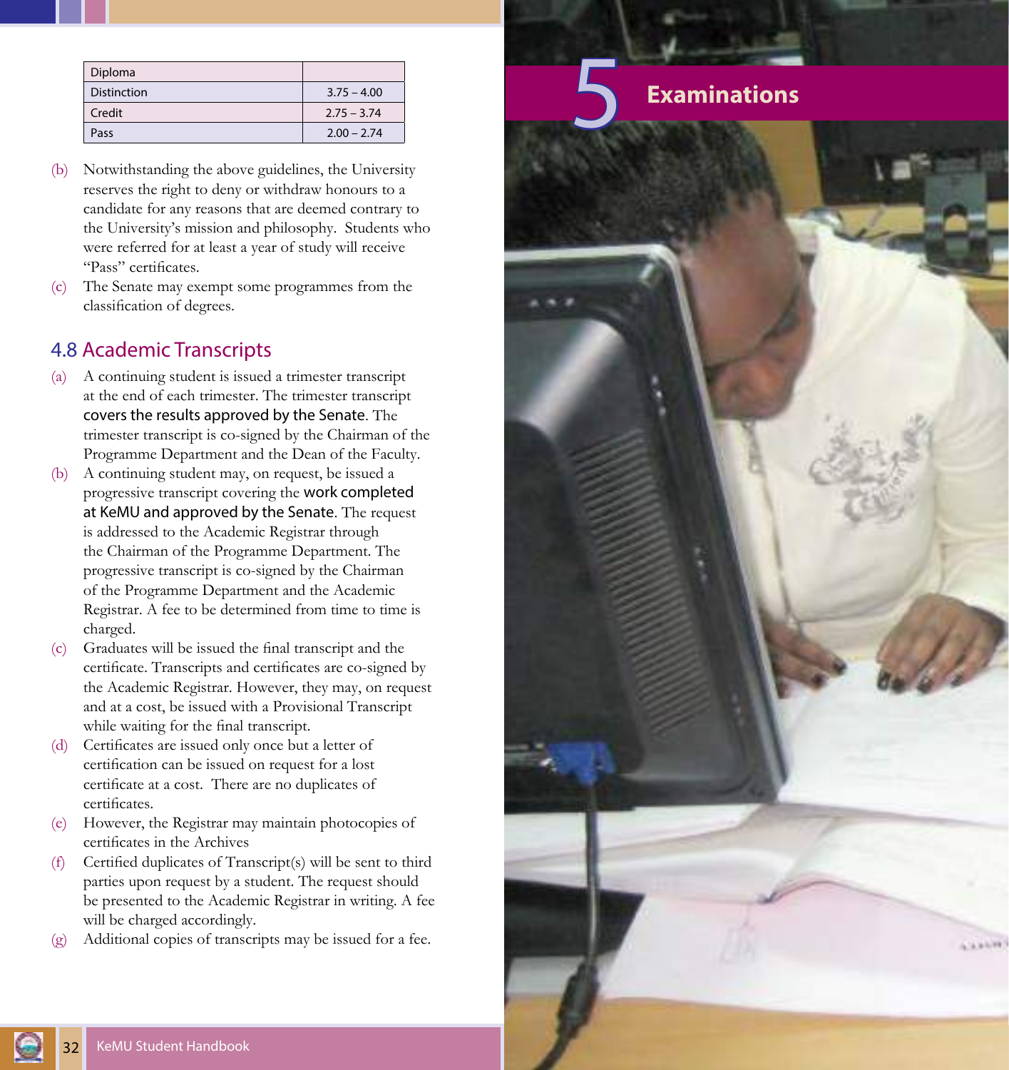| Diploma | |
| --- | --- |
| Distinction | 3.75 – 4.00 |
| Credit | 2.75 – 3.74 |
| Pass | 2.00 – 2.74 |

(b) Notwithstanding the above guidelines, the University reserves the right to deny or withdraw honours to a candidate for any reasons that are deemed contrary to the University's mission and philosophy. Students who were referred for at least a year of study will receive "Pass" certificates.

(c) The Senate may exempt some programmes from the classification of degrees.

## 4.8 Academic Transcripts

(a) A continuing student is issued a trimester transcript at the end of each trimester. The trimester transcript covers the results approved by the Senate. The trimester transcript is co-signed by the Chairman of the Programme Department and the Dean of the Faculty.

(b) A continuing student may, on request, be issued a progressive transcript covering the work completed at KeMU and approved by the Senate. The request is addressed to the Academic Registrar through the Chairman of the Programme Department. The progressive transcript is co-signed by the Chairman of the Programme Department and the Academic Registrar. A fee to be determined from time to time is charged.

(c) Graduates will be issued the final transcript and the certificate. Transcripts and certificates are co-signed by the Academic Registrar. However, they may, on request and at a cost, be issued with a Provisional Transcript while waiting for the final transcript.

(d) Certificates are issued only once but a letter of certification can be issued on request for a lost certificate at a cost. There are no duplicates of certificates.

(e) However, the Registrar may maintain photocopies of certificates in the Archives

(f) Certified duplicates of Transcript(s) will be sent to third parties upon request by a student. The request should be presented to the Academic Registrar in writing. A fee will be charged accordingly.

(g) Additional copies of transcripts may be issued for a fee.

# 5 Examinations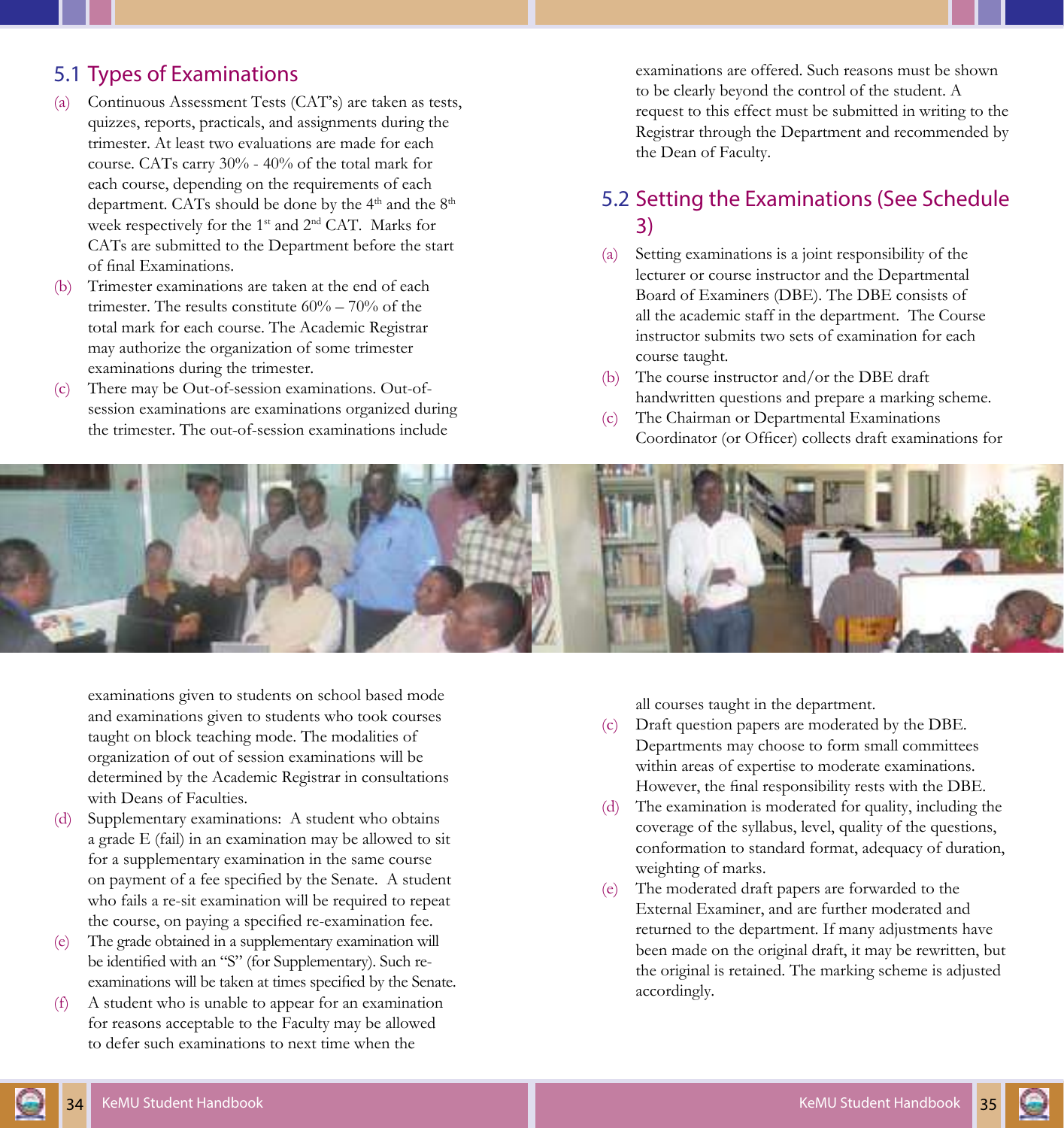## 5.1 Types of Examinations

(a) Continuous Assessment Tests (CAT's) are taken as tests, quizzes, reports, practicals, and assignments during the trimester. At least two evaluations are made for each course. CATs carry 30% - 40% of the total mark for each course, depending on the requirements of each department. CATs should be done by the 4th and the 8th week respectively for the 1st and 2nd CAT. Marks for CATs are submitted to the Department before the start of final Examinations.

(b) Trimester examinations are taken at the end of each trimester. The results constitute 60% – 70% of the total mark for each course. The Academic Registrar may authorize the organization of some trimester examinations during the trimester.

(c) There may be Out-of-session examinations. Out-of-session examinations are examinations organized during the trimester. The out-of-session examinations include examinations given to students on school based mode and examinations given to students who took courses taught on block teaching mode. The modalities of organization of out of session examinations will be determined by the Academic Registrar in consultations with Deans of Faculties.

(d) Supplementary examinations: A student who obtains a grade E (fail) in an examination may be allowed to sit for a supplementary examination in the same course on payment of a fee specified by the Senate. A student who fails a re-sit examination will be required to repeat the course, on paying a specified re-examination fee.

(e) The grade obtained in a supplementary examination will be identified with an "S" (for Supplementary). Such re-examinations will be taken at times specified by the Senate.

(f) A student who is unable to appear for an examination for reasons acceptable to the Faculty may be allowed to defer such examinations to next time when the examinations are offered. Such reasons must be shown to be clearly beyond the control of the student. A request to this effect must be submitted in writing to the Registrar through the Department and recommended by the Dean of Faculty.

## 5.2 Setting the Examinations (See Schedule 3)

(a) Setting examinations is a joint responsibility of the lecturer or course instructor and the Departmental Board of Examiners (DBE). The DBE consists of all the academic staff in the department. The Course instructor submits two sets of examination for each course taught.

(b) The course instructor and/or the DBE draft handwritten questions and prepare a marking scheme.

(c) The Chairman or Departmental Examinations Coordinator (or Officer) collects draft examinations for all courses taught in the department.

(c) Draft question papers are moderated by the DBE. Departments may choose to form small committees within areas of expertise to moderate examinations. However, the final responsibility rests with the DBE.

(d) The examination is moderated for quality, including the coverage of the syllabus, level, quality of the questions, conformation to standard format, adequacy of duration, weighting of marks.

(e) The moderated draft papers are forwarded to the External Examiner, and are further moderated and returned to the department. If many adjustments have been made on the original draft, it may be rewritten, but the original is retained. The marking scheme is adjusted accordingly.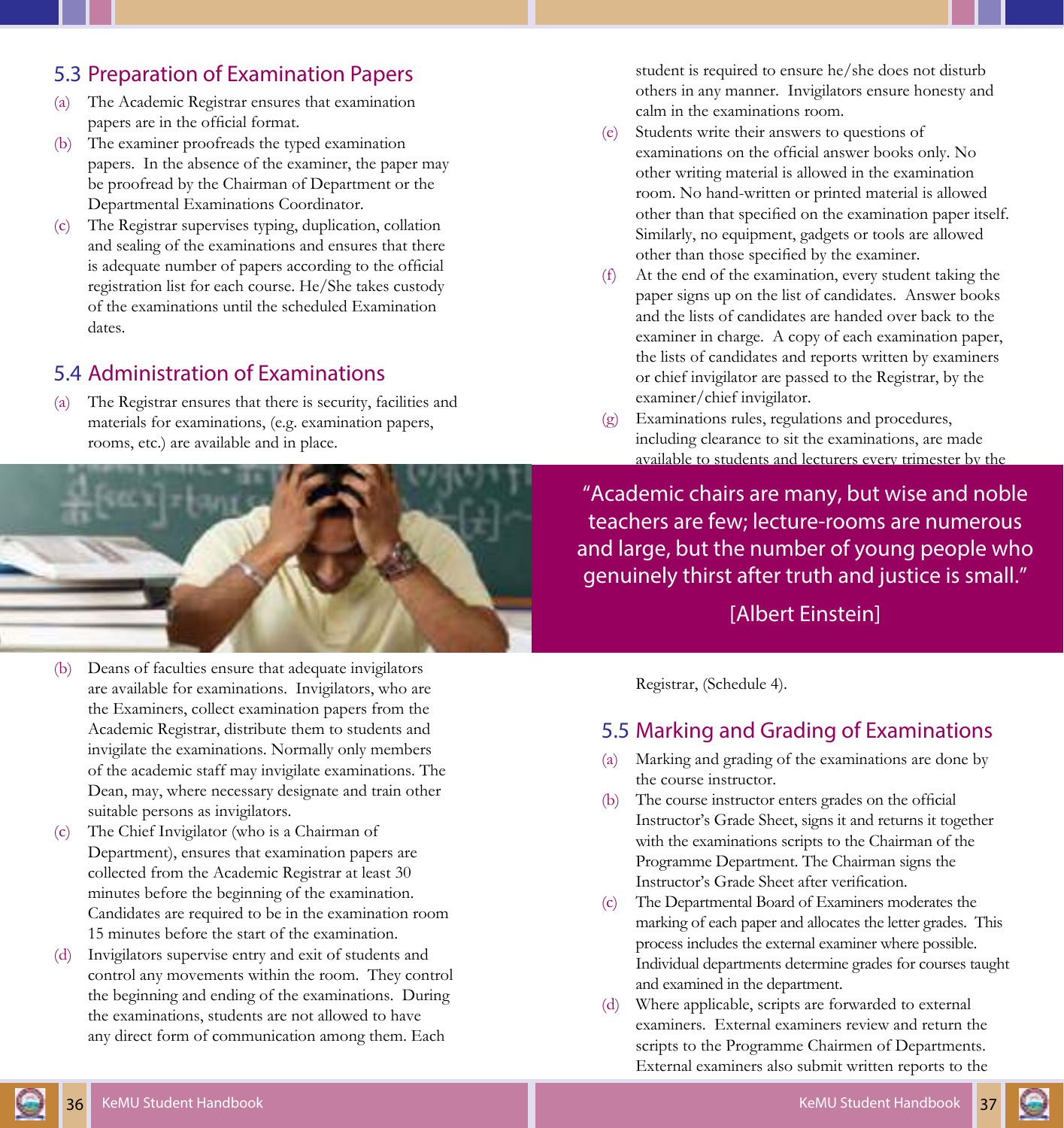## 5.3 Preparation of Examination Papers

(a) The Academic Registrar ensures that examination papers are in the official format.

(b) The examiner proofreads the typed examination papers. In the absence of the examiner, the paper may be proofread by the Chairman of Department or the Departmental Examinations Coordinator.

(c) The Registrar supervises typing, duplication, collation and sealing of the examinations and ensures that there is adequate number of papers according to the official registration list for each course. He/She takes custody of the examinations until the scheduled Examination dates.

## 5.4 Administration of Examinations

(a) The Registrar ensures that there is security, facilities and materials for examinations, (e.g. examination papers, rooms, etc.) are available and in place.

(b) Deans of faculties ensure that adequate invigilators are available for examinations. Invigilators, who are the Examiners, collect examination papers from the Academic Registrar, distribute them to students and invigilate the examinations. Normally only members of the academic staff may invigilate examinations. The Dean, may, where necessary designate and train other suitable persons as invigilators.

(c) The Chief Invigilator (who is a Chairman of Department), ensures that examination papers are collected from the Academic Registrar at least 30 minutes before the beginning of the examination. Candidates are required to be in the examination room 15 minutes before the start of the examination.

(d) Invigilators supervise entry and exit of students and control any movements within the room. They control the beginning and ending of the examinations. During the examinations, students are not allowed to have any direct form of communication among them. Each student is required to ensure he/she does not disturb others in any manner. Invigilators ensure honesty and calm in the examinations room.

(e) Students write their answers to questions of examinations on the official answer books only. No other writing material is allowed in the examination room. No hand-written or printed material is allowed other than that specified on the examination paper itself. Similarly, no equipment, gadgets or tools are allowed other than those specified by the examiner.

(f) At the end of the examination, every student taking the paper signs up on the list of candidates. Answer books and the lists of candidates are handed over back to the examiner in charge. A copy of each examination paper, the lists of candidates and reports written by examiners or chief invigilator are passed to the Registrar, by the examiner/chief invigilator.

(g) Examinations rules, regulations and procedures, including clearance to sit the examinations, are made available to students and lecturers every trimester by the Registrar, (Schedule 4).

> "Academic chairs are many, but wise and noble teachers are few; lecture-rooms are numerous and large, but the number of young people who genuinely thirst after truth and justice is small."
>
> [Albert Einstein]

## 5.5 Marking and Grading of Examinations

(a) Marking and grading of the examinations are done by the course instructor.

(b) The course instructor enters grades on the official Instructor's Grade Sheet, signs it and returns it together with the examinations scripts to the Chairman of the Programme Department. The Chairman signs the Instructor's Grade Sheet after verification.

(c) The Departmental Board of Examiners moderates the marking of each paper and allocates the letter grades. This process includes the external examiner where possible. Individual departments determine grades for courses taught and examined in the department.

(d) Where applicable, scripts are forwarded to external examiners. External examiners review and return the scripts to the Programme Chairmen of Departments. External examiners also submit written reports to the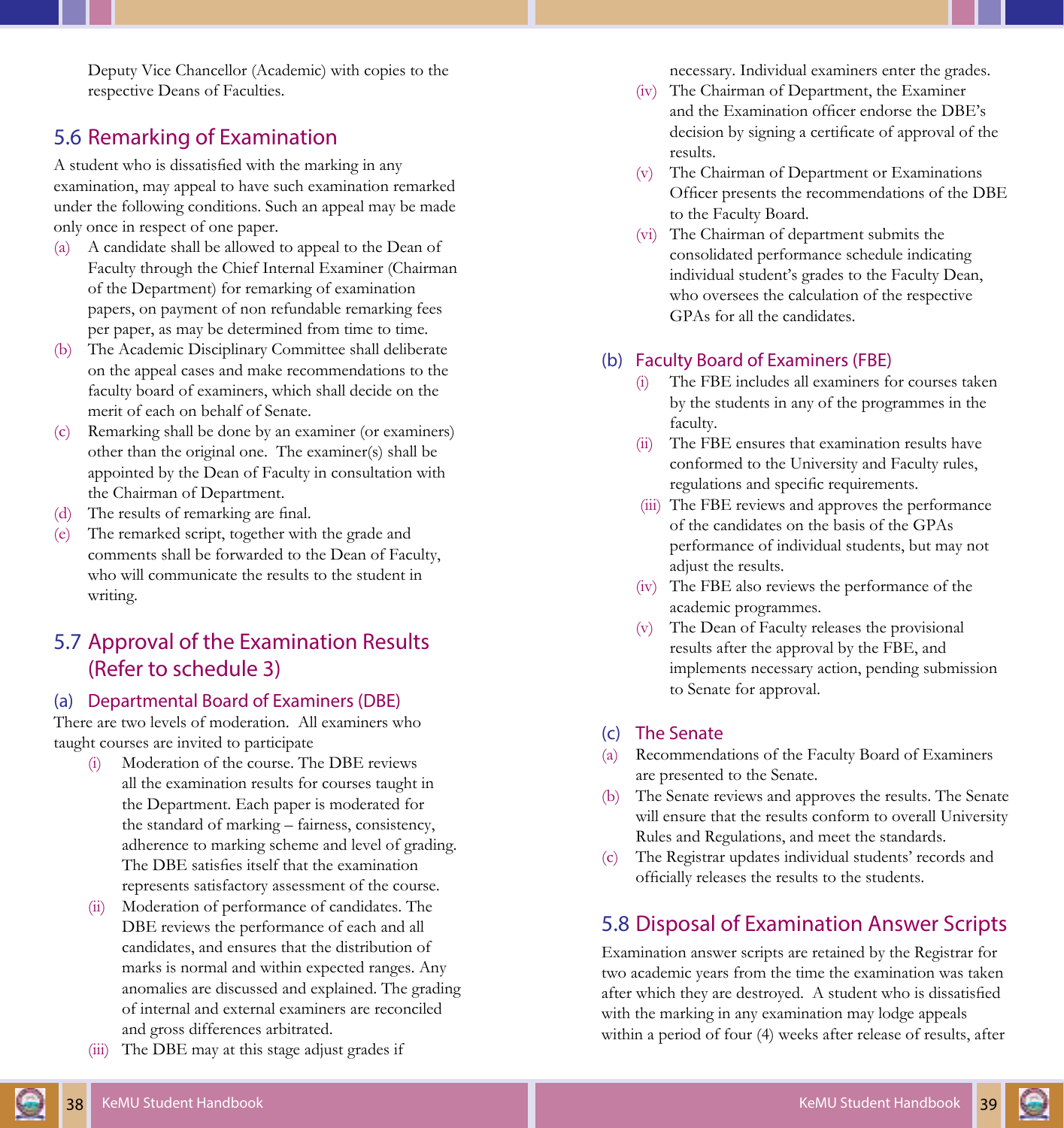Deputy Vice Chancellor (Academic) with copies to the respective Deans of Faculties.

## 5.6 Remarking of Examination

A student who is dissatisfied with the marking in any examination, may appeal to have such examination remarked under the following conditions. Such an appeal may be made only once in respect of one paper.

(a) A candidate shall be allowed to appeal to the Dean of Faculty through the Chief Internal Examiner (Chairman of the Department) for remarking of examination papers, on payment of non refundable remarking fees per paper, as may be determined from time to time.

(b) The Academic Disciplinary Committee shall deliberate on the appeal cases and make recommendations to the faculty board of examiners, which shall decide on the merit of each on behalf of Senate.

(c) Remarking shall be done by an examiner (or examiners) other than the original one. The examiner(s) shall be appointed by the Dean of Faculty in consultation with the Chairman of Department.

(d) The results of remarking are final.

(e) The remarked script, together with the grade and comments shall be forwarded to the Dean of Faculty, who will communicate the results to the student in writing.

## 5.7 Approval of the Examination Results (Refer to schedule 3)

### (a) Departmental Board of Examiners (DBE)

There are two levels of moderation. All examiners who taught courses are invited to participate

(i) Moderation of the course. The DBE reviews all the examination results for courses taught in the Department. Each paper is moderated for the standard of marking – fairness, consistency, adherence to marking scheme and level of grading. The DBE satisfies itself that the examination represents satisfactory assessment of the course.

(ii) Moderation of performance of candidates. The DBE reviews the performance of each and all candidates, and ensures that the distribution of marks is normal and within expected ranges. Any anomalies are discussed and explained. The grading of internal and external examiners are reconciled and gross differences arbitrated.

(iii) The DBE may at this stage adjust grades if necessary. Individual examiners enter the grades.

(iv) The Chairman of Department, the Examiner and the Examination officer endorse the DBE's decision by signing a certificate of approval of the results.

(v) The Chairman of Department or Examinations Officer presents the recommendations of the DBE to the Faculty Board.

(vi) The Chairman of department submits the consolidated performance schedule indicating individual student's grades to the Faculty Dean, who oversees the calculation of the respective GPAs for all the candidates.

### (b) Faculty Board of Examiners (FBE)

(i) The FBE includes all examiners for courses taken by the students in any of the programmes in the faculty.

(ii) The FBE ensures that examination results have conformed to the University and Faculty rules, regulations and specific requirements.

(iii) The FBE reviews and approves the performance of the candidates on the basis of the GPAs performance of individual students, but may not adjust the results.

(iv) The FBE also reviews the performance of the academic programmes.

(v) The Dean of Faculty releases the provisional results after the approval by the FBE, and implements necessary action, pending submission to Senate for approval.

### (c) The Senate

(a) Recommendations of the Faculty Board of Examiners are presented to the Senate.

(b) The Senate reviews and approves the results. The Senate will ensure that the results conform to overall University Rules and Regulations, and meet the standards.

(c) The Registrar updates individual students' records and officially releases the results to the students.

## 5.8 Disposal of Examination Answer Scripts

Examination answer scripts are retained by the Registrar for two academic years from the time the examination was taken after which they are destroyed. A student who is dissatisfied with the marking in any examination may lodge appeals within a period of four (4) weeks after release of results, after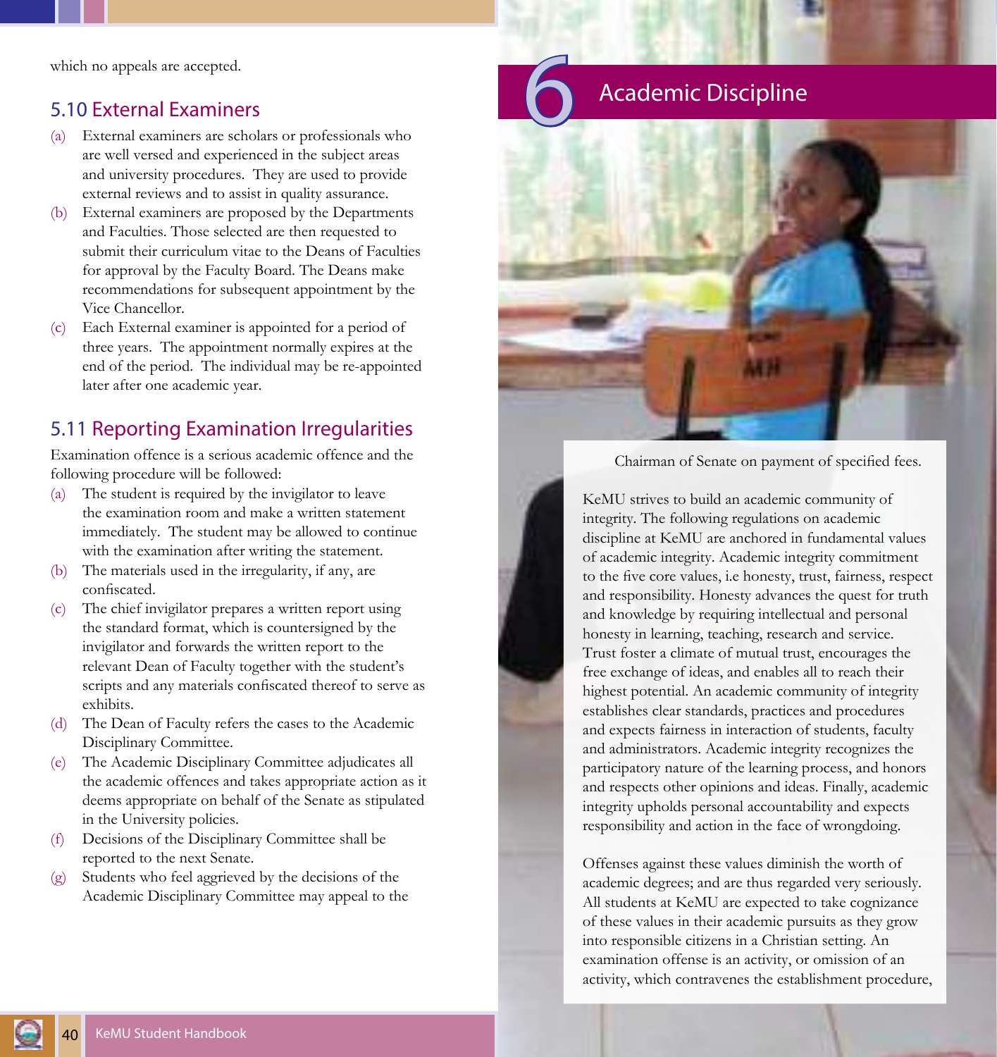which no appeals are accepted.

### 5.10 External Examiners

(a) External examiners are scholars or professionals who are well versed and experienced in the subject areas and university procedures. They are used to provide external reviews and to assist in quality assurance.

(b) External examiners are proposed by the Departments and Faculties. Those selected are then requested to submit their curriculum vitae to the Deans of Faculties for approval by the Faculty Board. The Deans make recommendations for subsequent appointment by the Vice Chancellor.

(c) Each External examiner is appointed for a period of three years. The appointment normally expires at the end of the period. The individual may be re-appointed later after one academic year.

### 5.11 Reporting Examination Irregularities

Examination offence is a serious academic offence and the following procedure will be followed:

(a) The student is required by the invigilator to leave the examination room and make a written statement immediately. The student may be allowed to continue with the examination after writing the statement.

(b) The materials used in the irregularity, if any, are confiscated.

(c) The chief invigilator prepares a written report using the standard format, which is countersigned by the invigilator and forwards the written report to the relevant Dean of Faculty together with the student's scripts and any materials confiscated thereof to serve as exhibits.

(d) The Dean of Faculty refers the cases to the Academic Disciplinary Committee.

(e) The Academic Disciplinary Committee adjudicates all the academic offences and takes appropriate action as it deems appropriate on behalf of the Senate as stipulated in the University policies.

(f) Decisions of the Disciplinary Committee shall be reported to the next Senate.

(g) Students who feel aggrieved by the decisions of the Academic Disciplinary Committee may appeal to the Chairman of Senate on payment of specified fees.

# 6 Academic Discipline

KeMU strives to build an academic community of integrity. The following regulations on academic discipline at KeMU are anchored in fundamental values of academic integrity. Academic integrity commitment to the five core values, i.e honesty, trust, fairness, respect and responsibility. Honesty advances the quest for truth and knowledge by requiring intellectual and personal honesty in learning, teaching, research and service. Trust foster a climate of mutual trust, encourages the free exchange of ideas, and enables all to reach their highest potential. An academic community of integrity establishes clear standards, practices and procedures and expects fairness in interaction of students, faculty and administrators. Academic integrity recognizes the participatory nature of the learning process, and honors and respects other opinions and ideas. Finally, academic integrity upholds personal accountability and expects responsibility and action in the face of wrongdoing.

Offenses against these values diminish the worth of academic degrees; and are thus regarded very seriously. All students at KeMU are expected to take cognizance of these values in their academic pursuits as they grow into responsible citizens in a Christian setting. An examination offense is an activity, or omission of an activity, which contravenes the establishment procedure,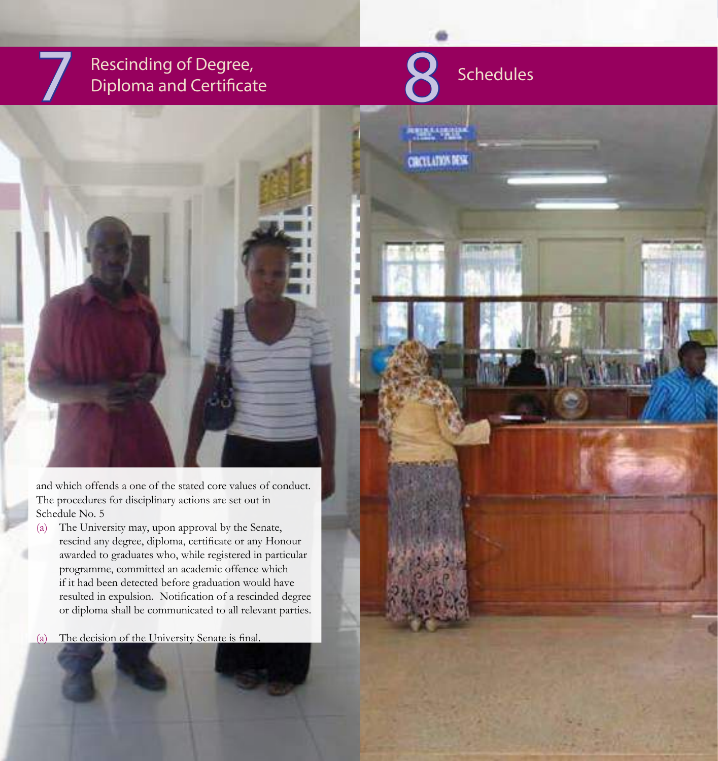# 7 Rescinding of Degree, Diploma and Certificate

and which offends a one of the stated core values of conduct. The procedures for disciplinary actions are set out in Schedule No. 5

(a) The University may, upon approval by the Senate, rescind any degree, diploma, certificate or any Honour awarded to graduates who, while registered in particular programme, committed an academic offence which if it had been detected before graduation would have resulted in expulsion. Notification of a rescinded degree or diploma shall be communicated to all relevant parties.

(a) The decision of the University Senate is final.

# 8 Schedules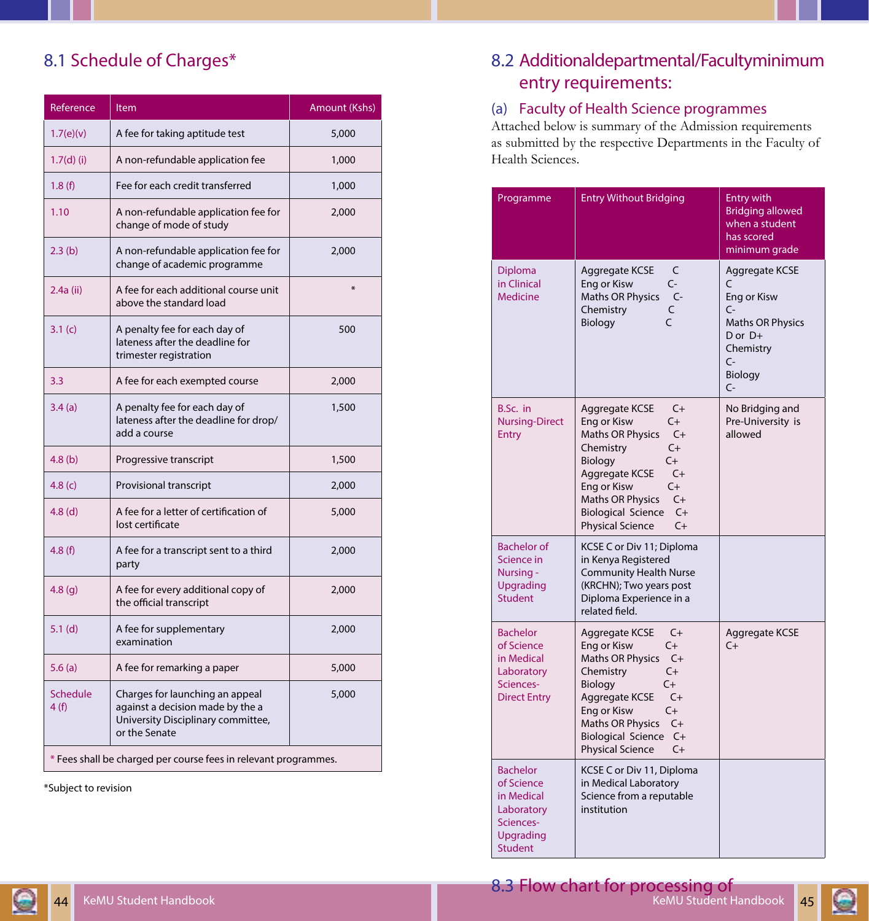## 8.1 Schedule of Charges*

| Reference | Item | Amount (Kshs) |
|---|---|---|
| 1.7(e)(v) | A fee for taking aptitude test | 5,000 |
| 1.7(d) (i) | A non-refundable application fee | 1,000 |
| 1.8 (f) | Fee for each credit transferred | 1,000 |
| 1.10 | A non-refundable application fee for change of mode of study | 2,000 |
| 2.3 (b) | A non-refundable application fee for change of academic programme | 2,000 |
| 2.4a (ii) | A fee for each additional course unit above the standard load | * |
| 3.1 (c) | A penalty fee for each day of lateness after the deadline for trimester registration | 500 |
| 3.3 | A fee for each exempted course | 2,000 |
| 3.4 (a) | A penalty fee for each day of lateness after the deadline for drop/ add a course | 1,500 |
| 4.8 (b) | Progressive transcript | 1,500 |
| 4.8 (c) | Provisional transcript | 2,000 |
| 4.8 (d) | A fee for a letter of certification of lost certificate | 5,000 |
| 4.8 (f) | A fee for a transcript sent to a third party | 2,000 |
| 4.8 (g) | A fee for every additional copy of the official transcript | 2,000 |
| 5.1 (d) | A fee for supplementary examination | 2,000 |
| 5.6 (a) | A fee for remarking a paper | 5,000 |
| Schedule 4 (f) | Charges for launching an appeal against a decision made by the a University Disciplinary committee, or the Senate | 5,000 |
| * Fees shall be charged per course fees in relevant programmes. | | |

*Subject to revision

## 8.2 Additionaldepartmental/Facultyminimum entry requirements:

### (a) Faculty of Health Science programmes

Attached below is summary of the Admission requirements as submitted by the respective Departments in the Faculty of Health Sciences.

| Programme | Entry Without Bridging | Entry with Bridging allowed when a student has scored minimum grade |
|---|---|---|
| Diploma in Clinical Medicine | Aggregate KCSE C<br>Eng or Kisw C-<br>Maths OR Physics C-<br>Chemistry C<br>Biology C | Aggregate KCSE C<br>Eng or Kisw C-<br>Maths OR Physics D or D+<br>Chemistry C-<br>Biology C- |
| B.Sc. in Nursing-Direct Entry | Aggregate KCSE C+<br>Eng or Kisw C+<br>Maths OR Physics C+<br>Chemistry C+<br>Biology C+<br>Aggregate KCSE C+<br>Eng or Kisw C+<br>Maths OR Physics C+<br>Biological Science C+<br>Physical Science C+ | No Bridging and Pre-University is allowed |
| Bachelor of Science in Nursing - Upgrading Student | KCSE C or Div 11; Diploma in Kenya Registered Community Health Nurse (KRCHN); Two years post Diploma Experience in a related field. | |
| Bachelor of Science in Medical Laboratory Sciences-Direct Entry | Aggregate KCSE C+<br>Eng or Kisw C+<br>Maths OR Physics C+<br>Chemistry C+<br>Biology C+<br>Aggregate KCSE C+<br>Eng or Kisw C+<br>Maths OR Physics C+<br>Biological Science C+<br>Physical Science C+ | Aggregate KCSE C+ |
| Bachelor of Science in Medical Laboratory Sciences-Upgrading Student | KCSE C or Div 11, Diploma in Medical Laboratory Science from a reputable institution | |

## 8.3 Flow chart for processing of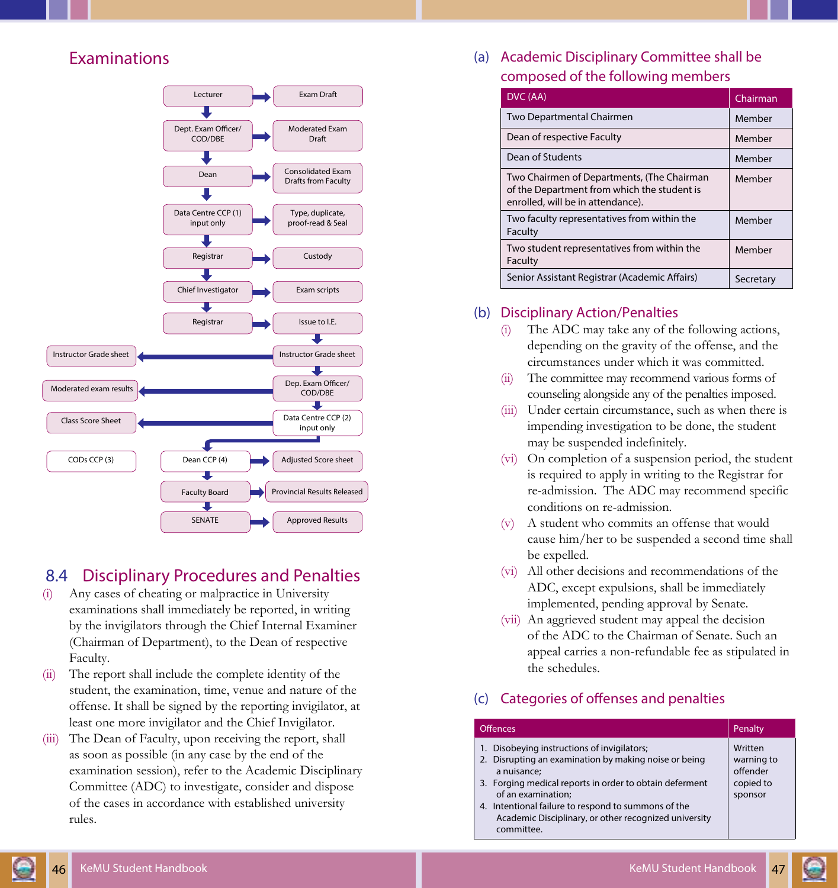## Examinations

- Lecturer → Exam Draft
- Dept. Exam Officer/ COD/DBE → Moderated Exam Draft
- Dean → Consolidated Exam Drafts from Faculty
- Data Centre CCP (1) input only → Type, duplicate, proof-read & Seal
- Registrar → Custody
- Chief Investigator → Exam scripts
- Registrar → Issue to I.E.
- Instructor Grade sheet → Instructor Grade sheet
- Dep. Exam Officer/ COD/DBE → Moderated exam results
- Data Centre CCP (2) input only → Class Score Sheet
- CODs CCP (3)
- Dean CCP (4) → Adjusted Score sheet
- Faculty Board → Provincial Results Released
- SENATE → Approved Results

## 8.4 Disciplinary Procedures and Penalties

(i) Any cases of cheating or malpractice in University examinations shall immediately be reported, in writing by the invigilators through the Chief Internal Examiner (Chairman of Department), to the Dean of respective Faculty.

(ii) The report shall include the complete identity of the student, the examination, time, venue and nature of the offense. It shall be signed by the reporting invigilator, at least one more invigilator and the Chief Invigilator.

(iii) The Dean of Faculty, upon receiving the report, shall as soon as possible (in any case by the end of the examination session), refer to the Academic Disciplinary Committee (ADC) to investigate, consider and dispose of the cases in accordance with established university rules.

### (a) Academic Disciplinary Committee shall be composed of the following members

| DVC (AA) | Chairman |
|---|---|
| Two Departmental Chairmen | Member |
| Dean of respective Faculty | Member |
| Dean of Students | Member |
| Two Chairmen of Departments, (The Chairman of the Department from which the student is enrolled, will be in attendance). | Member |
| Two faculty representatives from within the Faculty | Member |
| Two student representatives from within the Faculty | Member |
| Senior Assistant Registrar (Academic Affairs) | Secretary |

### (b) Disciplinary Action/Penalties

(i) The ADC may take any of the following actions, depending on the gravity of the offense, and the circumstances under which it was committed.

(ii) The committee may recommend various forms of counseling alongside any of the penalties imposed.

(iii) Under certain circumstance, such as when there is impending investigation to be done, the student may be suspended indefinitely.

(vi) On completion of a suspension period, the student is required to apply in writing to the Registrar for re-admission. The ADC may recommend specific conditions on re-admission.

(v) A student who commits an offense that would cause him/her to be suspended a second time shall be expelled.

(vi) All other decisions and recommendations of the ADC, except expulsions, shall be immediately implemented, pending approval by Senate.

(vii) An aggrieved student may appeal the decision of the ADC to the Chairman of Senate. Such an appeal carries a non-refundable fee as stipulated in the schedules.

### (c) Categories of offenses and penalties

| Offences | Penalty |
|---|---|
| 1. Disobeying instructions of invigilators;<br>2. Disrupting an examination by making noise or being a nuisance;<br>3. Forging medical reports in order to obtain deferment of an examination;<br>4. Intentional failure to respond to summons of the Academic Disciplinary, or other recognized university committee. | Written warning to offender copied to sponsor |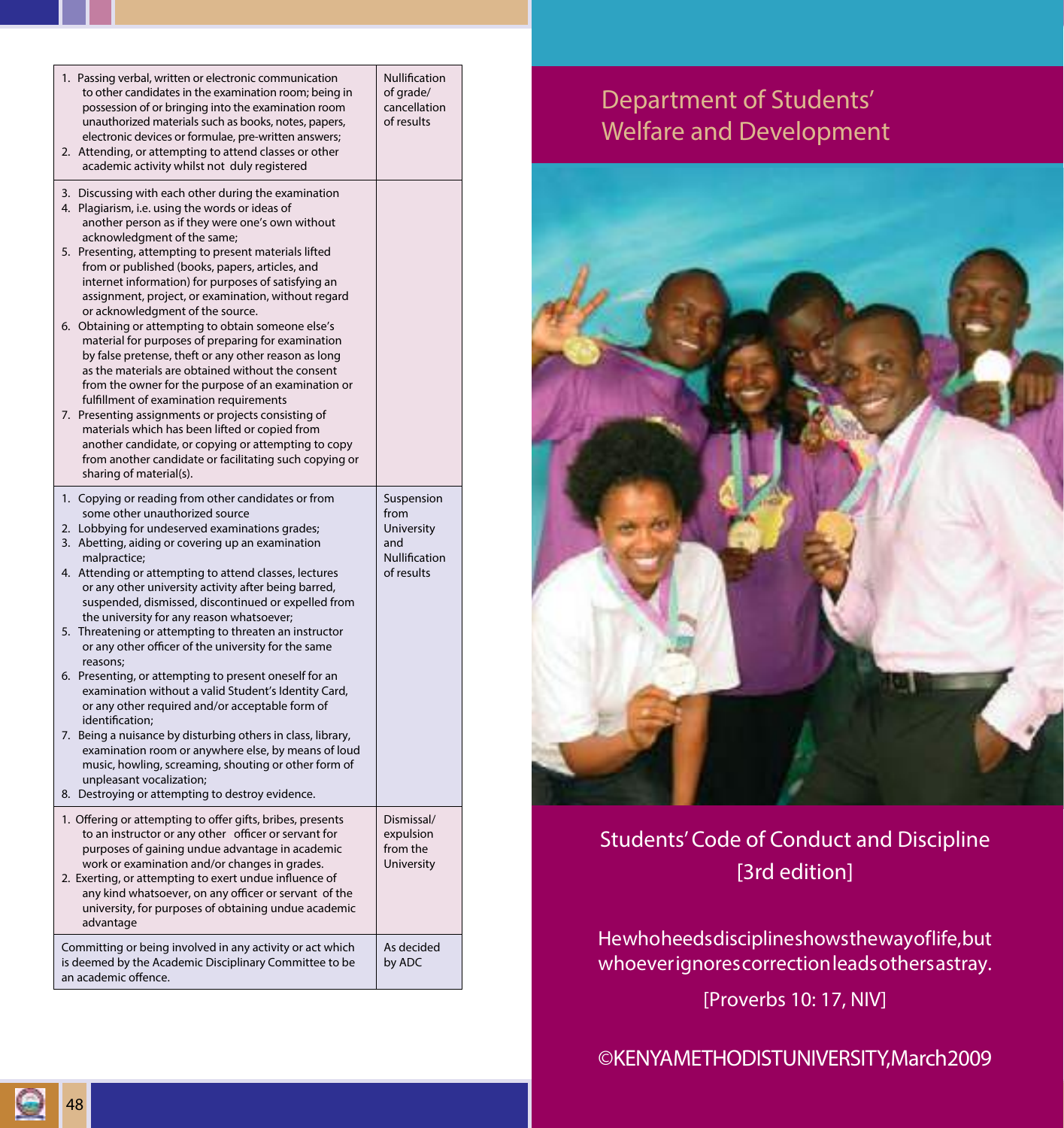| | |
|---|---|
| 1. Passing verbal, written or electronic communication to other candidates in the examination room; being in possession of or bringing into the examination room unauthorized materials such as books, notes, papers, electronic devices or formulae, pre-written answers;<br>2. Attending, or attempting to attend classes or other academic activity whilst not duly registered | Nullification of grade/ cancellation of results |
| 3. Discussing with each other during the examination<br>4. Plagiarism, i.e. using the words or ideas of another person as if they were one's own without acknowledgment of the same;<br>5. Presenting, attempting to present materials lifted from or published (books, papers, articles, and internet information) for purposes of satisfying an assignment, project, or examination, without regard or acknowledgment of the source.<br>6. Obtaining or attempting to obtain someone else's material for purposes of preparing for examination by false pretense, theft or any other reason as long as the materials are obtained without the consent from the owner for the purpose of an examination or fulfillment of examination requirements<br>7. Presenting assignments or projects consisting of materials which has been lifted or copied from another candidate, or copying or attempting to copy from another candidate or facilitating such copying or sharing of material(s). | |
| 1. Copying or reading from other candidates or from some other unauthorized source<br>2. Lobbying for undeserved examinations grades;<br>3. Abetting, aiding or covering up an examination malpractice;<br>4. Attending or attempting to attend classes, lectures or any other university activity after being barred, suspended, dismissed, discontinued or expelled from the university for any reason whatsoever;<br>5. Threatening or attempting to threaten an instructor or any other officer of the university for the same reasons;<br>6. Presenting, or attempting to present oneself for an examination without a valid Student's Identity Card, or any other required and/or acceptable form of identification;<br>7. Being a nuisance by disturbing others in class, library, examination room or anywhere else, by means of loud music, howling, screaming, shouting or other form of unpleasant vocalization;<br>8. Destroying or attempting to destroy evidence. | Suspension from University and Nullification of results |
| 1. Offering or attempting to offer gifts, bribes, presents to an instructor or any other officer or servant for purposes of gaining undue advantage in academic work or examination and/or changes in grades.<br>2. Exerting, or attempting to exert undue influence of any kind whatsoever, on any officer or servant of the university, for purposes of obtaining undue academic advantage | Dismissal/ expulsion from the University |
| Committing or being involved in any activity or act which is deemed by the Academic Disciplinary Committee to be an academic offence. | As decided by ADC |

# Department of Students' Welfare and Development

## Students' Code of Conduct and Discipline [3rd edition]

He who heeds discipline shows the way of life, but whoever ignores correction leads others astray.

[Proverbs 10: 17, NIV]

©KENYA METHODIST UNIVERSITY, March 2009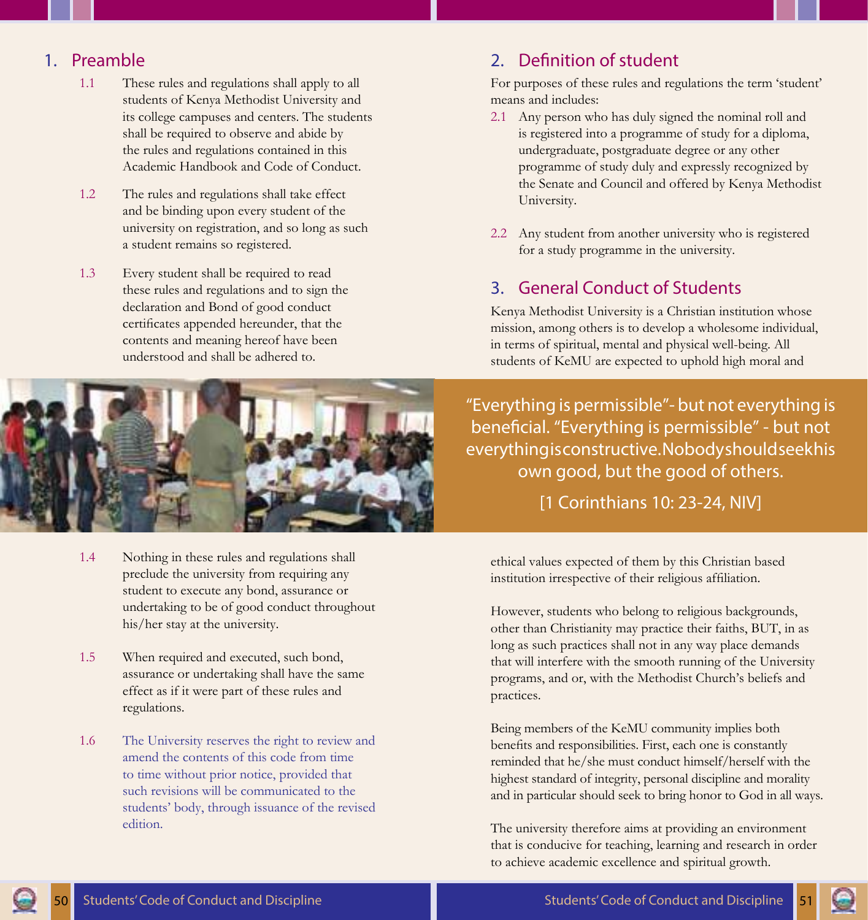## 1. Preamble

1.1 These rules and regulations shall apply to all students of Kenya Methodist University and its college campuses and centers. The students shall be required to observe and abide by the rules and regulations contained in this Academic Handbook and Code of Conduct.

1.2 The rules and regulations shall take effect and be binding upon every student of the university on registration, and so long as such a student remains so registered.

1.3 Every student shall be required to read these rules and regulations and to sign the declaration and Bond of good conduct certificates appended hereunder, that the contents and meaning hereof have been understood and shall be adhered to.

1.4 Nothing in these rules and regulations shall preclude the university from requiring any student to execute any bond, assurance or undertaking to be of good conduct throughout his/her stay at the university.

1.5 When required and executed, such bond, assurance or undertaking shall have the same effect as if it were part of these rules and regulations.

1.6 The University reserves the right to review and amend the contents of this code from time to time without prior notice, provided that such revisions will be communicated to the students' body, through issuance of the revised edition.

## 2. Definition of student

For purposes of these rules and regulations the term 'student' means and includes:

2.1 Any person who has duly signed the nominal roll and is registered into a programme of study for a diploma, undergraduate, postgraduate degree or any other programme of study duly and expressly recognized by the Senate and Council and offered by Kenya Methodist University.

2.2 Any student from another university who is registered for a study programme in the university.

## 3. General Conduct of Students

Kenya Methodist University is a Christian institution whose mission, among others is to develop a wholesome individual, in terms of spiritual, mental and physical well-being. All students of KeMU are expected to uphold high moral and ethical values expected of them by this Christian based institution irrespective of their religious affiliation.

> "Everything is permissible"- but not everything is beneficial. "Everything is permissible" - but not everything is constructive. Nobody should seek his own good, but the good of others.
>
> [1 Corinthians 10: 23-24, NIV]

However, students who belong to religious backgrounds, other than Christianity may practice their faiths, BUT, in as long as such practices shall not in any way place demands that will interfere with the smooth running of the University programs, and or, with the Methodist Church's beliefs and practices.

Being members of the KeMU community implies both benefits and responsibilities. First, each one is constantly reminded that he/she must conduct himself/herself with the highest standard of integrity, personal discipline and morality and in particular should seek to bring honor to God in all ways.

The university therefore aims at providing an environment that is conducive for teaching, learning and research in order to achieve academic excellence and spiritual growth.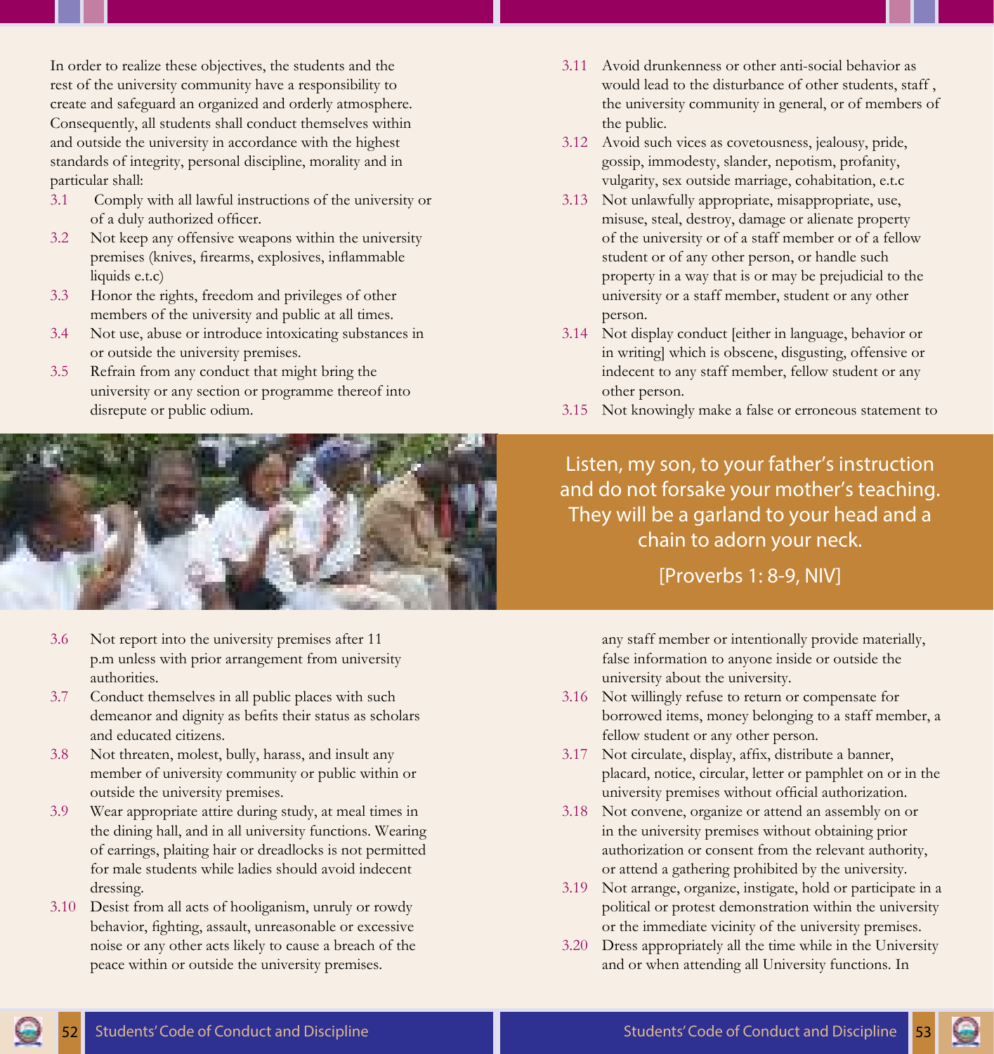In order to realize these objectives, the students and the rest of the university community have a responsibility to create and safeguard an organized and orderly atmosphere. Consequently, all students shall conduct themselves within and outside the university in accordance with the highest standards of integrity, personal discipline, morality and in particular shall:

3.1 Comply with all lawful instructions of the university or of a duly authorized officer.

3.2 Not keep any offensive weapons within the university premises (knives, firearms, explosives, inflammable liquids e.t.c)

3.3 Honor the rights, freedom and privileges of other members of the university and public at all times.

3.4 Not use, abuse or introduce intoxicating substances in or outside the university premises.

3.5 Refrain from any conduct that might bring the university or any section or programme thereof into disrepute or public odium.

3.6 Not report into the university premises after 11 p.m unless with prior arrangement from university authorities.

3.7 Conduct themselves in all public places with such demeanor and dignity as befits their status as scholars and educated citizens.

3.8 Not threaten, molest, bully, harass, and insult any member of university community or public within or outside the university premises.

3.9 Wear appropriate attire during study, at meal times in the dining hall, and in all university functions. Wearing of earrings, plaiting hair or dreadlocks is not permitted for male students while ladies should avoid indecent dressing.

3.10 Desist from all acts of hooliganism, unruly or rowdy behavior, fighting, assault, unreasonable or excessive noise or any other acts likely to cause a breach of the peace within or outside the university premises.

3.11 Avoid drunkenness or other anti-social behavior as would lead to the disturbance of other students, staff , the university community in general, or of members of the public.

3.12 Avoid such vices as covetousness, jealousy, pride, gossip, immodesty, slander, nepotism, profanity, vulgarity, sex outside marriage, cohabitation, e.t.c

3.13 Not unlawfully appropriate, misappropriate, use, misuse, steal, destroy, damage or alienate property of the university or of a staff member or of a fellow student or of any other person, or handle such property in a way that is or may be prejudicial to the university or a staff member, student or any other person.

3.14 Not display conduct [either in language, behavior or in writing] which is obscene, disgusting, offensive or indecent to any staff member, fellow student or any other person.

3.15 Not knowingly make a false or erroneous statement to any staff member or intentionally provide materially, false information to anyone inside or outside the university about the university.

3.16 Not willingly refuse to return or compensate for borrowed items, money belonging to a staff member, a fellow student or any other person.

3.17 Not circulate, display, affix, distribute a banner, placard, notice, circular, letter or pamphlet on or in the university premises without official authorization.

3.18 Not convene, organize or attend an assembly on or in the university premises without obtaining prior authorization or consent from the relevant authority, or attend a gathering prohibited by the university.

3.19 Not arrange, organize, instigate, hold or participate in a political or protest demonstration within the university or the immediate vicinity of the university premises.

3.20 Dress appropriately all the time while in the University and or when attending all University functions. In

> Listen, my son, to your father's instruction and do not forsake your mother's teaching. They will be a garland to your head and a chain to adorn your neck.
>
> [Proverbs 1: 8-9, NIV]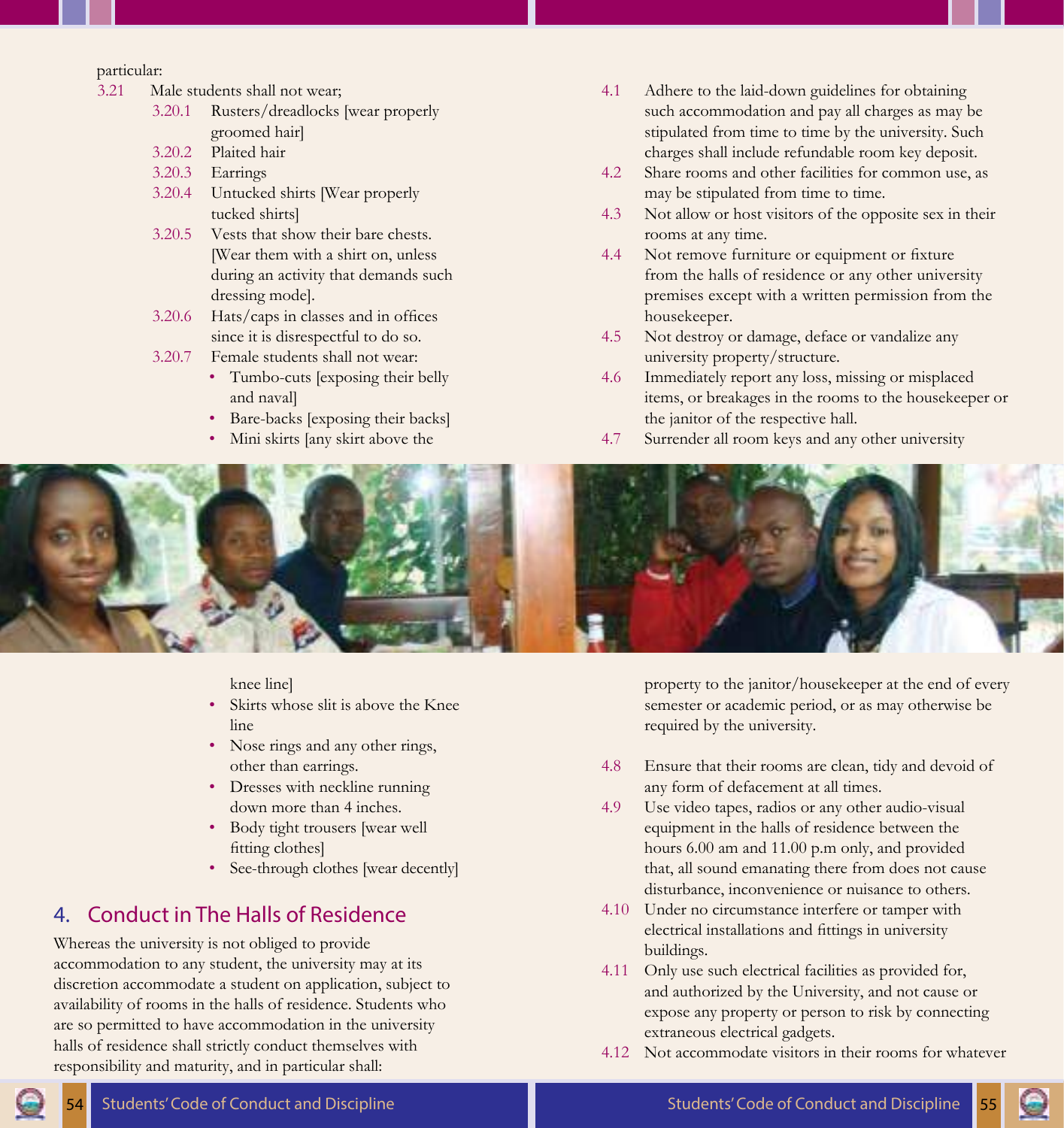particular:

3.21 Male students shall not wear;

- 3.20.1 Rusters/dreadlocks [wear properly groomed hair]
- 3.20.2 Plaited hair
- 3.20.3 Earrings
- 3.20.4 Untucked shirts [Wear properly tucked shirts]
- 3.20.5 Vests that show their bare chests. [Wear them with a shirt on, unless during an activity that demands such dressing mode].
- 3.20.6 Hats/caps in classes and in offices since it is disrespectful to do so.
- 3.20.7 Female students shall not wear:
  - Tumbo-cuts [exposing their belly and naval]
  - Bare-backs [exposing their backs]
  - Mini skirts [any skirt above the knee line]
  - Skirts whose slit is above the Knee line
  - Nose rings and any other rings, other than earrings.
  - Dresses with neckline running down more than 4 inches.
  - Body tight trousers [wear well fitting clothes]
  - See-through clothes [wear decently]

## 4. Conduct in The Halls of Residence

Whereas the university is not obliged to provide accommodation to any student, the university may at its discretion accommodate a student on application, subject to availability of rooms in the halls of residence. Students who are so permitted to have accommodation in the university halls of residence shall strictly conduct themselves with responsibility and maturity, and in particular shall:

- 4.1 Adhere to the laid-down guidelines for obtaining such accommodation and pay all charges as may be stipulated from time to time by the university. Such charges shall include refundable room key deposit.
- 4.2 Share rooms and other facilities for common use, as may be stipulated from time to time.
- 4.3 Not allow or host visitors of the opposite sex in their rooms at any time.
- 4.4 Not remove furniture or equipment or fixture from the halls of residence or any other university premises except with a written permission from the housekeeper.
- 4.5 Not destroy or damage, deface or vandalize any university property/structure.
- 4.6 Immediately report any loss, missing or misplaced items, or breakages in the rooms to the housekeeper or the janitor of the respective hall.
- 4.7 Surrender all room keys and any other university property to the janitor/housekeeper at the end of every semester or academic period, or as may otherwise be required by the university.
- 4.8 Ensure that their rooms are clean, tidy and devoid of any form of defacement at all times.
- 4.9 Use video tapes, radios or any other audio-visual equipment in the halls of residence between the hours 6.00 am and 11.00 p.m only, and provided that, all sound emanating there from does not cause disturbance, inconvenience or nuisance to others.
- 4.10 Under no circumstance interfere or tamper with electrical installations and fittings in university buildings.
- 4.11 Only use such electrical facilities as provided for, and authorized by the University, and not cause or expose any property or person to risk by connecting extraneous electrical gadgets.
- 4.12 Not accommodate visitors in their rooms for whatever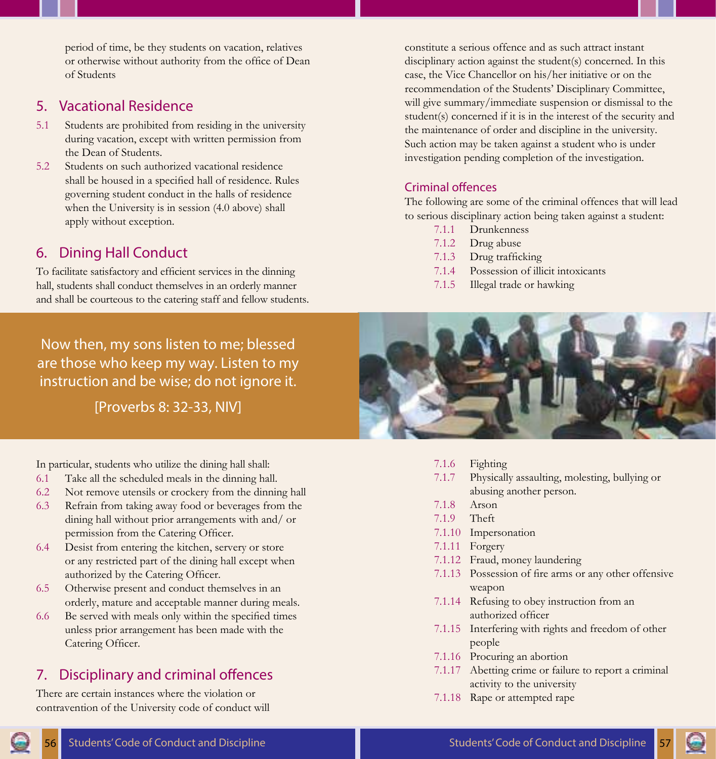period of time, be they students on vacation, relatives or otherwise without authority from the office of Dean of Students

## 5. Vacational Residence

5.1 Students are prohibited from residing in the university during vacation, except with written permission from the Dean of Students.

5.2 Students on such authorized vacational residence shall be housed in a specified hall of residence. Rules governing student conduct in the halls of residence when the University is in session (4.0 above) shall apply without exception.

## 6. Dining Hall Conduct

To facilitate satisfactory and efficient services in the dinning hall, students shall conduct themselves in an orderly manner and shall be courteous to the catering staff and fellow students.

> Now then, my sons listen to me; blessed are those who keep my way. Listen to my instruction and be wise; do not ignore it.
>
> [Proverbs 8: 32-33, NIV]

In particular, students who utilize the dining hall shall:

6.1 Take all the scheduled meals in the dinning hall.

6.2 Not remove utensils or crockery from the dinning hall

6.3 Refrain from taking away food or beverages from the dining hall without prior arrangements with and/ or permission from the Catering Officer.

6.4 Desist from entering the kitchen, servery or store or any restricted part of the dining hall except when authorized by the Catering Officer.

6.5 Otherwise present and conduct themselves in an orderly, mature and acceptable manner during meals.

6.6 Be served with meals only within the specified times unless prior arrangement has been made with the Catering Officer.

## 7. Disciplinary and criminal offences

There are certain instances where the violation or contravention of the University code of conduct will constitute a serious offence and as such attract instant disciplinary action against the student(s) concerned. In this case, the Vice Chancellor on his/her initiative or on the recommendation of the Students' Disciplinary Committee, will give summary/immediate suspension or dismissal to the student(s) concerned if it is in the interest of the security and the maintenance of order and discipline in the university. Such action may be taken against a student who is under investigation pending completion of the investigation.

### Criminal offences

The following are some of the criminal offences that will lead to serious disciplinary action being taken against a student:

7.1.1 Drunkenness

7.1.2 Drug abuse

7.1.3 Drug trafficking

7.1.4 Possession of illicit intoxicants

7.1.5 Illegal trade or hawking

7.1.6 Fighting

7.1.7 Physically assaulting, molesting, bullying or abusing another person.

7.1.8 Arson

7.1.9 Theft

7.1.10 Impersonation

7.1.11 Forgery

7.1.12 Fraud, money laundering

7.1.13 Possession of fire arms or any other offensive weapon

7.1.14 Refusing to obey instruction from an authorized officer

7.1.15 Interfering with rights and freedom of other people

7.1.16 Procuring an abortion

7.1.17 Abetting crime or failure to report a criminal activity to the university

7.1.18 Rape or attempted rape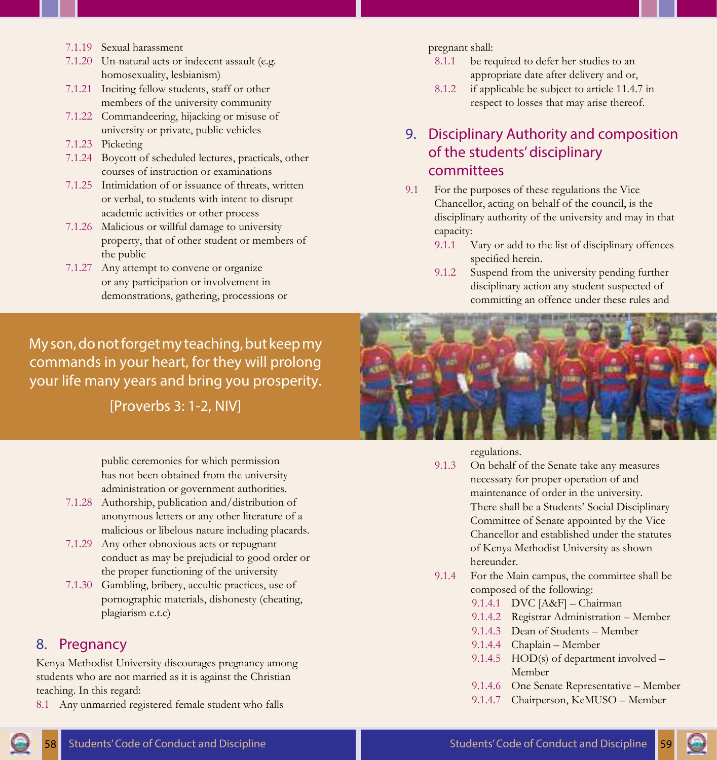7.1.19 Sexual harassment
7.1.20 Un-natural acts or indecent assault (e.g. homosexuality, lesbianism)
7.1.21 Inciting fellow students, staff or other members of the university community
7.1.22 Commandeering, hijacking or misuse of university or private, public vehicles
7.1.23 Picketing
7.1.24 Boycott of scheduled lectures, practicals, other courses of instruction or examinations
7.1.25 Intimidation of or issuance of threats, written or verbal, to students with intent to disrupt academic activities or other process
7.1.26 Malicious or willful damage to university property, that of other student or members of the public
7.1.27 Any attempt to convene or organize or any participation or involvement in demonstrations, gathering, processions or public ceremonies for which permission has not been obtained from the university administration or government authorities.
7.1.28 Authorship, publication and/distribution of anonymous letters or any other literature of a malicious or libelous nature including placards.
7.1.29 Any other obnoxious acts or repugnant conduct as may be prejudicial to good order or the proper functioning of the university
7.1.30 Gambling, bribery, acultic practices, use of pornographic materials, dishonesty (cheating, plagiarism e.t.c)

My son, do not forget my teaching, but keep my commands in your heart, for they will prolong your life many years and bring you prosperity.

[Proverbs 3: 1-2, NIV]

## 8. Pregnancy

Kenya Methodist University discourages pregnancy among students who are not married as it is against the Christian teaching. In this regard:

8.1 Any unmarried registered female student who falls pregnant shall:

8.1.1 be required to defer her studies to an appropriate date after delivery and or,
8.1.2 if applicable be subject to article 11.4.7 in respect to losses that may arise thereof.

## 9. Disciplinary Authority and composition of the students' disciplinary committees

9.1 For the purposes of these regulations the Vice Chancellor, acting on behalf of the council, is the disciplinary authority of the university and may in that capacity:

9.1.1 Vary or add to the list of disciplinary offences specified herein.
9.1.2 Suspend from the university pending further disciplinary action any student suspected of committing an offence under these rules and regulations.
9.1.3 On behalf of the Senate take any measures necessary for proper operation of and maintenance of order in the university. There shall be a Students' Social Disciplinary Committee of Senate appointed by the Vice Chancellor and established under the statutes of Kenya Methodist University as shown hereunder.
9.1.4 For the Main campus, the committee shall be composed of the following:
9.1.4.1 DVC [A&F] – Chairman
9.1.4.2 Registrar Administration – Member
9.1.4.3 Dean of Students – Member
9.1.4.4 Chaplain – Member
9.1.4.5 HOD(s) of department involved – Member
9.1.4.6 One Senate Representative – Member
9.1.4.7 Chairperson, KeMUSO – Member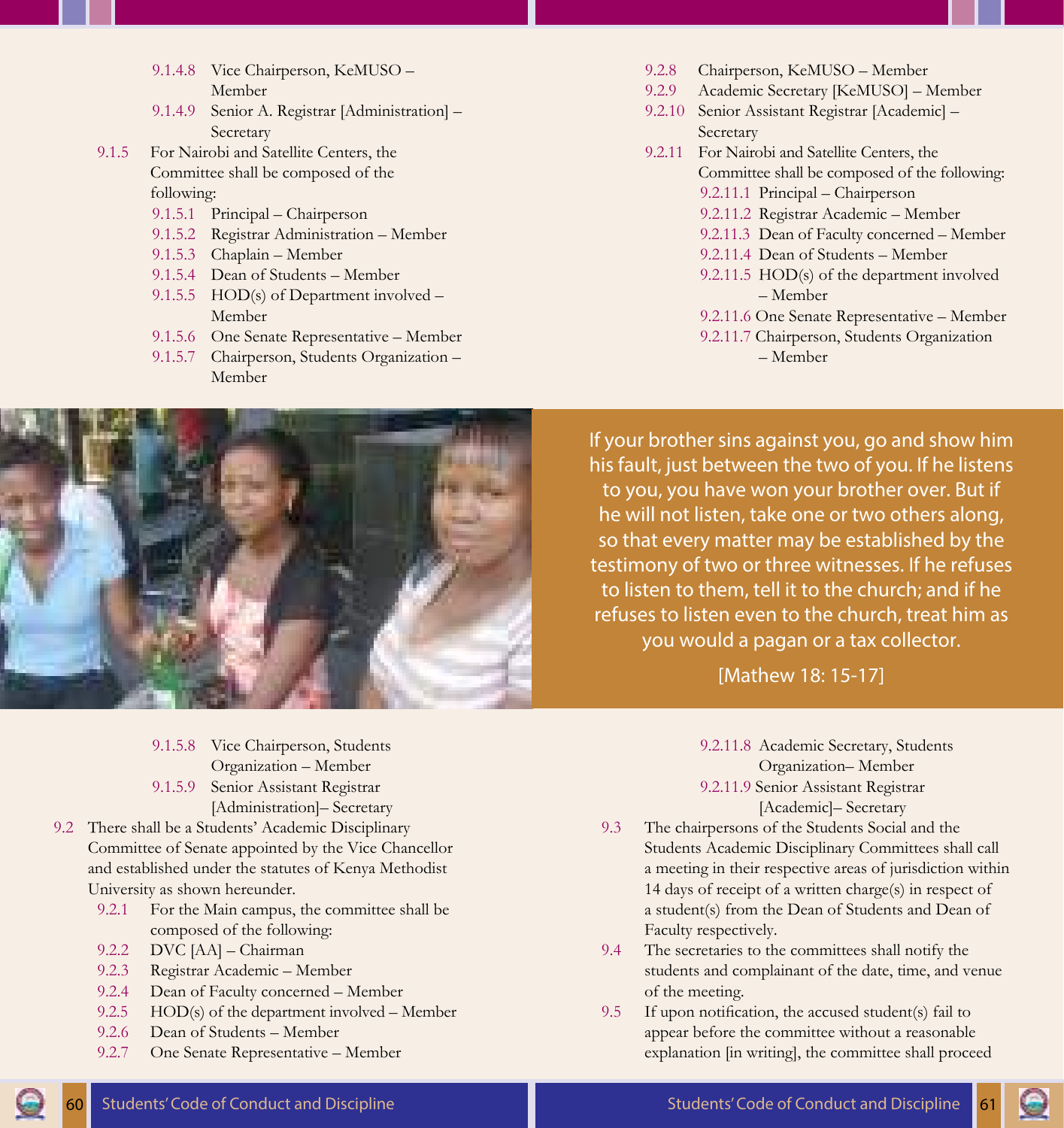- 9.1.4.8 Vice Chairperson, KeMUSO – Member
- 9.1.4.9 Senior A. Registrar [Administration] – Secretary

9.1.5 For Nairobi and Satellite Centers, the Committee shall be composed of the following:

- 9.1.5.1 Principal – Chairperson
- 9.1.5.2 Registrar Administration – Member
- 9.1.5.3 Chaplain – Member
- 9.1.5.4 Dean of Students – Member
- 9.1.5.5 HOD(s) of Department involved – Member
- 9.1.5.6 One Senate Representative – Member
- 9.1.5.7 Chairperson, Students Organization – Member
- 9.1.5.8 Vice Chairperson, Students Organization – Member
- 9.1.5.9 Senior Assistant Registrar [Administration]– Secretary

9.2 There shall be a Students' Academic Disciplinary Committee of Senate appointed by the Vice Chancellor and established under the statutes of Kenya Methodist University as shown hereunder.

- 9.2.1 For the Main campus, the committee shall be composed of the following:
- 9.2.2 DVC [AA] – Chairman
- 9.2.3 Registrar Academic – Member
- 9.2.4 Dean of Faculty concerned – Member
- 9.2.5 HOD(s) of the department involved – Member
- 9.2.6 Dean of Students – Member
- 9.2.7 One Senate Representative – Member
- 9.2.8 Chairperson, KeMUSO – Member
- 9.2.9 Academic Secretary [KeMUSO] – Member
- 9.2.10 Senior Assistant Registrar [Academic] – Secretary
- 9.2.11 For Nairobi and Satellite Centers, the Committee shall be composed of the following:
  - 9.2.11.1 Principal – Chairperson
  - 9.2.11.2 Registrar Academic – Member
  - 9.2.11.3 Dean of Faculty concerned – Member
  - 9.2.11.4 Dean of Students – Member
  - 9.2.11.5 HOD(s) of the department involved – Member
  - 9.2.11.6 One Senate Representative – Member
  - 9.2.11.7 Chairperson, Students Organization – Member
  - 9.2.11.8 Academic Secretary, Students Organization– Member
  - 9.2.11.9 Senior Assistant Registrar [Academic]– Secretary

> If your brother sins against you, go and show him his fault, just between the two of you. If he listens to you, you have won your brother over. But if he will not listen, take one or two others along, so that every matter may be established by the testimony of two or three witnesses. If he refuses to listen to them, tell it to the church; and if he refuses to listen even to the church, treat him as you would a pagan or a tax collector.
>
> [Mathew 18: 15-17]

9.3 The chairpersons of the Students Social and the Students Academic Disciplinary Committees shall call a meeting in their respective areas of jurisdiction within 14 days of receipt of a written charge(s) in respect of a student(s) from the Dean of Students and Dean of Faculty respectively.

9.4 The secretaries to the committees shall notify the students and complainant of the date, time, and venue of the meeting.

9.5 If upon notification, the accused student(s) fail to appear before the committee without a reasonable explanation [in writing], the committee shall proceed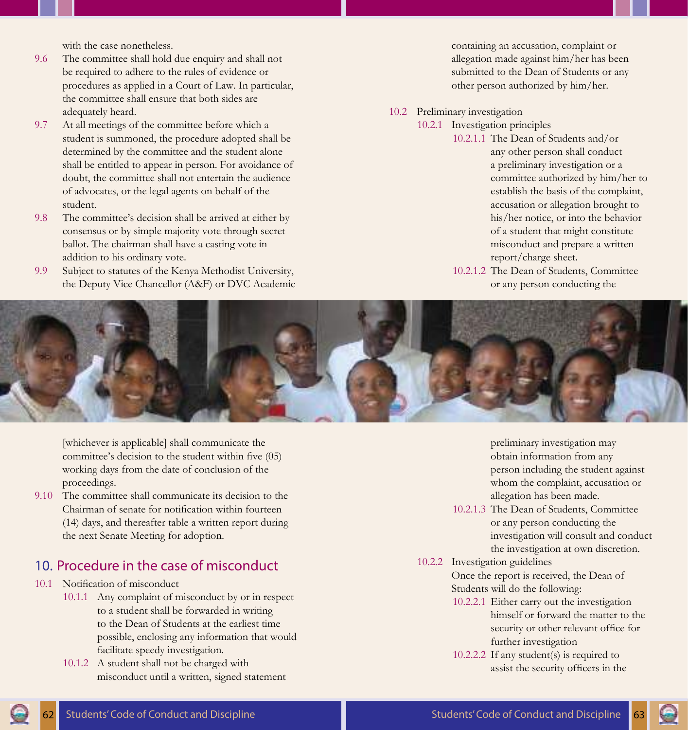with the case nonetheless.

9.6 The committee shall hold due enquiry and shall not be required to adhere to the rules of evidence or procedures as applied in a Court of Law. In particular, the committee shall ensure that both sides are adequately heard.

9.7 At all meetings of the committee before which a student is summoned, the procedure adopted shall be determined by the committee and the student alone shall be entitled to appear in person. For avoidance of doubt, the committee shall not entertain the audience of advocates, or the legal agents on behalf of the student.

9.8 The committee's decision shall be arrived at either by consensus or by simple majority vote through secret ballot. The chairman shall have a casting vote in addition to his ordinary vote.

9.9 Subject to statutes of the Kenya Methodist University, the Deputy Vice Chancellor (A&F) or DVC Academic [whichever is applicable] shall communicate the committee's decision to the student within five (05) working days from the date of conclusion of the proceedings.

9.10 The committee shall communicate its decision to the Chairman of senate for notification within fourteen (14) days, and thereafter table a written report during the next Senate Meeting for adoption.

## 10. Procedure in the case of misconduct

10.1 Notification of misconduct

10.1.1 Any complaint of misconduct by or in respect to a student shall be forwarded in writing to the Dean of Students at the earliest time possible, enclosing any information that would facilitate speedy investigation.

10.1.2 A student shall not be charged with misconduct until a written, signed statement containing an accusation, complaint or allegation made against him/her has been submitted to the Dean of Students or any other person authorized by him/her.

10.2 Preliminary investigation

10.2.1 Investigation principles

10.2.1.1 The Dean of Students and/or any other person shall conduct a preliminary investigation or a committee authorized by him/her to establish the basis of the complaint, accusation or allegation brought to his/her notice, or into the behavior of a student that might constitute misconduct and prepare a written report/charge sheet.

10.2.1.2 The Dean of Students, Committee or any person conducting the preliminary investigation may obtain information from any person including the student against whom the complaint, accusation or allegation has been made.

10.2.1.3 The Dean of Students, Committee or any person conducting the investigation will consult and conduct the investigation at own discretion.

10.2.2 Investigation guidelines

Once the report is received, the Dean of Students will do the following:

10.2.2.1 Either carry out the investigation himself or forward the matter to the security or other relevant office for further investigation

10.2.2.2 If any student(s) is required to assist the security officers in the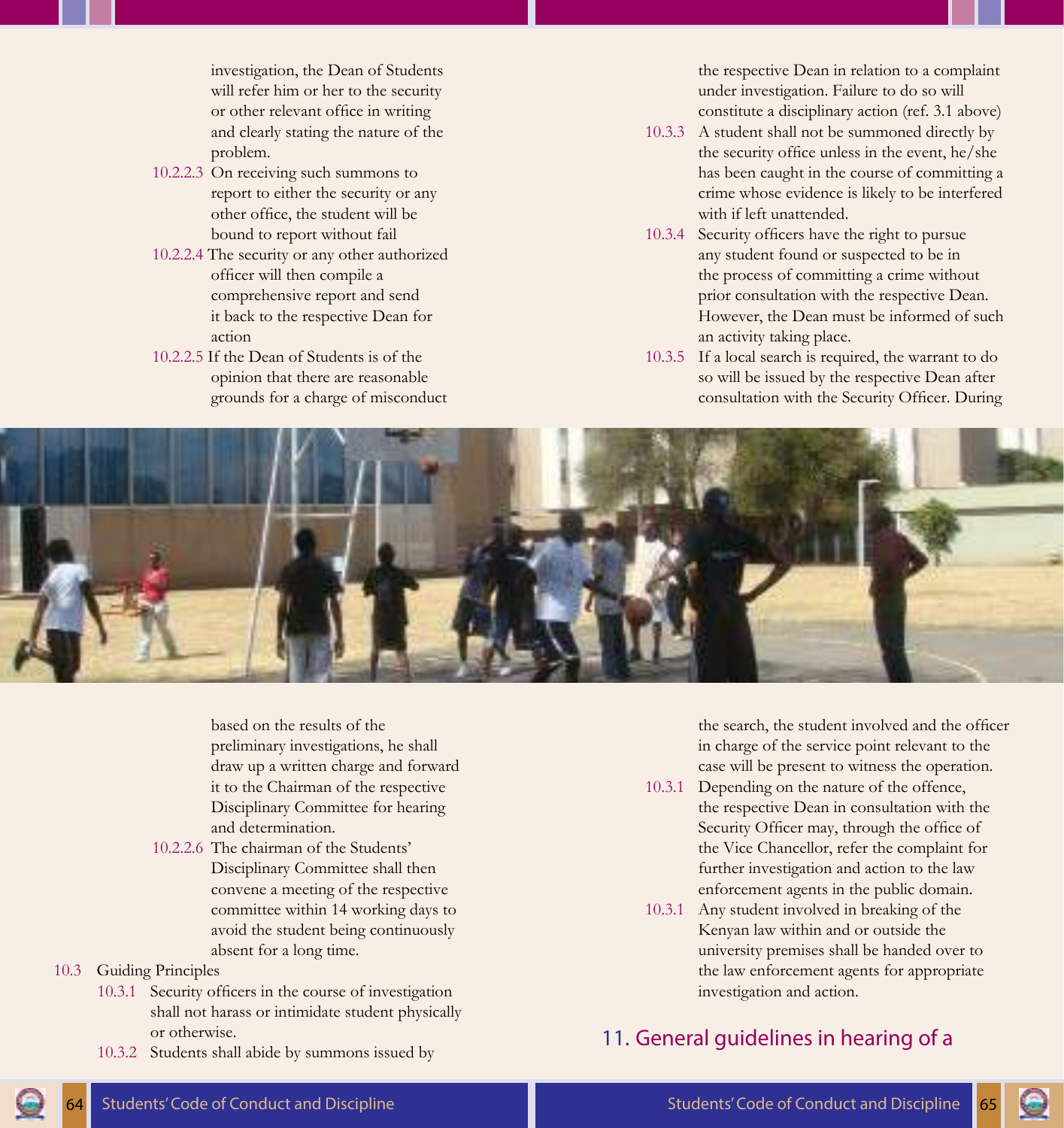investigation, the Dean of Students will refer him or her to the security or other relevant office in writing and clearly stating the nature of the problem.

10.2.2.3 On receiving such summons to report to either the security or any other office, the student will be bound to report without fail

10.2.2.4 The security or any other authorized officer will then compile a comprehensive report and send it back to the respective Dean for action

10.2.2.5 If the Dean of Students is of the opinion that there are reasonable grounds for a charge of misconduct based on the results of the preliminary investigations, he shall draw up a written charge and forward it to the Chairman of the respective Disciplinary Committee for hearing and determination.

10.2.2.6 The chairman of the Students' Disciplinary Committee shall then convene a meeting of the respective committee within 14 working days to avoid the student being continuously absent for a long time.

10.3 Guiding Principles

10.3.1 Security officers in the course of investigation shall not harass or intimidate student physically or otherwise.

10.3.2 Students shall abide by summons issued by the respective Dean in relation to a complaint under investigation. Failure to do so will constitute a disciplinary action (ref. 3.1 above)

10.3.3 A student shall not be summoned directly by the security office unless in the event, he/she has been caught in the course of committing a crime whose evidence is likely to be interfered with if left unattended.

10.3.4 Security officers have the right to pursue any student found or suspected to be in the process of committing a crime without prior consultation with the respective Dean. However, the Dean must be informed of such an activity taking place.

10.3.5 If a local search is required, the warrant to do so will be issued by the respective Dean after consultation with the Security Officer. During the search, the student involved and the officer in charge of the service point relevant to the case will be present to witness the operation.

10.3.1 Depending on the nature of the offence, the respective Dean in consultation with the Security Officer may, through the office of the Vice Chancellor, refer the complaint for further investigation and action to the law enforcement agents in the public domain.

10.3.1 Any student involved in breaking of the Kenyan law within and or outside the university premises shall be handed over to the law enforcement agents for appropriate investigation and action.

## 11. General guidelines in hearing of a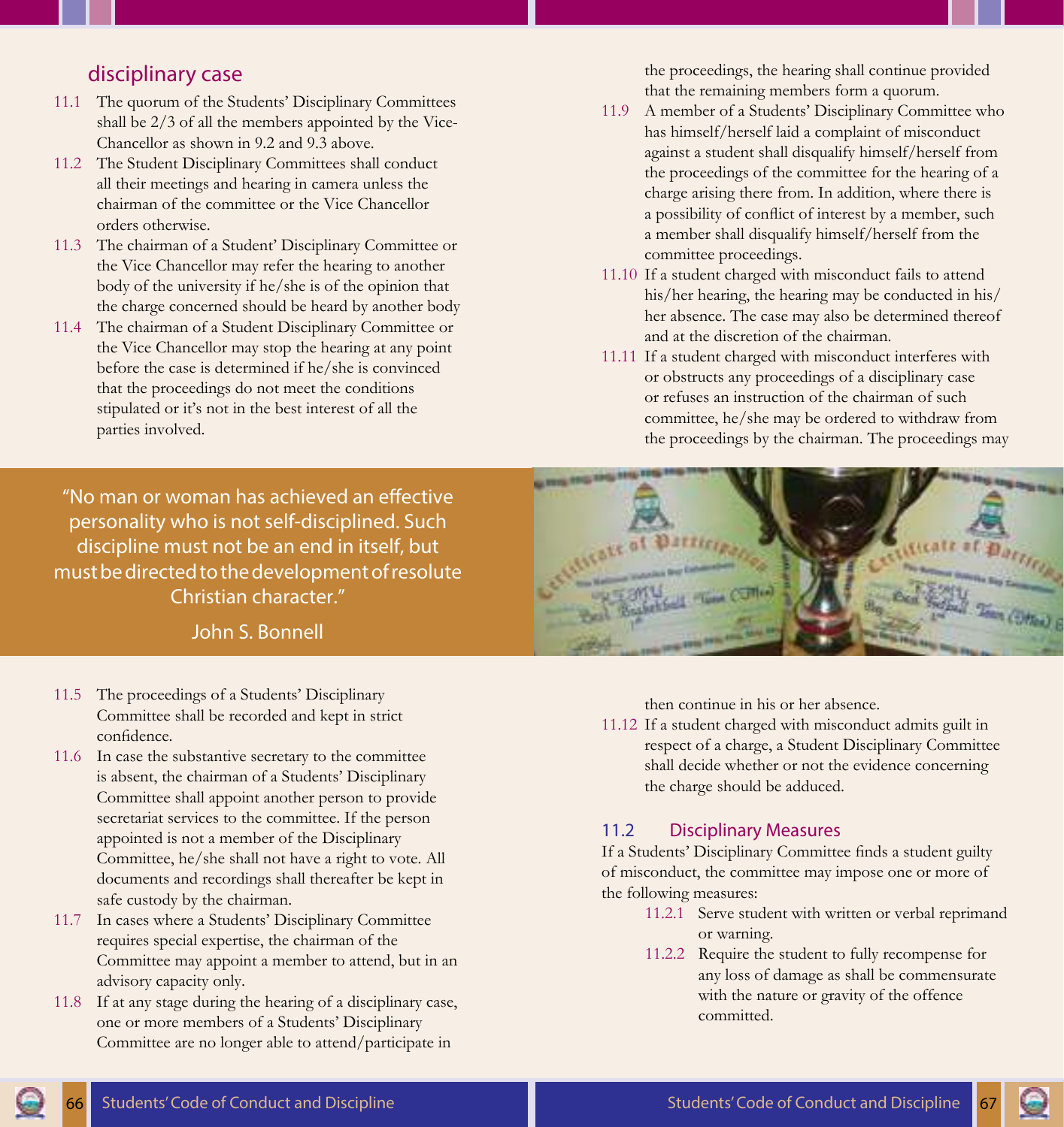## disciplinary case

11.1 The quorum of the Students' Disciplinary Committees shall be 2/3 of all the members appointed by the Vice-Chancellor as shown in 9.2 and 9.3 above.

11.2 The Student Disciplinary Committees shall conduct all their meetings and hearing in camera unless the chairman of the committee or the Vice Chancellor orders otherwise.

11.3 The chairman of a Student' Disciplinary Committee or the Vice Chancellor may refer the hearing to another body of the university if he/she is of the opinion that the charge concerned should be heard by another body

11.4 The chairman of a Student Disciplinary Committee or the Vice Chancellor may stop the hearing at any point before the case is determined if he/she is convinced that the proceedings do not meet the conditions stipulated or it's not in the best interest of all the parties involved.

> "No man or woman has achieved an effective personality who is not self-disciplined. Such discipline must not be an end in itself, but must be directed to the development of resolute Christian character."
>
> John S. Bonnell

11.5 The proceedings of a Students' Disciplinary Committee shall be recorded and kept in strict confidence.

11.6 In case the substantive secretary to the committee is absent, the chairman of a Students' Disciplinary Committee shall appoint another person to provide secretariat services to the committee. If the person appointed is not a member of the Disciplinary Committee, he/she shall not have a right to vote. All documents and recordings shall thereafter be kept in safe custody by the chairman.

11.7 In cases where a Students' Disciplinary Committee requires special expertise, the chairman of the Committee may appoint a member to attend, but in an advisory capacity only.

11.8 If at any stage during the hearing of a disciplinary case, one or more members of a Students' Disciplinary Committee are no longer able to attend/participate in the proceedings, the hearing shall continue provided that the remaining members form a quorum.

11.9 A member of a Students' Disciplinary Committee who has himself/herself laid a complaint of misconduct against a student shall disqualify himself/herself from the proceedings of the committee for the hearing of a charge arising there from. In addition, where there is a possibility of conflict of interest by a member, such a member shall disqualify himself/herself from the committee proceedings.

11.10 If a student charged with misconduct fails to attend his/her hearing, the hearing may be conducted in his/her absence. The case may also be determined thereof and at the discretion of the chairman.

11.11 If a student charged with misconduct interferes with or obstructs any proceedings of a disciplinary case or refuses an instruction of the chairman of such committee, he/she may be ordered to withdraw from the proceedings by the chairman. The proceedings may then continue in his or her absence.

11.12 If a student charged with misconduct admits guilt in respect of a charge, a Student Disciplinary Committee shall decide whether or not the evidence concerning the charge should be adduced.

### 11.2 Disciplinary Measures

If a Students' Disciplinary Committee finds a student guilty of misconduct, the committee may impose one or more of the following measures:

11.2.1 Serve student with written or verbal reprimand or warning.

11.2.2 Require the student to fully recompense for any loss of damage as shall be commensurate with the nature or gravity of the offence committed.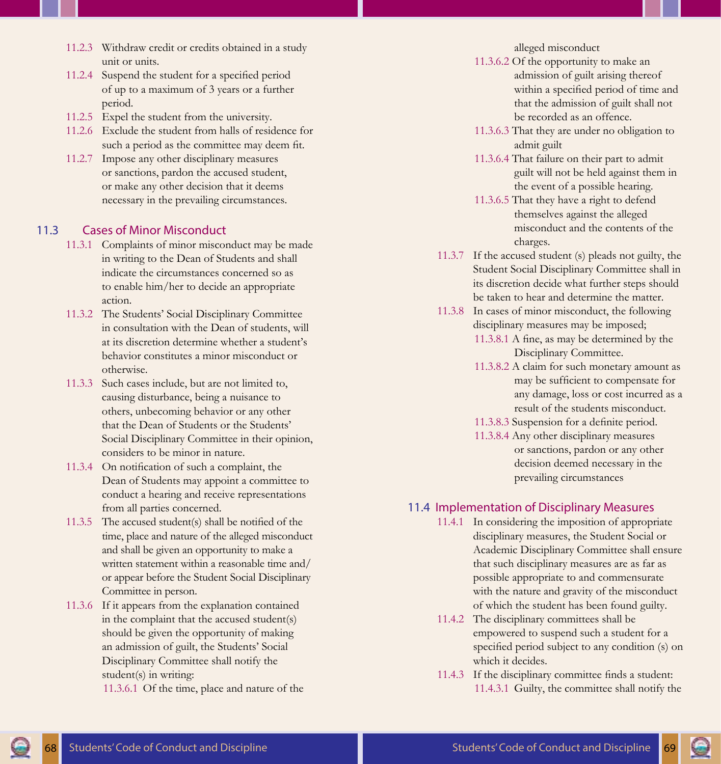11.2.3 Withdraw credit or credits obtained in a study unit or units.

11.2.4 Suspend the student for a specified period of up to a maximum of 3 years or a further period.

11.2.5 Expel the student from the university.

11.2.6 Exclude the student from halls of residence for such a period as the committee may deem fit.

11.2.7 Impose any other disciplinary measures or sanctions, pardon the accused student, or make any other decision that it deems necessary in the prevailing circumstances.

## 11.3 Cases of Minor Misconduct

11.3.1 Complaints of minor misconduct may be made in writing to the Dean of Students and shall indicate the circumstances concerned so as to enable him/her to decide an appropriate action.

11.3.2 The Students' Social Disciplinary Committee in consultation with the Dean of students, will at its discretion determine whether a student's behavior constitutes a minor misconduct or otherwise.

11.3.3 Such cases include, but are not limited to, causing disturbance, being a nuisance to others, unbecoming behavior or any other that the Dean of Students or the Students' Social Disciplinary Committee in their opinion, considers to be minor in nature.

11.3.4 On notification of such a complaint, the Dean of Students may appoint a committee to conduct a hearing and receive representations from all parties concerned.

11.3.5 The accused student(s) shall be notified of the time, place and nature of the alleged misconduct and shall be given an opportunity to make a written statement within a reasonable time and/or appear before the Student Social Disciplinary Committee in person.

11.3.6 If it appears from the explanation contained in the complaint that the accused student(s) should be given the opportunity of making an admission of guilt, the Students' Social Disciplinary Committee shall notify the student(s) in writing:

11.3.6.1 Of the time, place and nature of the alleged misconduct

11.3.6.2 Of the opportunity to make an admission of guilt arising thereof within a specified period of time and that the admission of guilt shall not be recorded as an offence.

11.3.6.3 That they are under no obligation to admit guilt

11.3.6.4 That failure on their part to admit guilt will not be held against them in the event of a possible hearing.

11.3.6.5 That they have a right to defend themselves against the alleged misconduct and the contents of the charges.

11.3.7 If the accused student (s) pleads not guilty, the Student Social Disciplinary Committee shall in its discretion decide what further steps should be taken to hear and determine the matter.

11.3.8 In cases of minor misconduct, the following disciplinary measures may be imposed;

11.3.8.1 A fine, as may be determined by the Disciplinary Committee.

11.3.8.2 A claim for such monetary amount as may be sufficient to compensate for any damage, loss or cost incurred as a result of the students misconduct.

11.3.8.3 Suspension for a definite period.

11.3.8.4 Any other disciplinary measures or sanctions, pardon or any other decision deemed necessary in the prevailing circumstances

## 11.4 Implementation of Disciplinary Measures

11.4.1 In considering the imposition of appropriate disciplinary measures, the Student Social or Academic Disciplinary Committee shall ensure that such disciplinary measures are as far as possible appropriate to and commensurate with the nature and gravity of the misconduct of which the student has been found guilty.

11.4.2 The disciplinary committees shall be empowered to suspend such a student for a specified period subject to any condition (s) on which it decides.

11.4.3 If the disciplinary committee finds a student:

11.4.3.1 Guilty, the committee shall notify the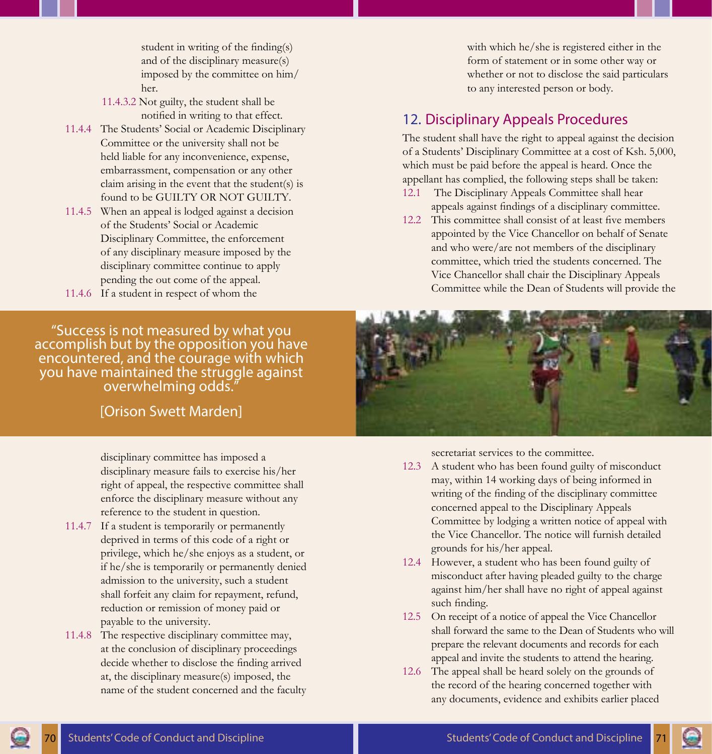student in writing of the finding(s) and of the disciplinary measure(s) imposed by the committee on him/her.

11.4.3.2 Not guilty, the student shall be notified in writing to that effect.

11.4.4 The Students' Social or Academic Disciplinary Committee or the university shall not be held liable for any inconvenience, expense, embarrassment, compensation or any other claim arising in the event that the student(s) is found to be GUILTY OR NOT GUILTY.

11.4.5 When an appeal is lodged against a decision of the Students' Social or Academic Disciplinary Committee, the enforcement of any disciplinary measure imposed by the disciplinary committee continue to apply pending the out come of the appeal.

11.4.6 If a student in respect of whom the disciplinary committee has imposed a disciplinary measure fails to exercise his/her right of appeal, the respective committee shall enforce the disciplinary measure without any reference to the student in question.

11.4.7 If a student is temporarily or permanently deprived in terms of this code of a right or privilege, which he/she enjoys as a student, or if he/she is temporarily or permanently denied admission to the university, such a student shall forfeit any claim for repayment, refund, reduction or remission of money paid or payable to the university.

11.4.8 The respective disciplinary committee may, at the conclusion of disciplinary proceedings decide whether to disclose the finding arrived at, the disciplinary measure(s) imposed, the name of the student concerned and the faculty with which he/she is registered either in the form of statement or in some other way or whether or not to disclose the said particulars to any interested person or body.

"Success is not measured by what you accomplish but by the opposition you have encountered, and the courage with which you have maintained the struggle against overwhelming odds."

[Orison Swett Marden]

## 12. Disciplinary Appeals Procedures

The student shall have the right to appeal against the decision of a Students' Disciplinary Committee at a cost of Ksh. 5,000, which must be paid before the appeal is heard. Once the appellant has complied, the following steps shall be taken:

12.1 The Disciplinary Appeals Committee shall hear appeals against findings of a disciplinary committee.

12.2 This committee shall consist of at least five members appointed by the Vice Chancellor on behalf of Senate and who were/are not members of the disciplinary committee, which tried the students concerned. The Vice Chancellor shall chair the Disciplinary Appeals Committee while the Dean of Students will provide the secretariat services to the committee.

12.3 A student who has been found guilty of misconduct may, within 14 working days of being informed in writing of the finding of the disciplinary committee concerned appeal to the Disciplinary Appeals Committee by lodging a written notice of appeal with the Vice Chancellor. The notice will furnish detailed grounds for his/her appeal.

12.4 However, a student who has been found guilty of misconduct after having pleaded guilty to the charge against him/her shall have no right of appeal against such finding.

12.5 On receipt of a notice of appeal the Vice Chancellor shall forward the same to the Dean of Students who will prepare the relevant documents and records for each appeal and invite the students to attend the hearing.

12.6 The appeal shall be heard solely on the grounds of the record of the hearing concerned together with any documents, evidence and exhibits earlier placed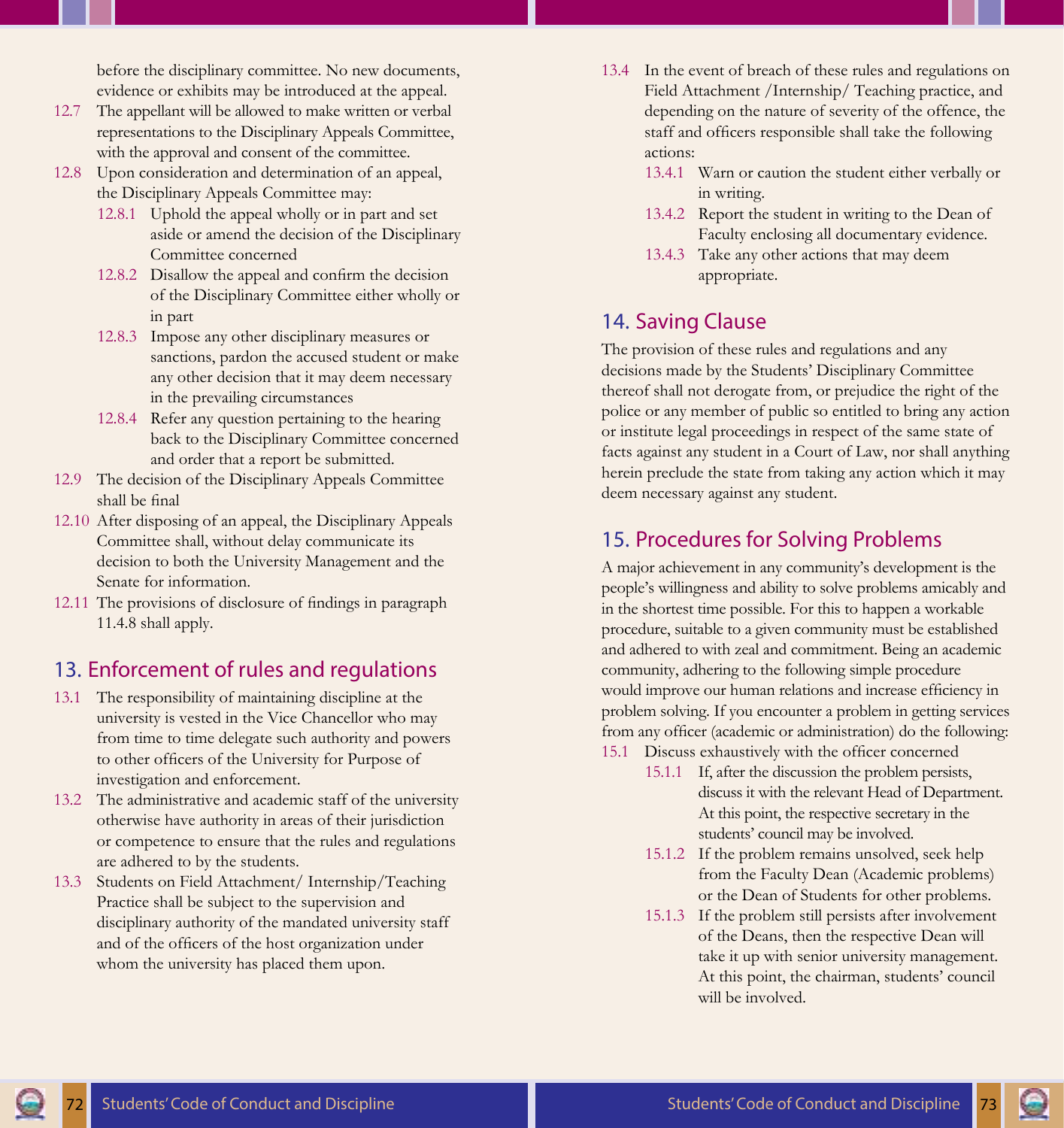before the disciplinary committee. No new documents, evidence or exhibits may be introduced at the appeal.

12.7 The appellant will be allowed to make written or verbal representations to the Disciplinary Appeals Committee, with the approval and consent of the committee.

12.8 Upon consideration and determination of an appeal, the Disciplinary Appeals Committee may:

- 12.8.1 Uphold the appeal wholly or in part and set aside or amend the decision of the Disciplinary Committee concerned
- 12.8.2 Disallow the appeal and confirm the decision of the Disciplinary Committee either wholly or in part
- 12.8.3 Impose any other disciplinary measures or sanctions, pardon the accused student or make any other decision that it may deem necessary in the prevailing circumstances
- 12.8.4 Refer any question pertaining to the hearing back to the Disciplinary Committee concerned and order that a report be submitted.

12.9 The decision of the Disciplinary Appeals Committee shall be final

12.10 After disposing of an appeal, the Disciplinary Appeals Committee shall, without delay communicate its decision to both the University Management and the Senate for information.

12.11 The provisions of disclosure of findings in paragraph 11.4.8 shall apply.

## 13. Enforcement of rules and regulations

13.1 The responsibility of maintaining discipline at the university is vested in the Vice Chancellor who may from time to time delegate such authority and powers to other officers of the University for Purpose of investigation and enforcement.

13.2 The administrative and academic staff of the university otherwise have authority in areas of their jurisdiction or competence to ensure that the rules and regulations are adhered to by the students.

13.3 Students on Field Attachment/ Internship/Teaching Practice shall be subject to the supervision and disciplinary authority of the mandated university staff and of the officers of the host organization under whom the university has placed them upon.

13.4 In the event of breach of these rules and regulations on Field Attachment /Internship/ Teaching practice, and depending on the nature of severity of the offence, the staff and officers responsible shall take the following actions:

- 13.4.1 Warn or caution the student either verbally or in writing.
- 13.4.2 Report the student in writing to the Dean of Faculty enclosing all documentary evidence.
- 13.4.3 Take any other actions that may deem appropriate.

## 14. Saving Clause

The provision of these rules and regulations and any decisions made by the Students' Disciplinary Committee thereof shall not derogate from, or prejudice the right of the police or any member of public so entitled to bring any action or institute legal proceedings in respect of the same state of facts against any student in a Court of Law, nor shall anything herein preclude the state from taking any action which it may deem necessary against any student.

## 15. Procedures for Solving Problems

A major achievement in any community's development is the people's willingness and ability to solve problems amicably and in the shortest time possible. For this to happen a workable procedure, suitable to a given community must be established and adhered to with zeal and commitment. Being an academic community, adhering to the following simple procedure would improve our human relations and increase efficiency in problem solving. If you encounter a problem in getting services from any officer (academic or administration) do the following:

15.1 Discuss exhaustively with the officer concerned

- 15.1.1 If, after the discussion the problem persists, discuss it with the relevant Head of Department. At this point, the respective secretary in the students' council may be involved.
- 15.1.2 If the problem remains unsolved, seek help from the Faculty Dean (Academic problems) or the Dean of Students for other problems.
- 15.1.3 If the problem still persists after involvement of the Deans, then the respective Dean will take it up with senior university management. At this point, the chairman, students' council will be involved.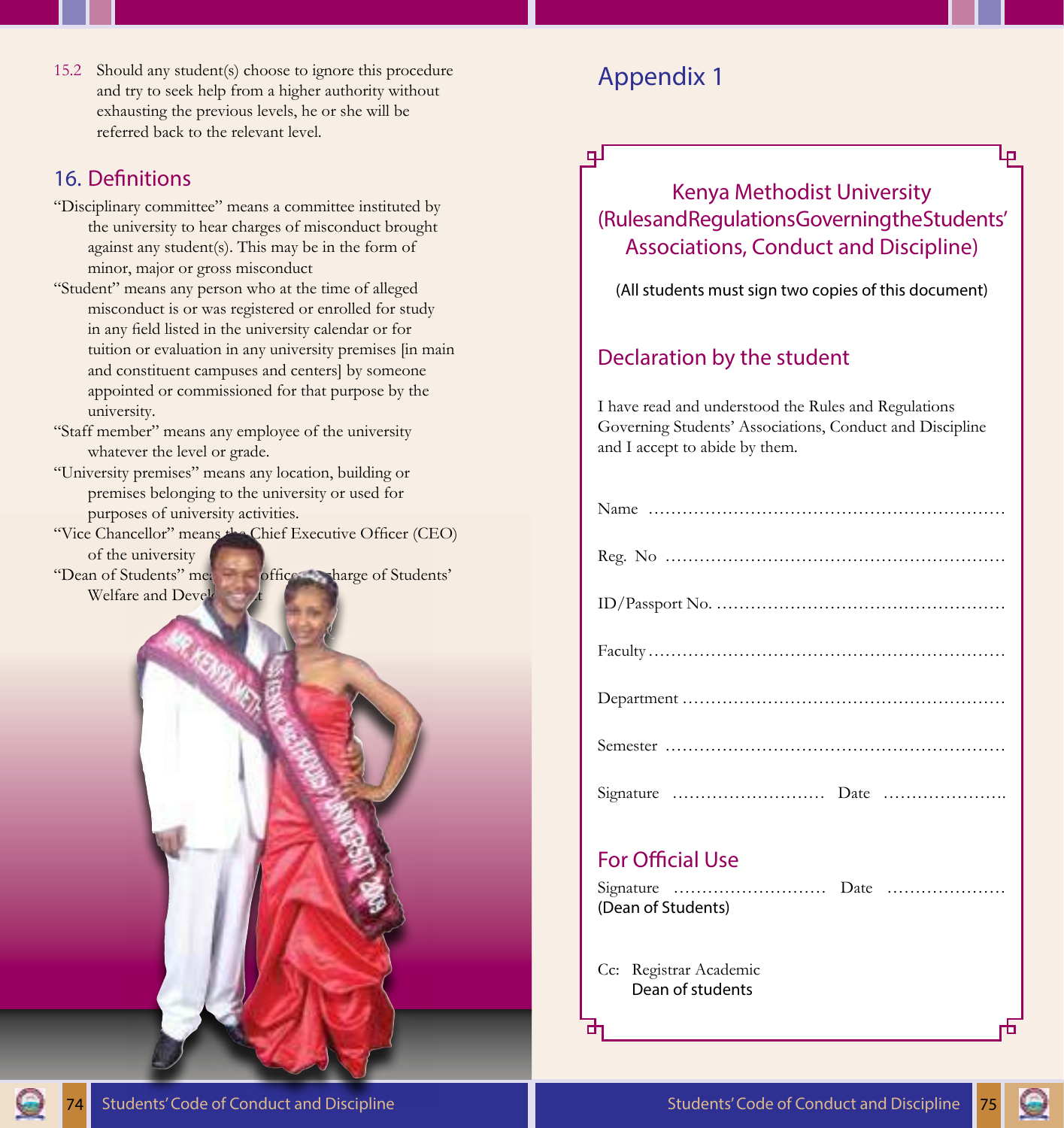15.2 Should any student(s) choose to ignore this procedure and try to seek help from a higher authority without exhausting the previous levels, he or she will be referred back to the relevant level.

## 16. Definitions

"Disciplinary committee" means a committee instituted by the university to hear charges of misconduct brought against any student(s). This may be in the form of minor, major or gross misconduct

"Student" means any person who at the time of alleged misconduct is or was registered or enrolled for study in any field listed in the university calendar or for tuition or evaluation in any university premises [in main and constituent campuses and centers] by someone appointed or commissioned for that purpose by the university.

"Staff member" means any employee of the university whatever the level or grade.

"University premises" means any location, building or premises belonging to the university or used for purposes of university activities.

"Vice Chancellor" means the Chief Executive Officer (CEO) of the university

"Dean of Students" means officer in charge of Students' Welfare and Development

# Appendix 1

## Kenya Methodist University (RulesandRegulationsGoverningtheStudents' Associations, Conduct and Discipline)

(All students must sign two copies of this document)

## Declaration by the student

I have read and understood the Rules and Regulations Governing Students' Associations, Conduct and Discipline and I accept to abide by them.

Name ...............................................................

Reg. No ............................................................

ID/Passport No. ..................................................

Faculty ..............................................................

Department ........................................................

Semester ...........................................................

Signature ........................... Date ......................

## For Official Use

Signature .......................... Date ....................
(Dean of Students)

Cc: Registrar Academic
Dean of students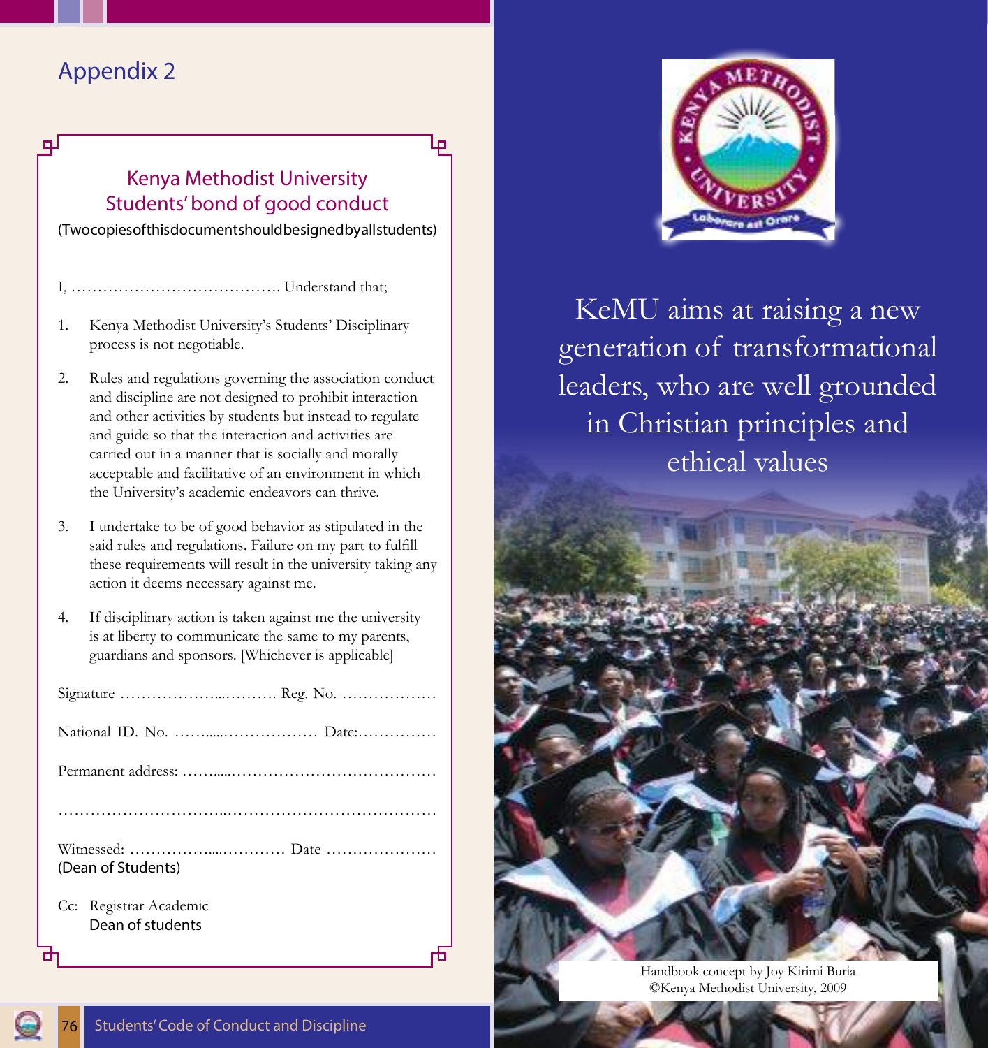# Appendix 2

## Kenya Methodist University
## Students' bond of good conduct

(Two copies of this document should be signed by all students)

I, …………………………………. Understand that;

1. Kenya Methodist University's Students' Disciplinary process is not negotiable.
2. Rules and regulations governing the association conduct and discipline are not designed to prohibit interaction and other activities by students but instead to regulate and guide so that the interaction and activities are carried out in a manner that is socially and morally acceptable and facilitative of an environment in which the University's academic endeavors can thrive.
3. I undertake to be of good behavior as stipulated in the said rules and regulations. Failure on my part to fulfill these requirements will result in the university taking any action it deems necessary against me.
4. If disciplinary action is taken against me the university is at liberty to communicate the same to my parents, guardians and sponsors. [Whichever is applicable]

Signature ……………….……….. Reg. No. ………………

National ID. No. ……....……………… Date:……………

Permanent address: ……....…………………………………

…………………………..…………………………………

Witnessed: ……………....………… Date …………………
(Dean of Students)

Cc: Registrar Academic
Dean of students

KeMU aims at raising a new generation of transformational leaders, who are well grounded in Christian principles and ethical values

Handbook concept by Joy Kirimi Buria
©Kenya Methodist University, 2009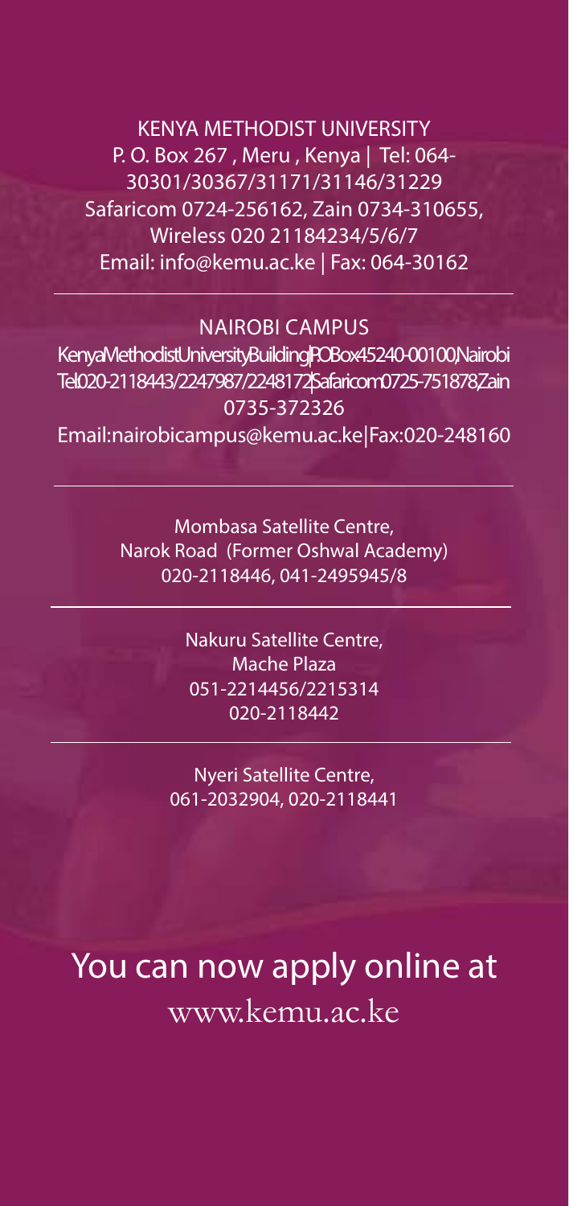KENYA METHODIST UNIVERSITY
P. O. Box 267 , Meru , Kenya | Tel: 064-30301/30367/31171/31146/31229
Safaricom 0724-256162, Zain 0734-310655,
Wireless 020 21184234/5/6/7
Email: info@kemu.ac.ke | Fax: 064-30162

---

NAIROBI CAMPUS
KenyaMethodistUniversityBuilding|P.O.Box45240-00100,Nairobi
Tel:020-2118443/2247987/2248172|Safaricom0725-751878,Zain 0735-372326
Email:nairobicampus@kemu.ac.ke|Fax:020-248160

---

Mombasa Satellite Centre,
Narok Road (Former Oshwal Academy)
020-2118446, 041-2495945/8

---

Nakuru Satellite Centre,
Mache Plaza
051-2214456/2215314
020-2118442

---

Nyeri Satellite Centre,
061-2032904, 020-2118441

## You can now apply online at
www.kemu.ac.ke